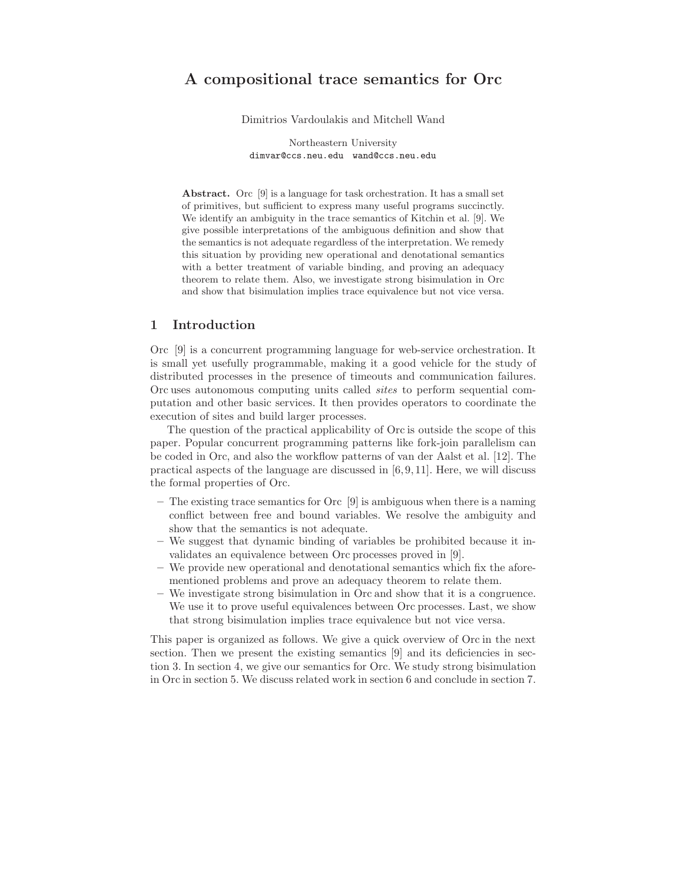# A compositional trace semantics for Orc

Dimitrios Vardoulakis and Mitchell Wand

Northeastern University
dimvar@ccs.neu.edu wand@ccs.neu.edu

**Abstract.** Orc [9] is a language for task orchestration. It has a small set of primitives, but sufficient to express many useful programs succinctly. We identify an ambiguity in the trace semantics of Kitchin et al. [9]. We give possible interpretations of the ambiguous definition and show that the semantics is not adequate regardless of the interpretation. We remedy this situation by providing new operational and denotational semantics with a better treatment of variable binding, and proving an adequacy theorem to relate them. Also, we investigate strong bisimulation in Orc and show that bisimulation implies trace equivalence but not vice versa.

## 1 Introduction

Orc [9] is a concurrent programming language for web-service orchestration. It is small yet usefully programmable, making it a good vehicle for the study of distributed processes in the presence of timeouts and communication failures. Orc uses autonomous computing units called *sites* to perform sequential computation and other basic services. It then provides operators to coordinate the execution of sites and build larger processes.

The question of the practical applicability of Orc is outside the scope of this paper. Popular concurrent programming patterns like fork-join parallelism can be coded in Orc, and also the workflow patterns of van der Aalst et al. [12]. The practical aspects of the language are discussed in [6, 9, 11]. Here, we will discuss the formal properties of Orc.

- The existing trace semantics for Orc [9] is ambiguous when there is a naming conflict between free and bound variables. We resolve the ambiguity and show that the semantics is not adequate.
- We suggest that dynamic binding of variables be prohibited because it invalidates an equivalence between Orc processes proved in [9].
- We provide new operational and denotational semantics which fix the aforementioned problems and prove an adequacy theorem to relate them.
- We investigate strong bisimulation in Orc and show that it is a congruence. We use it to prove useful equivalences between Orc processes. Last, we show that strong bisimulation implies trace equivalence but not vice versa.

This paper is organized as follows. We give a quick overview of Orc in the next section. Then we present the existing semantics [9] and its deficiencies in section 3. In section 4, we give our semantics for Orc. We study strong bisimulation in Orc in section 5. We discuss related work in section 6 and conclude in section 7.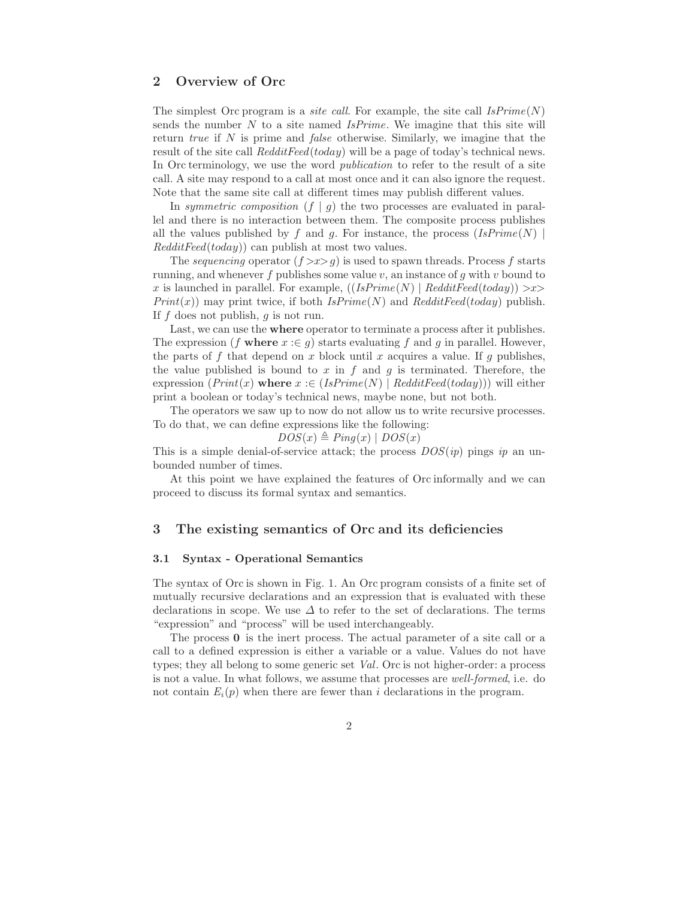## 2 Overview of Orc

The simplest Orc program is a *site call*. For example, the site call $\mathit{IsPrime}(N)$ sends the number $N$ to a site named *IsPrime*. We imagine that this site will return *true* if $N$ is prime and *false* otherwise. Similarly, we imagine that the result of the site call $\mathit{RedditFeed}(\mathit{today})$ will be a page of today's technical news. In Orc terminology, we use the word *publication* to refer to the result of a site call. A site may respond to a call at most once and it can also ignore the request. Note that the same site call at different times may publish different values.

In *symmetric composition* $(f \mid g)$ the two processes are evaluated in parallel and there is no interaction between them. The composite process publishes all the values published by $f$ and $g$. For instance, the process $(\mathit{IsPrime}(N) \mid \mathit{RedditFeed}(\mathit{today}))$ can publish at most two values.

The *sequencing* operator $(f >x> g)$ is used to spawn threads. Process $f$ starts running, and whenever $f$ publishes some value $v$, an instance of $g$ with $v$ bound to $x$ is launched in parallel. For example, $((\mathit{IsPrime}(N) \mid \mathit{RedditFeed}(\mathit{today})) >x> \mathit{Print}(x))$ may print twice, if both $\mathit{IsPrime}(N)$ and $\mathit{RedditFeed}(\mathit{today})$ publish. If $f$ does not publish, $g$ is not run.

Last, we can use the **where** operator to terminate a process after it publishes. The expression $(f \textbf{ where } x :\in g)$ starts evaluating $f$ and $g$ in parallel. However, the parts of $f$ that depend on $x$ block until $x$ acquires a value. If $g$ publishes, the value published is bound to $x$ in $f$ and $g$ is terminated. Therefore, the expression $(\mathit{Print}(x) \textbf{ where } x :\in (\mathit{IsPrime}(N) \mid \mathit{RedditFeed}(\mathit{today})))$ will either print a boolean or today's technical news, maybe none, but not both.

The operators we saw up to now do not allow us to write recursive processes. To do that, we can define expressions like the following:

$$\mathit{DOS}(x) \triangleq \mathit{Ping}(x) \mid \mathit{DOS}(x)$$

This is a simple denial-of-service attack; the process $\mathit{DOS}(\mathit{ip})$ pings $\mathit{ip}$ an unbounded number of times.

At this point we have explained the features of Orc informally and we can proceed to discuss its formal syntax and semantics.

## 3 The existing semantics of Orc and its deficiencies

### 3.1 Syntax - Operational Semantics

The syntax of Orc is shown in Fig. 1. An Orc program consists of a finite set of mutually recursive declarations and an expression that is evaluated with these declarations in scope. We use $\Delta$ to refer to the set of declarations. The terms "expression" and "process" will be used interchangeably.

The process $\mathbf{0}$ is the inert process. The actual parameter of a site call or a call to a defined expression is either a variable or a value. Values do not have types; they all belong to some generic set *Val*. Orc is not higher-order: a process is not a value. In what follows, we assume that processes are *well-formed*, i.e. do not contain $E_i(p)$ when there are fewer than $i$ declarations in the program.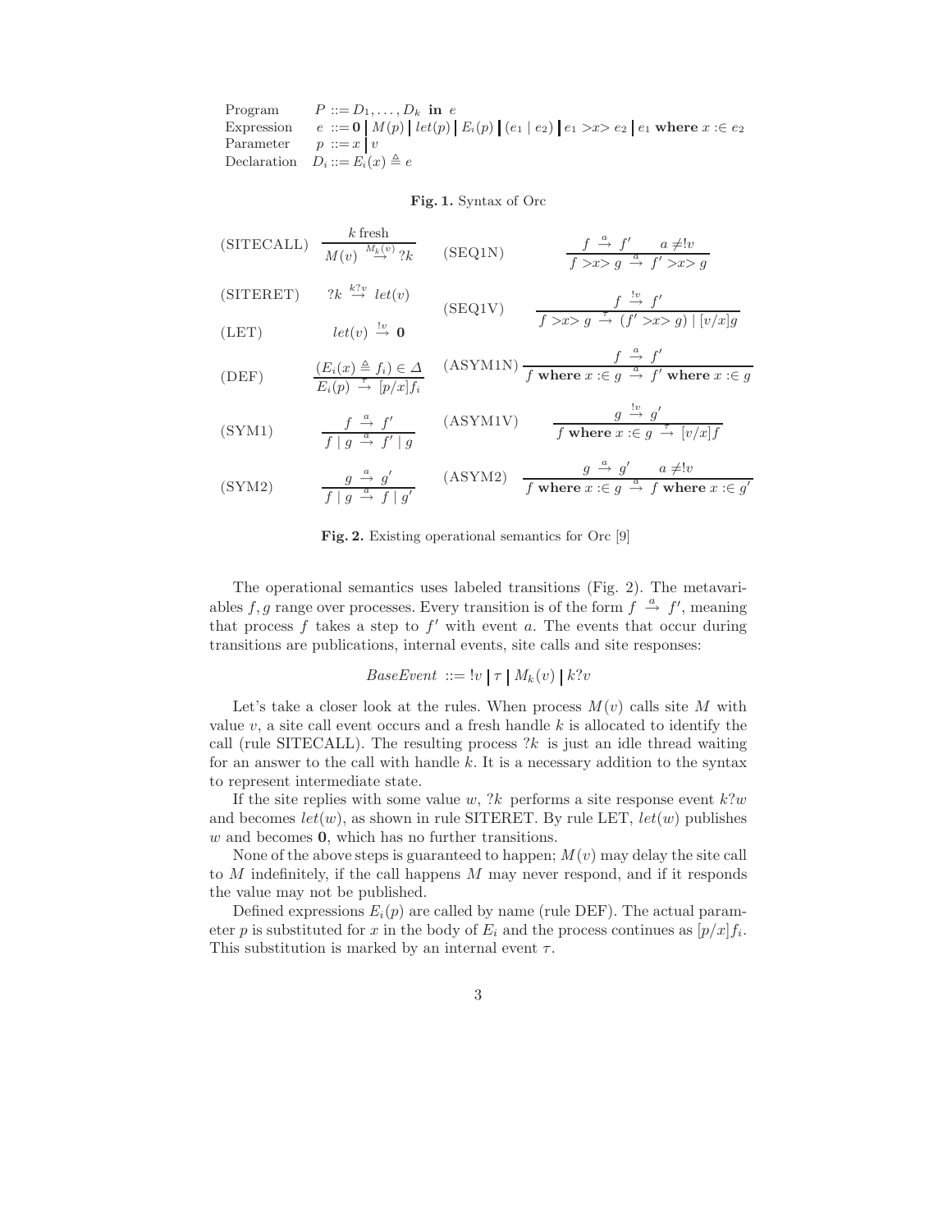$$
\begin{array}{ll}
\text{Program} & P ::= D_1, \ldots, D_k \ \textbf{in} \ e \\
\text{Expression} & e ::= \mathbf{0} \mid M(p) \mid let(p) \mid E_i(p) \mid (e_1 \mid e_2) \mid e_1 > x > e_2 \mid e_1 \ \textbf{where} \ x :\in e_2 \\
\text{Parameter} & p ::= x \mid v \\
\text{Declaration} & D_i ::= E_i(x) \triangleq e
\end{array}
$$

**Fig. 1.** Syntax of Orc

$$
\text{(SITECALL)} \quad \frac{k \text{ fresh}}{M(v) \xrightarrow{M_k(v)} ?k}
\qquad\qquad
\text{(SEQ1N)} \quad \frac{f \xrightarrow{a} f' \quad a \neq !v}{f > x > g \xrightarrow{a} f' > x > g}
$$

$$
\text{(SITERET)} \quad ?k \xrightarrow{k?v} let(v)
\qquad\qquad
\text{(SEQ1V)} \quad \frac{f \xrightarrow{!v} f'}{f > x > g \xrightarrow{\tau} (f' > x > g) \mid [v/x]g}
$$

$$
\text{(LET)} \quad let(v) \xrightarrow{!v} \mathbf{0}
$$

$$
\text{(DEF)} \quad \frac{(E_i(x) \triangleq f_i) \in \Delta}{E_i(p) \xrightarrow{\tau} [p/x]f_i}
\qquad\qquad
\text{(ASYM1N)} \quad \frac{f \xrightarrow{a} f'}{f \ \textbf{where} \ x :\in g \xrightarrow{a} f' \ \textbf{where} \ x :\in g}
$$

$$
\text{(SYM1)} \quad \frac{f \xrightarrow{a} f'}{f \mid g \xrightarrow{a} f' \mid g}
\qquad\qquad
\text{(ASYM1V)} \quad \frac{g \xrightarrow{!v} g'}{f \ \textbf{where} \ x :\in g \xrightarrow{\tau} [v/x]f}
$$

$$
\text{(SYM2)} \quad \frac{g \xrightarrow{a} g'}{f \mid g \xrightarrow{a} f \mid g'}
\qquad\qquad
\text{(ASYM2)} \quad \frac{g \xrightarrow{a} g' \quad a \neq !v}{f \ \textbf{where} \ x :\in g \xrightarrow{a} f \ \textbf{where} \ x :\in g'}
$$

**Fig. 2.** Existing operational semantics for Orc [9]

The operational semantics uses labeled transitions (Fig. 2). The metavariables $f, g$ range over processes. Every transition is of the form $f \xrightarrow{a} f'$, meaning that process $f$ takes a step to $f'$ with event $a$. The events that occur during transitions are publications, internal events, site calls and site responses:

$$
BaseEvent ::= !v \mid \tau \mid M_k(v) \mid k?v
$$

Let's take a closer look at the rules. When process $M(v)$ calls site $M$ with value $v$, a site call event occurs and a fresh handle $k$ is allocated to identify the call (rule SITECALL). The resulting process $?k$ is just an idle thread waiting for an answer to the call with handle $k$. It is a necessary addition to the syntax to represent intermediate state.

If the site replies with some value $w$, $?k$ performs a site response event $k?w$ and becomes $let(w)$, as shown in rule SITERET. By rule LET, $let(w)$ publishes $w$ and becomes $\mathbf{0}$, which has no further transitions.

None of the above steps is guaranteed to happen; $M(v)$ may delay the site call to $M$ indefinitely, if the call happens $M$ may never respond, and if it responds the value may not be published.

Defined expressions $E_i(p)$ are called by name (rule DEF). The actual parameter $p$ is substituted for $x$ in the body of $E_i$ and the process continues as $[p/x]f_i$. This substitution is marked by an internal event $\tau$.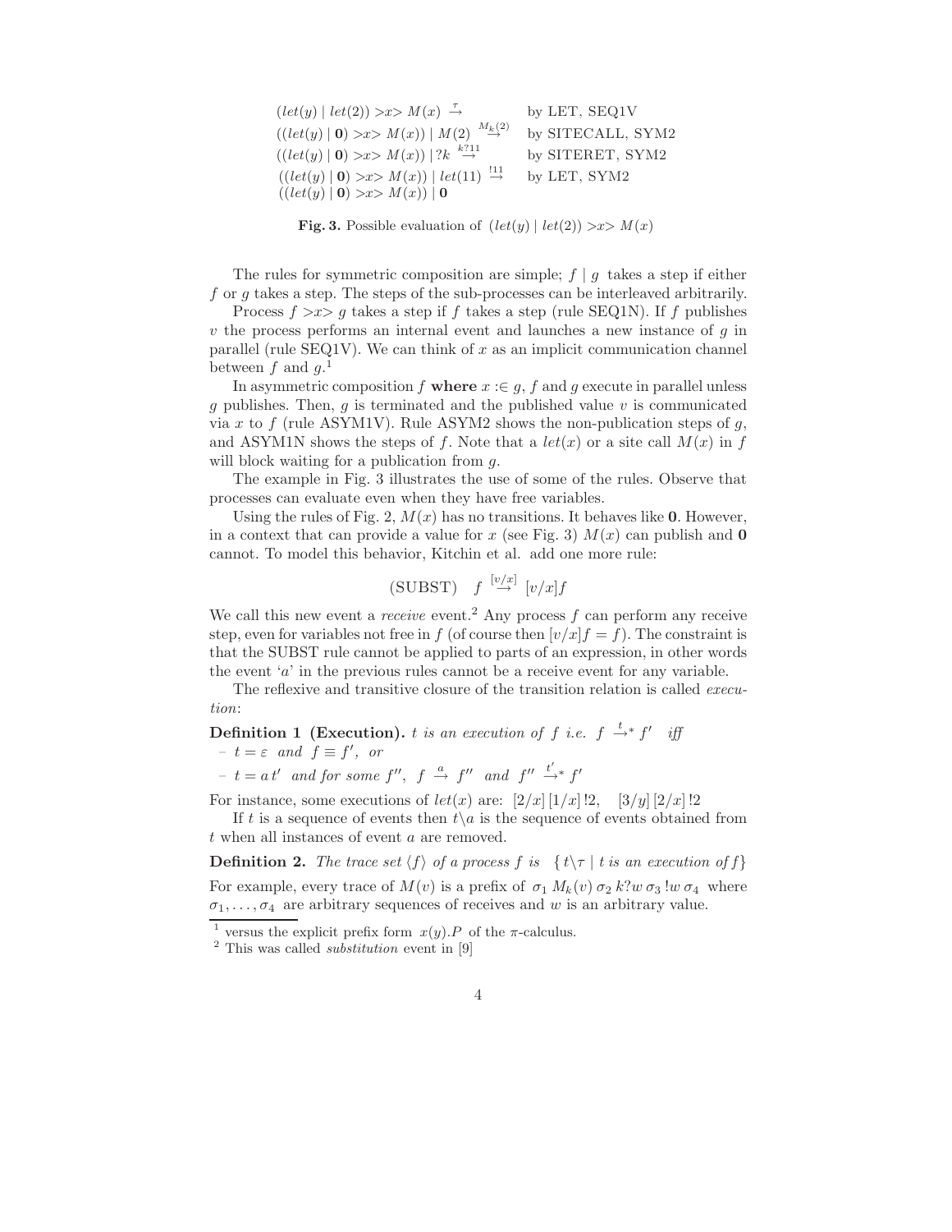$$
\begin{array}{ll}
(let(y) \mid let(2)) >x> M(x) \stackrel{\tau}{\rightarrow} & \text{by LET, SEQ1V} \\
((let(y) \mid \mathbf{0}) >x> M(x)) \mid M(2) \stackrel{M_k(2)}{\rightarrow} & \text{by SITECALL, SYM2} \\
((let(y) \mid \mathbf{0}) >x> M(x)) \mid ?k \stackrel{k?11}{\rightarrow} & \text{by SITERET, SYM2} \\
((let(y) \mid \mathbf{0}) >x> M(x)) \mid let(11) \stackrel{!11}{\rightarrow} & \text{by LET, SYM2} \\
((let(y) \mid \mathbf{0}) >x> M(x)) \mid \mathbf{0} &
\end{array}
$$

**Fig. 3.** Possible evaluation of $(let(y) \mid let(2)) >x> M(x)$

The rules for symmetric composition are simple; $f \mid g$ takes a step if either $f$ or $g$ takes a step. The steps of the sub-processes can be interleaved arbitrarily.

Process $f >x> g$ takes a step if $f$ takes a step (rule SEQ1N). If $f$ publishes $v$ the process performs an internal event and launches a new instance of $g$ in parallel (rule SEQ1V). We can think of $x$ as an implicit communication channel between $f$ and $g$.[1]

In asymmetric composition $f$ **where** $x :\in g$, $f$ and $g$ execute in parallel unless $g$ publishes. Then, $g$ is terminated and the published value $v$ is communicated via $x$ to $f$ (rule ASYM1V). Rule ASYM2 shows the non-publication steps of $g$, and ASYM1N shows the steps of $f$. Note that a $let(x)$ or a site call $M(x)$ in $f$ will block waiting for a publication from $g$.

The example in Fig. 3 illustrates the use of some of the rules. Observe that processes can evaluate even when they have free variables.

Using the rules of Fig. 2, $M(x)$ has no transitions. It behaves like $\mathbf{0}$. However, in a context that can provide a value for $x$ (see Fig. 3) $M(x)$ can publish and $\mathbf{0}$ cannot. To model this behavior, Kitchin et al. add one more rule:

$$
\text{(SUBST)} \quad f \stackrel{[v/x]}{\rightarrow} [v/x]f
$$

We call this new event a *receive* event.[2] Any process $f$ can perform any receive step, even for variables not free in $f$ (of course then $[v/x]f = f$). The constraint is that the SUBST rule cannot be applied to parts of an expression, in other words the event '$a$' in the previous rules cannot be a receive event for any variable.

The reflexive and transitive closure of the transition relation is called *execution*:

**Definition 1 (Execution).** *$t$ is an execution of $f$ i.e. $f \stackrel{t}{\rightarrow}^* f'$ iff*
- *$t = \varepsilon$ and $f \equiv f'$, or*
- *$t = a\,t'$ and for some $f''$, $f \stackrel{a}{\rightarrow} f''$ and $f'' \stackrel{t'}{\rightarrow}^* f'$*

For instance, some executions of $let(x)$ are: $[2/x]\,[1/x]\,!2$, $\quad [3/y]\,[2/x]\,!2$

If $t$ is a sequence of events then $t \backslash a$ is the sequence of events obtained from $t$ when all instances of event $a$ are removed.

**Definition 2.** *The trace set $\langle f \rangle$ of a process $f$ is $\{ t \backslash \tau \mid t \text{ is an execution of } f \}$*

For example, every trace of $M(v)$ is a prefix of $\sigma_1\, M_k(v)\, \sigma_2\, k?w\, \sigma_3\, !w\, \sigma_4$ where $\sigma_1, \ldots, \sigma_4$ are arbitrary sequences of receives and $w$ is an arbitrary value.

---

[1] versus the explicit prefix form $x(y).P$ of the $\pi$-calculus.

[2] This was called *substitution* event in [9]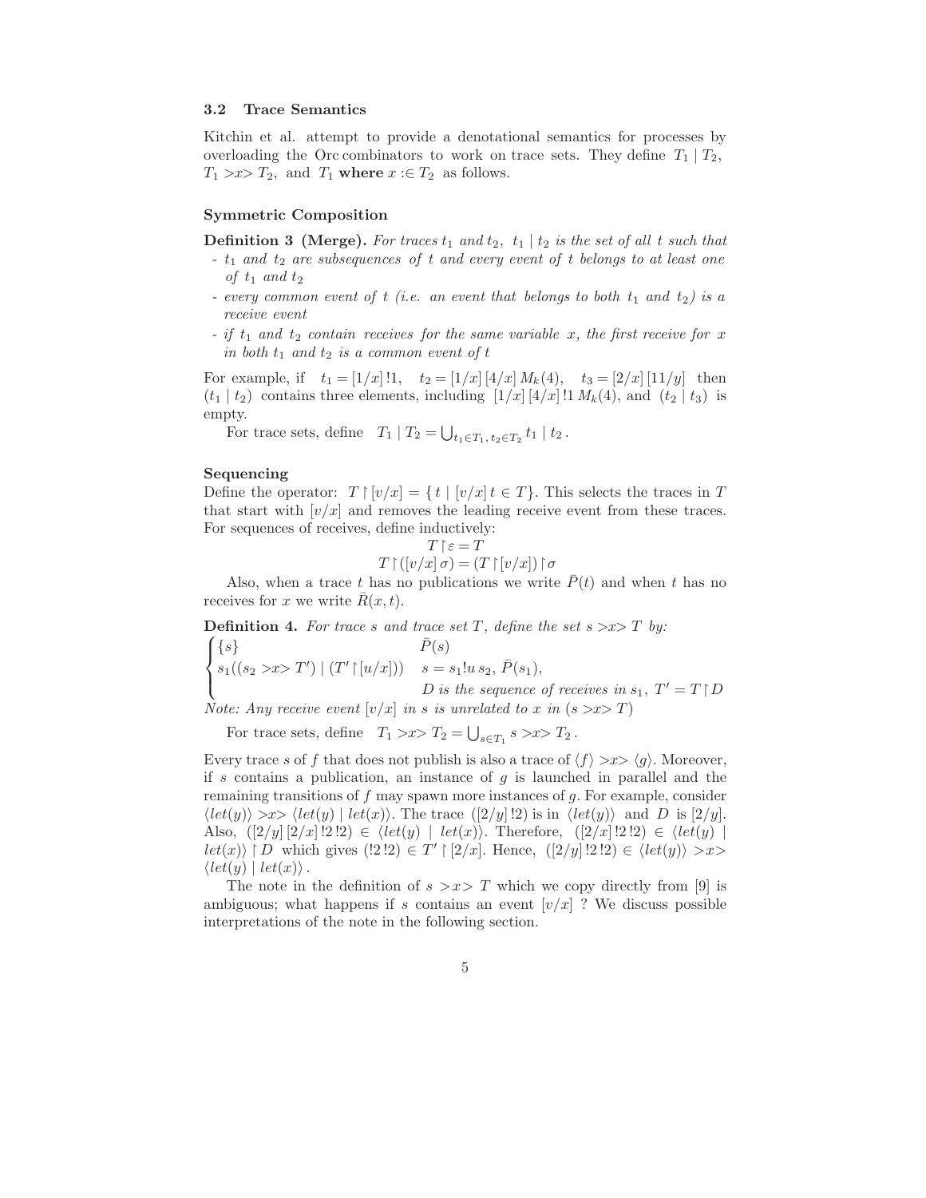### 3.2 Trace Semantics

Kitchin et al. attempt to provide a denotational semantics for processes by overloading the Orc combinators to work on trace sets. They define $T_1 \mid T_2$, $T_1 >x> T_2$, and $T_1$ **where** $x :\in T_2$ as follows.

#### Symmetric Composition

**Definition 3 (Merge).** *For traces $t_1$ and $t_2$, $t_1 \mid t_2$ is the set of all $t$ such that*

- *$t_1$ and $t_2$ are subsequences of $t$ and every event of $t$ belongs to at least one of $t_1$ and $t_2$*
- *every common event of $t$ (i.e. an event that belongs to both $t_1$ and $t_2$) is a receive event*
- *if $t_1$ and $t_2$ contain receives for the same variable $x$, the first receive for $x$ in both $t_1$ and $t_2$ is a common event of $t$*

For example, if $t_1 = [1/x]\,!1$, $t_2 = [1/x]\,[4/x]\,M_k(4)$, $t_3 = [2/x]\,[11/y]$ then $(t_1 \mid t_2)$ contains three elements, including $[1/x]\,[4/x]\,!1\,M_k(4)$, and $(t_2 \mid t_3)$ is empty.

For trace sets, define $T_1 \mid T_2 = \bigcup_{t_1 \in T_1,\, t_2 \in T_2} t_1 \mid t_2$.

#### Sequencing

Define the operator: $T \restriction [v/x] = \{\, t \mid [v/x]\, t \in T\}$. This selects the traces in $T$ that start with $[v/x]$ and removes the leading receive event from these traces. For sequences of receives, define inductively:

$$T \restriction \varepsilon = T$$
$$T \restriction ([v/x]\,\sigma) = (T \restriction [v/x]) \restriction \sigma$$

Also, when a trace $t$ has no publications we write $\bar{P}(t)$ and when $t$ has no receives for $x$ we write $\bar{R}(x, t)$.

**Definition 4.** *For trace $s$ and trace set $T$, define the set $s >x> T$ by:*

$$\begin{cases} \{s\} & \bar{P}(s) \\ s_1((s_2 >x> T') \mid (T' \restriction [u/x])) & s = s_1 !u\, s_2,\ \bar{P}(s_1), \\ & D \text{ is the sequence of receives in } s_1,\ T' = T \restriction D \end{cases}$$

*Note: Any receive event $[v/x]$ in $s$ is unrelated to $x$ in $(s >x> T)$*

For trace sets, define $T_1 >x> T_2 = \bigcup_{s \in T_1} s >x> T_2$.

Every trace $s$ of $f$ that does not publish is also a trace of $\langle f \rangle >x> \langle g \rangle$. Moreover, if $s$ contains a publication, an instance of $g$ is launched in parallel and the remaining transitions of $f$ may spawn more instances of $g$. For example, consider $\langle let(y) \rangle >x> \langle let(y) \mid let(x) \rangle$. The trace $([2/y]\,!2)$ is in $\langle let(y) \rangle$ and $D$ is $[2/y]$. Also, $([2/y]\,[2/x]\,!2\,!2) \in \langle let(y) \mid let(x) \rangle$. Therefore, $([2/x]\,!2\,!2) \in \langle let(y) \mid let(x) \rangle \restriction D$ which gives $(!2\,!2) \in T' \restriction [2/x]$. Hence, $([2/y]\,!2\,!2) \in \langle let(y) \rangle >x> \langle let(y) \mid let(x) \rangle$.

The note in the definition of $s >x> T$ which we copy directly from [9] is ambiguous; what happens if $s$ contains an event $[v/x]$ ? We discuss possible interpretations of the note in the following section.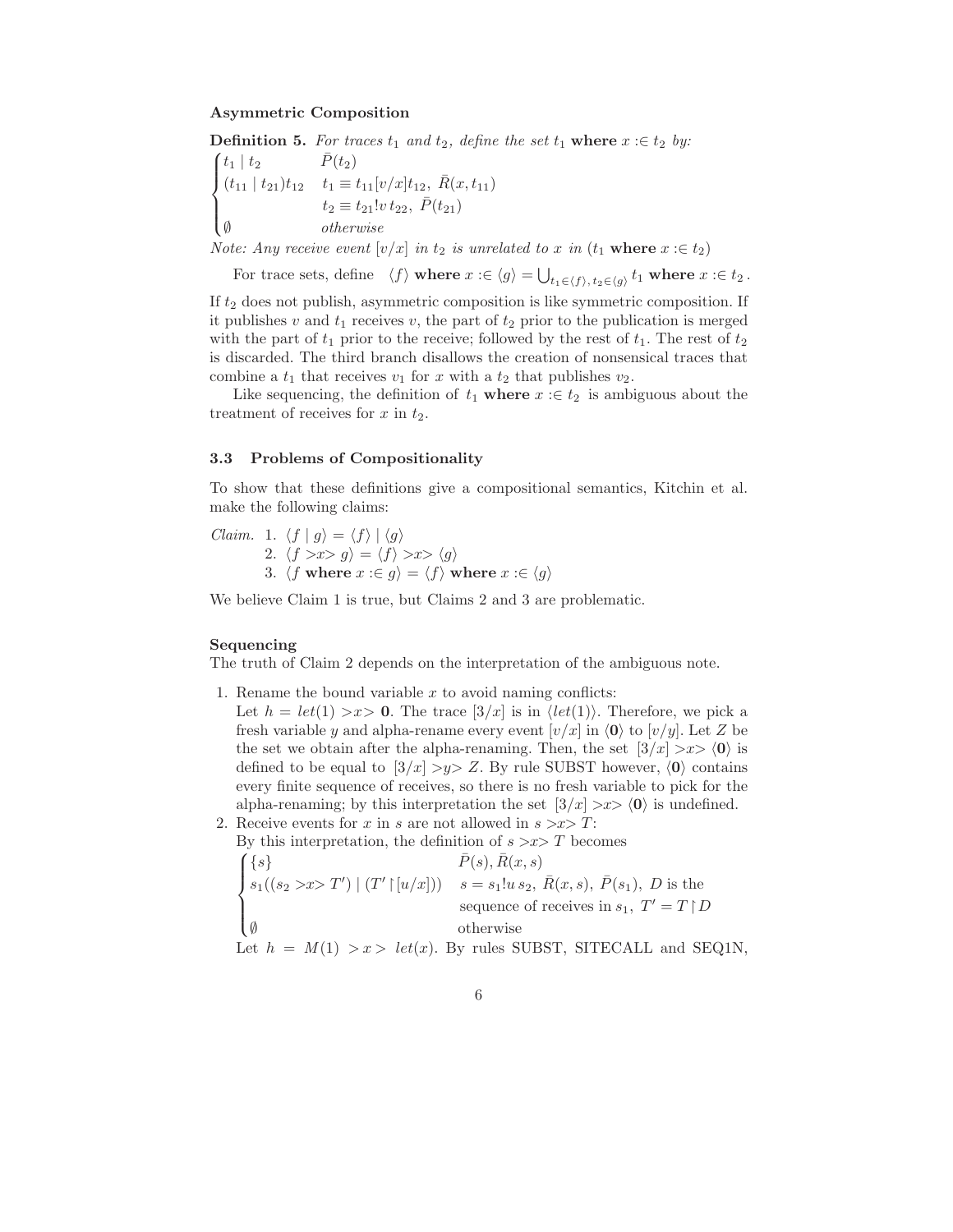**Asymmetric Composition**

**Definition 5.** *For traces $t_1$ and $t_2$, define the set $t_1$* **where** *$x :\in t_2$ by:*

$$
\begin{cases}
t_1 \mid t_2 & \bar{P}(t_2) \\
(t_{11} \mid t_{21})t_{12} & t_1 \equiv t_{11}[v/x]t_{12},\ \bar{R}(x, t_{11}) \\
 & t_2 \equiv t_{21}!v\, t_{22},\ \bar{P}(t_{21}) \\
\emptyset & \textit{otherwise}
\end{cases}
$$

*Note: Any receive event $[v/x]$ in $t_2$ is unrelated to $x$ in ($t_1$* **where** *$x :\in t_2$)*

For trace sets, define $\langle f \rangle$ **where** $x :\in \langle g \rangle = \bigcup_{t_1 \in \langle f \rangle,\, t_2 \in \langle g \rangle} t_1$ **where** $x :\in t_2$ .

If $t_2$ does not publish, asymmetric composition is like symmetric composition. If it publishes $v$ and $t_1$ receives $v$, the part of $t_2$ prior to the publication is merged with the part of $t_1$ prior to the receive; followed by the rest of $t_1$. The rest of $t_2$ is discarded. The third branch disallows the creation of nonsensical traces that combine a $t_1$ that receives $v_1$ for $x$ with a $t_2$ that publishes $v_2$.

Like sequencing, the definition of $t_1$ **where** $x :\in t_2$ is ambiguous about the treatment of receives for $x$ in $t_2$.

## 3.3 Problems of Compositionality

To show that these definitions give a compositional semantics, Kitchin et al. make the following claims:

*Claim.*
1. $\langle f \mid g \rangle = \langle f \rangle \mid \langle g \rangle$
2. $\langle f >x> g \rangle = \langle f \rangle >x> \langle g \rangle$
3. $\langle f$ **where** $x :\in g \rangle = \langle f \rangle$ **where** $x :\in \langle g \rangle$

We believe Claim 1 is true, but Claims 2 and 3 are problematic.

**Sequencing**

The truth of Claim 2 depends on the interpretation of the ambiguous note.

1. Rename the bound variable $x$ to avoid naming conflicts:
   Let $h = let(1) >x> \mathbf{0}$. The trace $[3/x]$ is in $\langle let(1) \rangle$. Therefore, we pick a fresh variable $y$ and alpha-rename every event $[v/x]$ in $\langle \mathbf{0} \rangle$ to $[v/y]$. Let $Z$ be the set we obtain after the alpha-renaming. Then, the set $[3/x] >x> \langle \mathbf{0} \rangle$ is defined to be equal to $[3/x] >y> Z$. By rule SUBST however, $\langle \mathbf{0} \rangle$ contains every finite sequence of receives, so there is no fresh variable to pick for the alpha-renaming; by this interpretation the set $[3/x] >x> \langle \mathbf{0} \rangle$ is undefined.
2. Receive events for $x$ in $s$ are not allowed in $s >x> T$:
   By this interpretation, the definition of $s >x> T$ becomes

$$
\begin{cases}
\{s\} & \bar{P}(s), \bar{R}(x, s) \\
s_1((s_2 >x> T') \mid (T' \restriction [u/x])) & s = s_1!u\, s_2,\ \bar{R}(x, s),\ \bar{P}(s_1),\ D \text{ is the} \\
 & \text{sequence of receives in } s_1,\ T' = T \restriction D \\
\emptyset & \text{otherwise}
\end{cases}
$$

   Let $h = M(1) >x> let(x)$. By rules SUBST, SITECALL and SEQ1N,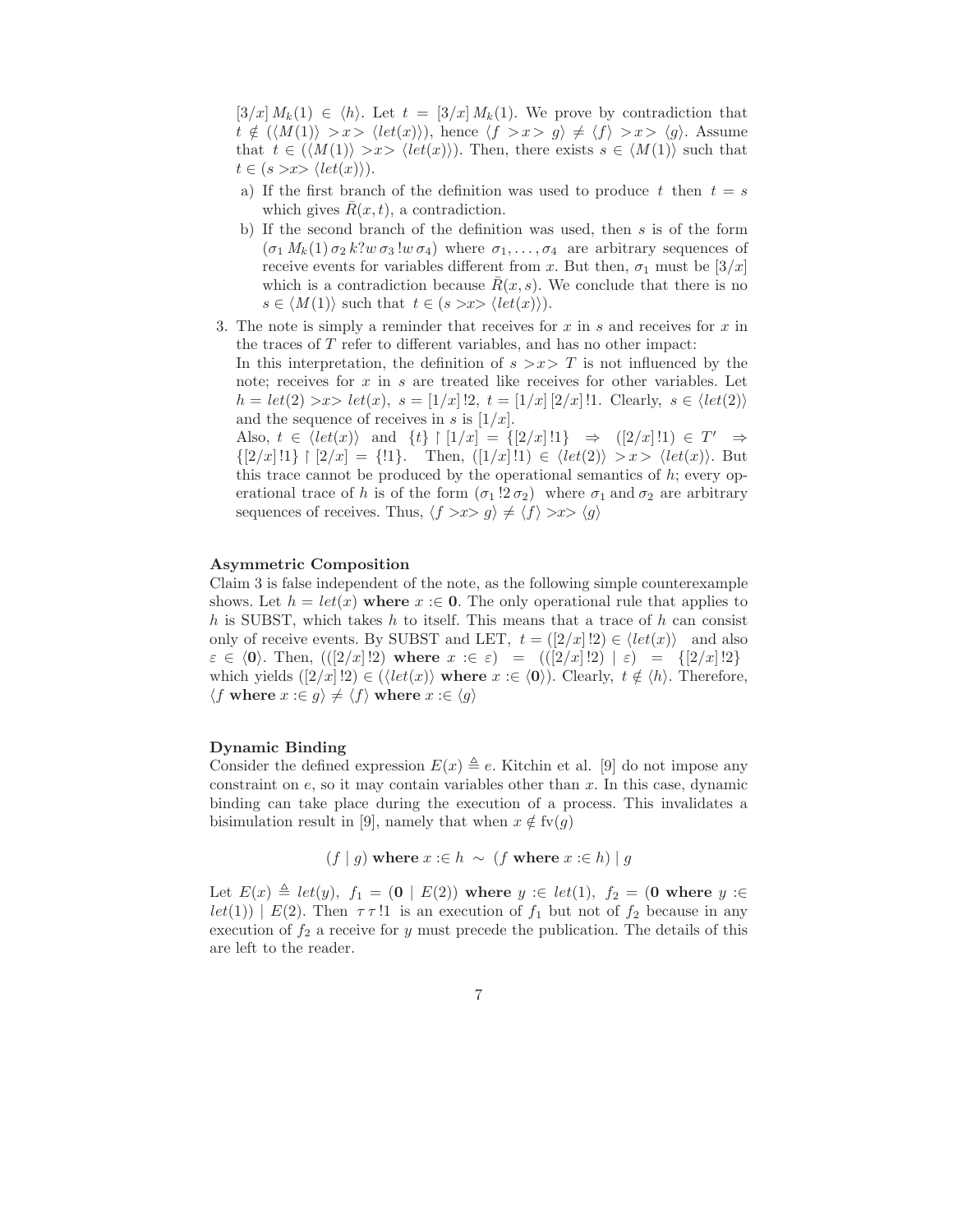$[3/x]\,M_k(1) \in \langle h\rangle$. Let $t = [3/x]\,M_k(1)$. We prove by contradiction that $t \notin (\langle M(1)\rangle \;{>}x{>}\; \langle let(x)\rangle)$, hence $\langle f \;{>}x{>}\; g\rangle \neq \langle f\rangle \;{>}x{>}\; \langle g\rangle$. Assume that $t \in (\langle M(1)\rangle \;{>}x{>}\; \langle let(x)\rangle)$. Then, there exists $s \in \langle M(1)\rangle$ such that $t \in (s \;{>}x{>}\; \langle let(x)\rangle)$.

  a) If the first branch of the definition was used to produce $t$ then $t = s$ which gives $\bar{R}(x,t)$, a contradiction.
  b) If the second branch of the definition was used, then $s$ is of the form $(\sigma_1\, M_k(1)\, \sigma_2\; k?w\, \sigma_3\, !w\, \sigma_4)$ where $\sigma_1,\ldots,\sigma_4$ are arbitrary sequences of receive events for variables different from $x$. But then, $\sigma_1$ must be $[3/x]$ which is a contradiction because $\bar{R}(x,s)$. We conclude that there is no $s \in \langle M(1)\rangle$ such that $t \in (s \;{>}x{>}\; \langle let(x)\rangle)$.

3. The note is simply a reminder that receives for $x$ in $s$ and receives for $x$ in the traces of $T$ refer to different variables, and has no other impact:
   In this interpretation, the definition of $s \;{>}x{>}\; T$ is not influenced by the note; receives for $x$ in $s$ are treated like receives for other variables. Let $h = let(2) \;{>}x{>}\; let(x)$, $s = [1/x]\,!2$, $t = [1/x]\,[2/x]\,!1$. Clearly, $s \in \langle let(2)\rangle$ and the sequence of receives in $s$ is $[1/x]$.
   Also, $t \in \langle let(x)\rangle$ and $\{t\} \upharpoonright [1/x] = \{[2/x]\,!1\} \;\Rightarrow\; ([2/x]\,!1) \in T' \;\Rightarrow\; \{[2/x]\,!1\} \upharpoonright [2/x] = \{!1\}$. Then, $([1/x]\,!1) \in \langle let(2)\rangle \;{>}x{>}\; \langle let(x)\rangle$. But this trace cannot be produced by the operational semantics of $h$; every operational trace of $h$ is of the form $(\sigma_1\,!2\,\sigma_2)$ where $\sigma_1$ and $\sigma_2$ are arbitrary sequences of receives. Thus, $\langle f \;{>}x{>}\; g\rangle \neq \langle f\rangle \;{>}x{>}\; \langle g\rangle$

**Asymmetric Composition**

Claim 3 is false independent of the note, as the following simple counterexample shows. Let $h = let(x)$ **where** $x :\in \mathbf{0}$. The only operational rule that applies to $h$ is SUBST, which takes $h$ to itself. This means that a trace of $h$ can consist only of receive events. By SUBST and LET, $t = ([2/x]\,!2) \in \langle let(x)\rangle$ and also $\varepsilon \in \langle \mathbf{0}\rangle$. Then, $(([2/x]\,!2)$ **where** $x :\in \varepsilon) = (([2/x]\,!2) \mid \varepsilon) = \{[2/x]\,!2\}$ which yields $([2/x]\,!2) \in (\langle let(x)\rangle$ **where** $x :\in \langle \mathbf{0}\rangle)$. Clearly, $t \notin \langle h\rangle$. Therefore, $\langle f$ **where** $x :\in g\rangle \neq \langle f\rangle$ **where** $x :\in \langle g\rangle$

**Dynamic Binding**

Consider the defined expression $E(x) \triangleq e$. Kitchin et al. [9] do not impose any constraint on $e$, so it may contain variables other than $x$. In this case, dynamic binding can take place during the execution of a process. This invalidates a bisimulation result in [9], namely that when $x \notin \mathrm{fv}(g)$

$$(f \mid g) \textbf{ where } x :\in h \;\sim\; (f \textbf{ where } x :\in h) \mid g$$

Let $E(x) \triangleq let(y)$, $f_1 = (\mathbf{0} \mid E(2))$ **where** $y :\in let(1)$, $f_2 = (\mathbf{0}$ **where** $y :\in let(1)) \mid E(2)$. Then $\tau\,\tau\,!1$ is an execution of $f_1$ but not of $f_2$ because in any execution of $f_2$ a receive for $y$ must precede the publication. The details of this are left to the reader.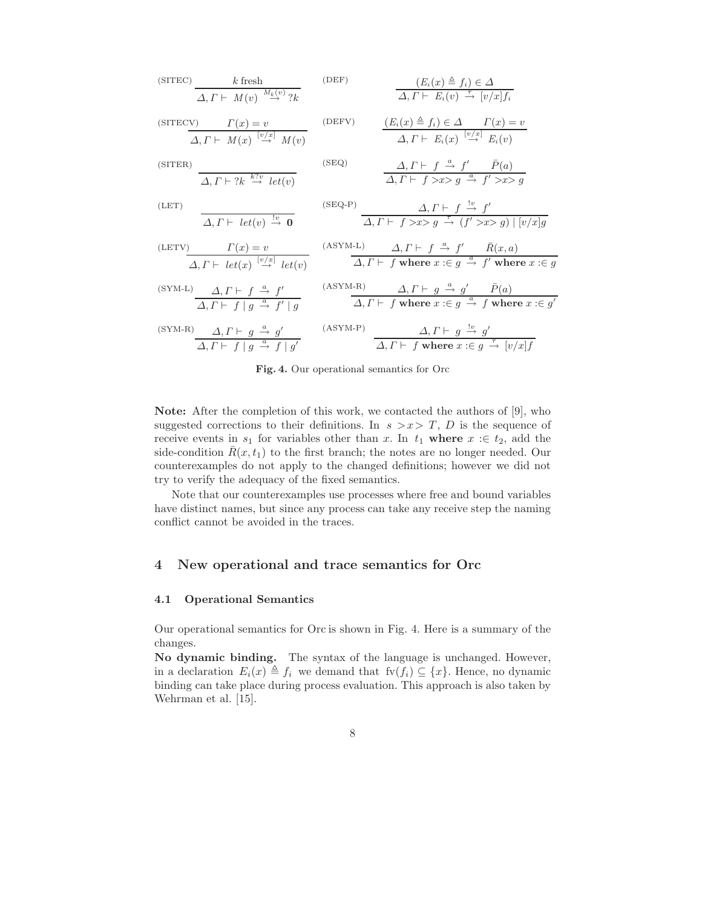$$\text{(SITEC)} \quad \frac{k \text{ fresh}}{\Delta, \Gamma \vdash M(v) \xrightarrow{M_k(v)} ?k} \qquad \text{(DEF)} \quad \frac{(E_i(x) \triangleq f_i) \in \Delta}{\Delta, \Gamma \vdash E_i(v) \xrightarrow{\tau} [v/x]f_i}$$

$$\text{(SITECV)} \quad \frac{\Gamma(x) = v}{\Delta, \Gamma \vdash M(x) \xrightarrow{[v/x]} M(v)} \qquad \text{(DEFV)} \quad \frac{(E_i(x) \triangleq f_i) \in \Delta \quad \Gamma(x) = v}{\Delta, \Gamma \vdash E_i(x) \xrightarrow{[v/x]} E_i(v)}$$

$$\text{(SITER)} \quad \frac{}{\Delta, \Gamma \vdash ?k \xrightarrow{k?v} let(v)} \qquad \text{(SEQ)} \quad \frac{\Delta, \Gamma \vdash f \xrightarrow{a} f' \quad \bar{P}(a)}{\Delta, \Gamma \vdash f >x> g \xrightarrow{a} f' >x> g}$$

$$\text{(LET)} \quad \frac{}{\Delta, \Gamma \vdash let(v) \xrightarrow{!v} \mathbf{0}} \qquad \text{(SEQ-P)} \quad \frac{\Delta, \Gamma \vdash f \xrightarrow{!v} f'}{\Delta, \Gamma \vdash f >x> g \xrightarrow{\tau} (f' >x> g) \mid [v/x]g}$$

$$\text{(LETV)} \quad \frac{\Gamma(x) = v}{\Delta, \Gamma \vdash let(x) \xrightarrow{[v/x]} let(v)} \qquad \text{(ASYM-L)} \quad \frac{\Delta, \Gamma \vdash f \xrightarrow{a} f' \quad \bar{R}(x, a)}{\Delta, \Gamma \vdash f \textbf{ where } x :\in g \xrightarrow{a} f' \textbf{ where } x :\in g}$$

$$\text{(SYM-L)} \quad \frac{\Delta, \Gamma \vdash f \xrightarrow{a} f'}{\Delta, \Gamma \vdash f \mid g \xrightarrow{a} f' \mid g} \qquad \text{(ASYM-R)} \quad \frac{\Delta, \Gamma \vdash g \xrightarrow{a} g' \quad \bar{P}(a)}{\Delta, \Gamma \vdash f \textbf{ where } x :\in g \xrightarrow{a} f \textbf{ where } x :\in g'}$$

$$\text{(SYM-R)} \quad \frac{\Delta, \Gamma \vdash g \xrightarrow{a} g'}{\Delta, \Gamma \vdash f \mid g \xrightarrow{a} f \mid g'} \qquad \text{(ASYM-P)} \quad \frac{\Delta, \Gamma \vdash g \xrightarrow{!v} g'}{\Delta, \Gamma \vdash f \textbf{ where } x :\in g \xrightarrow{\tau} [v/x]f}$$

**Fig. 4.** Our operational semantics for Orc

**Note:** After the completion of this work, we contacted the authors of [9], who suggested corrections to their definitions. In $s >x> T$, $D$ is the sequence of receive events in $s_1$ for variables other than $x$. In $t_1$ **where** $x :\in t_2$, add the side-condition $\bar{R}(x, t_1)$ to the first branch; the notes are no longer needed. Our counterexamples do not apply to the changed definitions; however we did not try to verify the adequacy of the fixed semantics.

Note that our counterexamples use processes where free and bound variables have distinct names, but since any process can take any receive step the naming conflict cannot be avoided in the traces.

## 4 New operational and trace semantics for Orc

### 4.1 Operational Semantics

Our operational semantics for Orc is shown in Fig. 4. Here is a summary of the changes.

**No dynamic binding.** The syntax of the language is unchanged. However, in a declaration $E_i(x) \triangleq f_i$ we demand that $\text{fv}(f_i) \subseteq \{x\}$. Hence, no dynamic binding can take place during process evaluation. This approach is also taken by Wehrman et al. [15].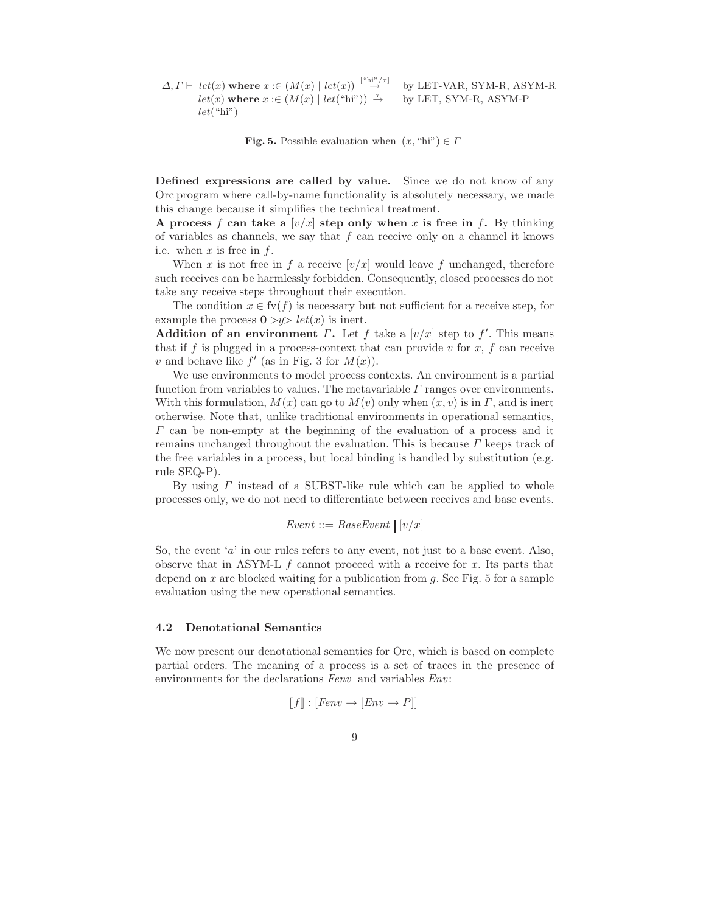$$
\begin{array}{lll}
\Delta, \Gamma \vdash & let(x) \textbf{ where } x :\in (M(x) \mid let(x)) \stackrel{[\text{"hi"}/x]}{\rightarrow} & \text{by LET-VAR, SYM-R, ASYM-R} \\
& let(x) \textbf{ where } x :\in (M(x) \mid let(\text{"hi"})) \stackrel{\tau}{\rightarrow} & \text{by LET, SYM-R, ASYM-P} \\
& let(\text{"hi"}) &
\end{array}
$$

**Fig. 5.** Possible evaluation when $(x, \text{"hi"}) \in \Gamma$

**Defined expressions are called by value.** Since we do not know of any Orc program where call-by-name functionality is absolutely necessary, we made this change because it simplifies the technical treatment.

**A process $f$ can take a $[v/x]$ step only when $x$ is free in $f$.** By thinking of variables as channels, we say that $f$ can receive only on a channel it knows i.e. when $x$ is free in $f$.

When $x$ is not free in $f$ a receive $[v/x]$ would leave $f$ unchanged, therefore such receives can be harmlessly forbidden. Consequently, closed processes do not take any receive steps throughout their execution.

The condition $x \in \text{fv}(f)$ is necessary but not sufficient for a receive step, for example the process $\mathbf{0} >y> let(x)$ is inert.

**Addition of an environment $\Gamma$.** Let $f$ take a $[v/x]$ step to $f'$. This means that if $f$ is plugged in a process-context that can provide $v$ for $x$, $f$ can receive $v$ and behave like $f'$ (as in Fig. 3 for $M(x)$).

We use environments to model process contexts. An environment is a partial function from variables to values. The metavariable $\Gamma$ ranges over environments. With this formulation, $M(x)$ can go to $M(v)$ only when $(x, v)$ is in $\Gamma$, and is inert otherwise. Note that, unlike traditional environments in operational semantics, $\Gamma$ can be non-empty at the beginning of the evaluation of a process and it remains unchanged throughout the evaluation. This is because $\Gamma$ keeps track of the free variables in a process, but local binding is handled by substitution (e.g. rule SEQ-P).

By using $\Gamma$ instead of a SUBST-like rule which can be applied to whole processes only, we do not need to differentiate between receives and base events.

$$
Event ::= BaseEvent \mid [v/x]
$$

So, the event '$a$' in our rules refers to any event, not just to a base event. Also, observe that in ASYM-L $f$ cannot proceed with a receive for $x$. Its parts that depend on $x$ are blocked waiting for a publication from $g$. See Fig. 5 for a sample evaluation using the new operational semantics.

### 4.2 Denotational Semantics

We now present our denotational semantics for Orc, which is based on complete partial orders. The meaning of a process is a set of traces in the presence of environments for the declarations $Fenv$ and variables $Env$:

$$
[\![f]\!] : [Fenv \rightarrow [Env \rightarrow P]]
$$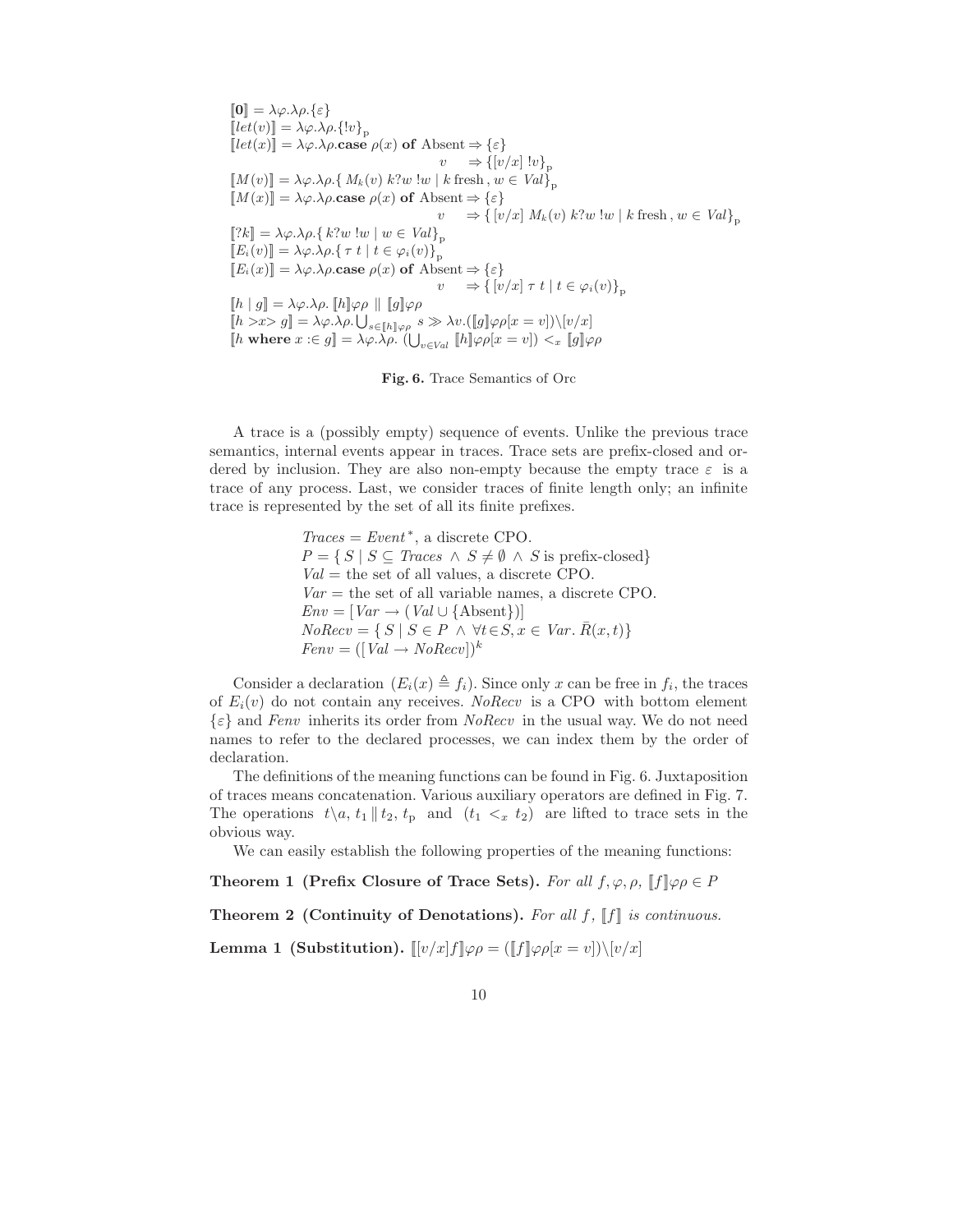$$
\begin{aligned}
&[\![\mathbf{0}]\!] = \lambda\varphi.\lambda\rho.\{\varepsilon\} \\
&[\![let(v)]\!] = \lambda\varphi.\lambda\rho.\{!v\}_{\mathrm{p}} \\
&[\![let(x)]\!] = \lambda\varphi.\lambda\rho.\mathbf{case}\ \rho(x)\ \mathbf{of}\ \text{Absent} \Rightarrow \{\varepsilon\} \\
&\qquad\qquad\qquad\qquad\qquad\qquad\quad v \quad\ \ \Rightarrow \{[v/x]\ !v\}_{\mathrm{p}} \\
&[\![M(v)]\!] = \lambda\varphi.\lambda\rho.\{\ M_k(v)\ k?w\ !w \mid k \text{ fresh}\,,\, w \in \mathit{Val}\}_{\mathrm{p}} \\
&[\![M(x)]\!] = \lambda\varphi.\lambda\rho.\mathbf{case}\ \rho(x)\ \mathbf{of}\ \text{Absent} \Rightarrow \{\varepsilon\} \\
&\qquad\qquad\qquad\qquad\qquad\qquad\quad v \quad\ \ \Rightarrow \{\ [v/x]\ M_k(v)\ k?w\ !w \mid k \text{ fresh}\,,\, w \in \mathit{Val}\}_{\mathrm{p}} \\
&[\![?k]\!] = \lambda\varphi.\lambda\rho.\{\ k?w\ !w \mid w \in \mathit{Val}\}_{\mathrm{p}} \\
&[\![E_i(v)]\!] = \lambda\varphi.\lambda\rho.\{\ \tau\ t \mid t \in \varphi_i(v)\}_{\mathrm{p}} \\
&[\![E_i(x)]\!] = \lambda\varphi.\lambda\rho.\mathbf{case}\ \rho(x)\ \mathbf{of}\ \text{Absent} \Rightarrow \{\varepsilon\} \\
&\qquad\qquad\qquad\qquad\qquad\qquad\quad v \quad\ \ \Rightarrow \{\ [v/x]\ \tau\ t \mid t \in \varphi_i(v)\}_{\mathrm{p}} \\
&[\![h \mid g]\!] = \lambda\varphi.\lambda\rho.\ [\![h]\!]\varphi\rho \parallel [\![g]\!]\varphi\rho \\
&[\![h > x > g]\!] = \lambda\varphi.\lambda\rho.\textstyle\bigcup_{s \in [\![h]\!]\varphi\rho}\ s \gg \lambda v.([\![g]\!]\varphi\rho[x=v])\backslash[v/x] \\
&[\![h\ \mathbf{where}\ x :\in g]\!] = \lambda\varphi.\lambda\rho.\ (\textstyle\bigcup_{v \in \mathit{Val}}\ [\![h]\!]\varphi\rho[x=v]) <_x [\![g]\!]\varphi\rho
\end{aligned}
$$

**Fig. 6.** Trace Semantics of Orc

A trace is a (possibly empty) sequence of events. Unlike the previous trace semantics, internal events appear in traces. Trace sets are prefix-closed and ordered by inclusion. They are also non-empty because the empty trace $\varepsilon$ is a trace of any process. Last, we consider traces of finite length only; an infinite trace is represented by the set of all its finite prefixes.

$$
\begin{aligned}
&\mathit{Traces} = \mathit{Event}^*, \text{ a discrete CPO.} \\
&P = \{\ S \mid S \subseteq \mathit{Traces}\ \wedge\ S \neq \emptyset\ \wedge\ S \text{ is prefix-closed}\} \\
&\mathit{Val} = \text{the set of all values, a discrete CPO.} \\
&\mathit{Var} = \text{the set of all variable names, a discrete CPO.} \\
&\mathit{Env} = [\,\mathit{Var} \rightarrow (\,\mathit{Val} \cup \{\text{Absent}\})] \\
&\mathit{NoRecv} = \{\ S \mid S \in P\ \wedge\ \forall t \in S, x \in \mathit{Var}.\ \bar{R}(x,t)\} \\
&\mathit{Fenv} = ([\mathit{Val} \rightarrow \mathit{NoRecv}])^k
\end{aligned}
$$

Consider a declaration $(E_i(x) \triangleq f_i)$. Since only $x$ can be free in $f_i$, the traces of $E_i(v)$ do not contain any receives. *NoRecv* is a CPO with bottom element $\{\varepsilon\}$ and *Fenv* inherits its order from *NoRecv* in the usual way. We do not need names to refer to the declared processes, we can index them by the order of declaration.

The definitions of the meaning functions can be found in Fig. 6. Juxtaposition of traces means concatenation. Various auxiliary operators are defined in Fig. 7. The operations $t\backslash a$, $t_1 \parallel t_2$, $t_{\mathrm{p}}$ and $(t_1 <_x t_2)$ are lifted to trace sets in the obvious way.

We can easily establish the following properties of the meaning functions:

**Theorem 1 (Prefix Closure of Trace Sets).** *For all* $f, \varphi, \rho$, $[\![f]\!]\varphi\rho \in P$

**Theorem 2 (Continuity of Denotations).** *For all* $f$, $[\![f]\!]$ *is continuous.*

**Lemma 1 (Substitution).** $[\![[v/x]f]\!]\varphi\rho = ([\![f]\!]\varphi\rho[x=v])\backslash[v/x]$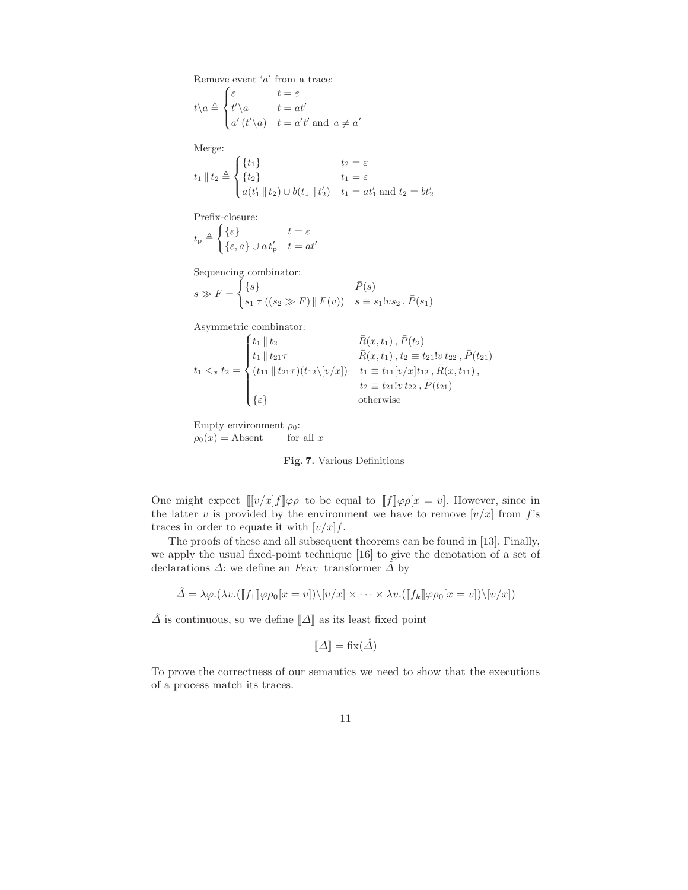Remove event '$a$' from a trace:

$$t \backslash a \triangleq \begin{cases} \varepsilon & t = \varepsilon \\ t' \backslash a & t = at' \\ a' \, (t' \backslash a) & t = a't' \text{ and } a \neq a' \end{cases}$$

Merge:

$$t_1 \parallel t_2 \triangleq \begin{cases} \{t_1\} & t_2 = \varepsilon \\ \{t_2\} & t_1 = \varepsilon \\ a(t_1' \parallel t_2) \cup b(t_1 \parallel t_2') & t_1 = at_1' \text{ and } t_2 = bt_2' \end{cases}$$

Prefix-closure:

$$t_{\mathrm{p}} \triangleq \begin{cases} \{\varepsilon\} & t = \varepsilon \\ \{\varepsilon, a\} \cup a \, t'_{\mathrm{p}} & t = at' \end{cases}$$

Sequencing combinator:

$$s \gg F = \begin{cases} \{s\} & \bar{P}(s) \\ s_1 \, \tau \, ((s_2 \gg F) \parallel F(v)) & s \equiv s_1!vs_2 \, , \, \bar{P}(s_1) \end{cases}$$

Asymmetric combinator:

$$t_1 <_x t_2 = \begin{cases} t_1 \parallel t_2 & \bar{R}(x, t_1) \, , \, \bar{P}(t_2) \\ t_1 \parallel t_{21} \tau & \bar{R}(x, t_1) \, , \, t_2 \equiv t_{21}!v \, t_{22} \, , \, \bar{P}(t_{21}) \\ (t_{11} \parallel t_{21} \tau)(t_{12} \backslash [v/x]) & t_1 \equiv t_{11}[v/x]t_{12} \, , \, \bar{R}(x, t_{11}) \, , \\ & t_2 \equiv t_{21}!v \, t_{22} \, , \, \bar{P}(t_{21}) \\ \{\varepsilon\} & \text{otherwise} \end{cases}$$

Empty environment $\rho_0$:
$\rho_0(x) = \text{Absent}$ for all $x$

**Fig. 7.** Various Definitions

One might expect $[\![ [v/x]f ]\!] \varphi\rho$ to be equal to $[\![ f ]\!] \varphi\rho[x = v]$. However, since in the latter $v$ is provided by the environment we have to remove $[v/x]$ from $f$'s traces in order to equate it with $[v/x]f$.

The proofs of these and all subsequent theorems can be found in [13]. Finally, we apply the usual fixed-point technique [16] to give the denotation of a set of declarations $\Delta$: we define an *Fenv* transformer $\hat{\Delta}$ by

$$\hat{\Delta} = \lambda\varphi.(\lambda v.([\![ f_1 ]\!] \varphi\rho_0[x = v]) \backslash [v/x] \times \cdots \times \lambda v.([\![ f_k ]\!] \varphi\rho_0[x = v]) \backslash [v/x])$$

$\hat{\Delta}$ is continuous, so we define $[\![ \Delta ]\!]$ as its least fixed point

$$[\![ \Delta ]\!] = \mathrm{fix}(\hat{\Delta})$$

To prove the correctness of our semantics we need to show that the executions of a process match its traces.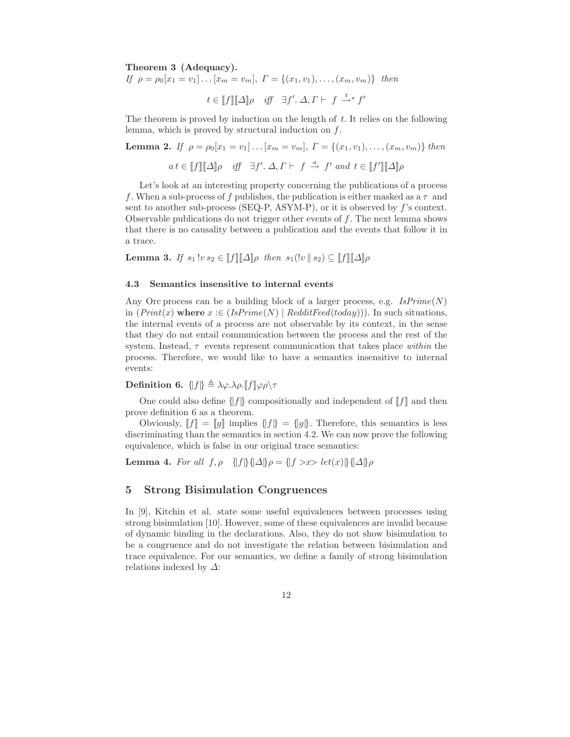**Theorem 3 (Adequacy).**
*If* $\rho = \rho_0[x_1 = v_1]\dots[x_m = v_m]$, $\Gamma = \{(x_1, v_1), \dots, (x_m, v_m)\}$ *then*

$$t \in [\![f]\!][\![\Delta]\!]\rho \quad \textit{iff} \quad \exists f'.\ \Delta, \Gamma \vdash\ f \xrightarrow{t}{}^{*} f'$$

The theorem is proved by induction on the length of $t$. It relies on the following lemma, which is proved by structural induction on $f$.

**Lemma 2.** *If* $\rho = \rho_0[x_1 = v_1]\dots[x_m = v_m]$, $\Gamma = \{(x_1, v_1), \dots, (x_m, v_m)\}$ *then*

$$a\, t \in [\![f]\!][\![\Delta]\!]\rho \quad \textit{iff} \quad \exists f'.\ \Delta, \Gamma \vdash\ f \xrightarrow{a} f' \textit{ and } t \in [\![f']\!][\![\Delta]\!]\rho$$

Let's look at an interesting property concerning the publications of a process $f$. When a sub-process of $f$ publishes, the publication is either masked as a $\tau$ and sent to another sub-process (SEQ-P, ASYM-P), or it is observed by $f$'s context. Observable publications do not trigger other events of $f$. The next lemma shows that there is no causality between a publication and the events that follow it in a trace.

**Lemma 3.** *If* $s_1\, !v\, s_2 \in [\![f]\!][\![\Delta]\!]\rho$ *then* $s_1(!v \parallel s_2) \subseteq [\![f]\!][\![\Delta]\!]\rho$

### 4.3 Semantics insensitive to internal events

Any Orc process can be a building block of a larger process, e.g. *IsPrime*$(N)$ in $(\mathit{Print}(x)$ **where** $x :\in (\mathit{IsPrime}(N) \mid \mathit{RedditFeed}(\mathit{today})))$. In such situations, the internal events of a process are not observable by its context, in the sense that they do not entail communication between the process and the rest of the system. Instead, $\tau$ events represent communication that takes place *within* the process. Therefore, we would like to have a semantics insensitive to internal events:

**Definition 6.** $\{\!|f|\!\} \triangleq \lambda\varphi.\lambda\rho.[\![f]\!]\varphi\rho\backslash\tau$

One could also define $\{\!|f|\!\}$ compositionally and independent of $[\![f]\!]$ and then prove definition 6 as a theorem.

Obviously, $[\![f]\!] = [\![g]\!]$ implies $\{\!|f|\!\} = \{\!|g|\!\}$. Therefore, this semantics is less discriminating than the semantics in section 4.2. We can now prove the following equivalence, which is false in our original trace semantics:

**Lemma 4.** *For all* $f, \rho \quad \{\!|f|\!\}\{\!|\Delta|\!\}\rho = \{\!|f >x> \mathit{let}(x)|\!\}\{\!|\Delta|\!\}\rho$

## 5 Strong Bisimulation Congruences

In [9], Kitchin et al. state some useful equivalences between processes using strong bisimulation [10]. However, some of these equivalences are invalid because of dynamic binding in the declarations. Also, they do not show bisimulation to be a congruence and do not investigate the relation between bisimulation and trace equivalence. For our semantics, we define a family of strong bisimulation relations indexed by $\Delta$: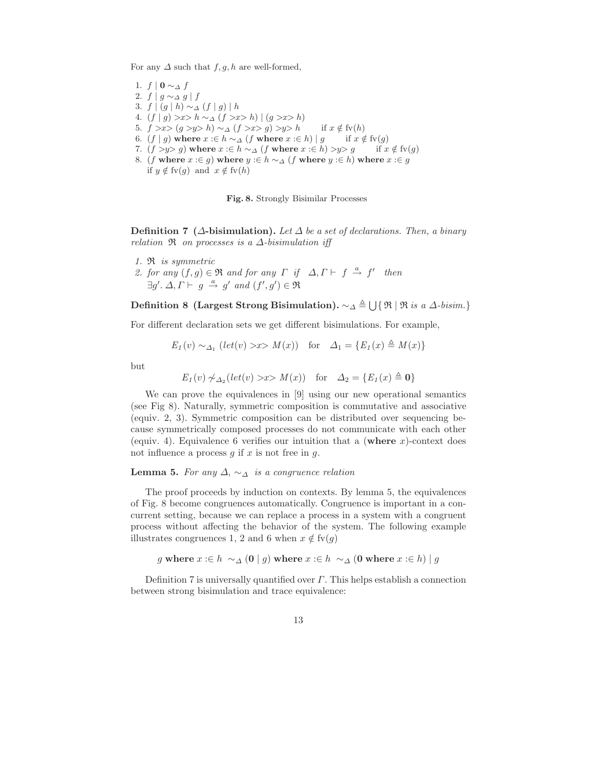For any $\Delta$ such that $f, g, h$ are well-formed,

1. $f \mid \mathbf{0} \sim_\Delta f$
2. $f \mid g \sim_\Delta g \mid f$
3. $f \mid (g \mid h) \sim_\Delta (f \mid g) \mid h$
4. $(f \mid g) >x> h \sim_\Delta (f >x> h) \mid (g >x> h)$
5. $f >x> (g >y> h) \sim_\Delta (f >x> g) >y> h \quad$ if $x \notin \text{fv}(h)$
6. $(f \mid g)$ **where** $x :\in h \sim_\Delta (f$ **where** $x :\in h) \mid g \quad$ if $x \notin \text{fv}(g)$
7. $(f >y> g)$ **where** $x :\in h \sim_\Delta (f$ **where** $x :\in h) >y> g \quad$ if $x \notin \text{fv}(g)$
8. $(f$ **where** $x :\in g)$ **where** $y :\in h \sim_\Delta (f$ **where** $y :\in h)$ **where** $x :\in g$
   if $y \notin \text{fv}(g)$ and $x \notin \text{fv}(h)$

**Fig. 8.** Strongly Bisimilar Processes

**Definition 7 ($\Delta$-bisimulation).** *Let $\Delta$ be a set of declarations. Then, a binary relation $\mathfrak{R}$ on processes is a $\Delta$-bisimulation iff*

1. *$\mathfrak{R}$ is symmetric*
2. *for any $(f, g) \in \mathfrak{R}$ and for any $\Gamma$ if $\Delta, \Gamma \vdash f \xrightarrow{a} f'$ then $\exists g'.\ \Delta, \Gamma \vdash g \xrightarrow{a} g'$ and $(f', g') \in \mathfrak{R}$*

**Definition 8 (Largest Strong Bisimulation).** $\sim_\Delta \triangleq \bigcup\{\,\mathfrak{R} \mid \mathfrak{R}$ *is a $\Delta$-bisim.*$\}$

For different declaration sets we get different bisimulations. For example,

$$E_1(v) \sim_{\Delta_1} (let(v) >x> M(x)) \quad \text{for} \quad \Delta_1 = \{E_1(x) \triangleq M(x)\}$$

but

$$E_1(v) \not\sim_{\Delta_2} (let(v) >x> M(x)) \quad \text{for} \quad \Delta_2 = \{E_1(x) \triangleq \mathbf{0}\}$$

We can prove the equivalences in [9] using our new operational semantics (see Fig 8). Naturally, symmetric composition is commutative and associative (equiv. 2, 3). Symmetric composition can be distributed over sequencing because symmetrically composed processes do not communicate with each other (equiv. 4). Equivalence 6 verifies our intuition that a (**where** $x$)-context does not influence a process $g$ if $x$ is not free in $g$.

**Lemma 5.** *For any $\Delta$, $\sim_\Delta$ is a congruence relation*

The proof proceeds by induction on contexts. By lemma 5, the equivalences of Fig. 8 become congruences automatically. Congruence is important in a concurrent setting, because we can replace a process in a system with a congruent process without affecting the behavior of the system. The following example illustrates congruences 1, 2 and 6 when $x \notin \text{fv}(g)$

$$g \textbf{ where } x :\in h \ \sim_\Delta (\mathbf{0} \mid g) \textbf{ where } x :\in h \ \sim_\Delta (\mathbf{0} \textbf{ where } x :\in h) \mid g$$

Definition 7 is universally quantified over $\Gamma$. This helps establish a connection between strong bisimulation and trace equivalence: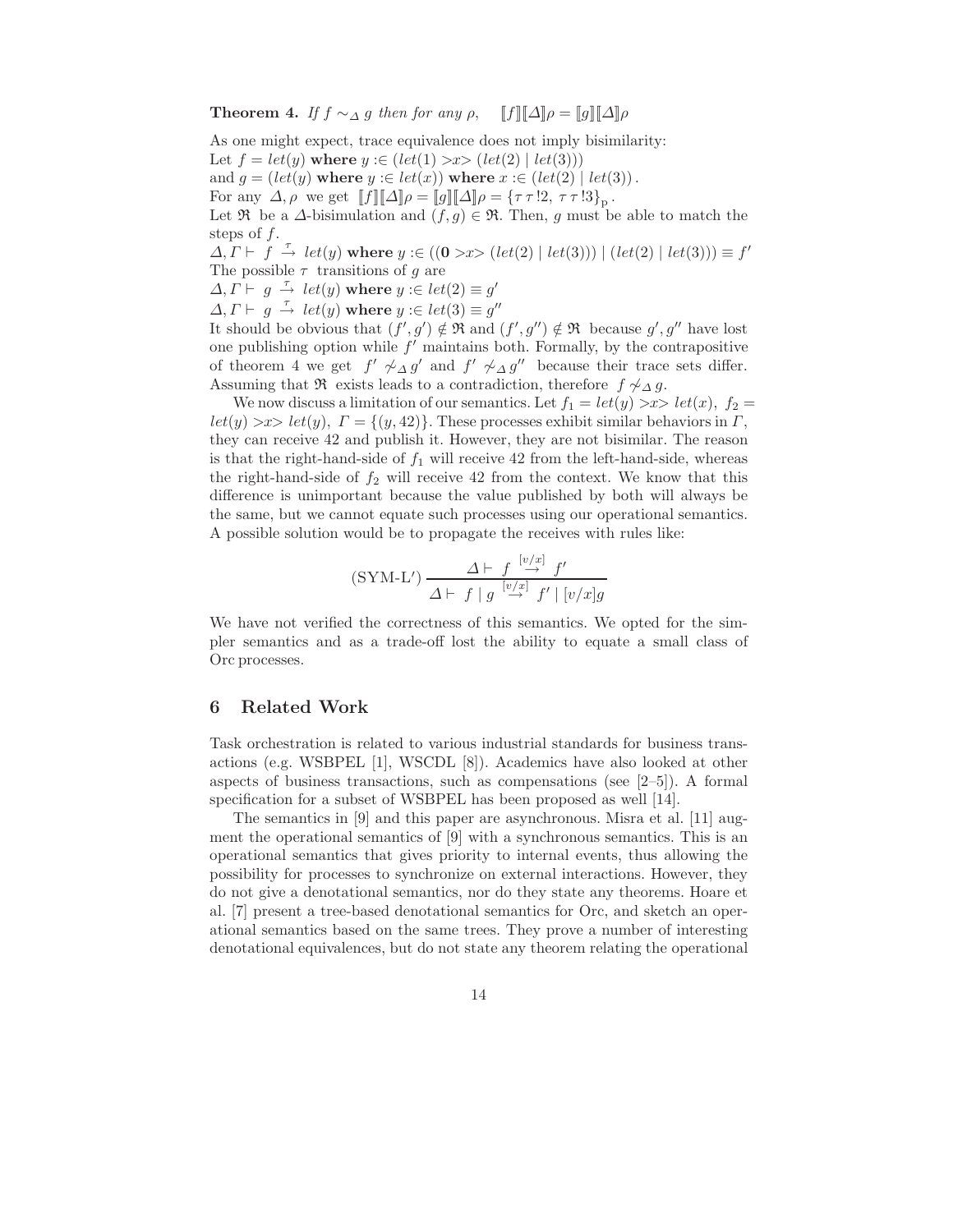**Theorem 4.** *If $f \sim_\Delta g$ then for any $\rho$,* $\quad [\![f]\!][\![\Delta]\!]\rho = [\![g]\!][\![\Delta]\!]\rho$

As one might expect, trace equivalence does not imply bisimilarity:
Let $f = let(y)$ **where** $y :\in (let(1) >x> (let(2) \mid let(3)))$
and $g = (let(y)$ **where** $y :\in let(x))$ **where** $x :\in (let(2) \mid let(3))$.
For any $\Delta, \rho$ we get $[\![f]\!][\![\Delta]\!]\rho = [\![g]\!][\![\Delta]\!]\rho = \{\tau\,\tau\,!2,\ \tau\,\tau\,!3\}_{\mathrm{p}}$.
Let $\mathfrak{R}$ be a $\Delta$-bisimulation and $(f,g) \in \mathfrak{R}$. Then, $g$ must be able to match the steps of $f$.
$\Delta, \Gamma \vdash\ f\ \stackrel{\tau}{\rightarrow}\ let(y)$ **where** $y :\in ((\mathbf{0} >x> (let(2) \mid let(3))) \mid (let(2) \mid let(3))) \equiv f'$
The possible $\tau$ transitions of $g$ are
$\Delta, \Gamma \vdash\ g\ \stackrel{\tau}{\rightarrow}\ let(y)$ **where** $y :\in let(2) \equiv g'$
$\Delta, \Gamma \vdash\ g\ \stackrel{\tau}{\rightarrow}\ let(y)$ **where** $y :\in let(3) \equiv g''$
It should be obvious that $(f', g') \notin \mathfrak{R}$ and $(f', g'') \notin \mathfrak{R}$ because $g', g''$ have lost one publishing option while $f'$ maintains both. Formally, by the contrapositive of theorem 4 we get $f' \not\sim_\Delta g'$ and $f' \not\sim_\Delta g''$ because their trace sets differ. Assuming that $\mathfrak{R}$ exists leads to a contradiction, therefore $f \not\sim_\Delta g$.

We now discuss a limitation of our semantics. Let $f_1 = let(y) >x> let(x)$, $f_2 = let(y) >x> let(y)$, $\Gamma = \{(y, 42)\}$. These processes exhibit similar behaviors in $\Gamma$, they can receive 42 and publish it. However, they are not bisimilar. The reason is that the right-hand-side of $f_1$ will receive 42 from the left-hand-side, whereas the right-hand-side of $f_2$ will receive 42 from the context. We know that this difference is unimportant because the value published by both will always be the same, but we cannot equate such processes using our operational semantics. A possible solution would be to propagate the receives with rules like:

$$(\text{SYM-L}')\ \frac{\Delta \vdash\ f\ \stackrel{[v/x]}{\rightarrow}\ f'}{\Delta \vdash\ f \mid g\ \stackrel{[v/x]}{\rightarrow}\ f' \mid [v/x]g}$$

We have not verified the correctness of this semantics. We opted for the simpler semantics and as a trade-off lost the ability to equate a small class of Orc processes.

## 6 Related Work

Task orchestration is related to various industrial standards for business transactions (e.g. WSBPEL [1], WSCDL [8]). Academics have also looked at other aspects of business transactions, such as compensations (see [2–5]). A formal specification for a subset of WSBPEL has been proposed as well [14].

The semantics in [9] and this paper are asynchronous. Misra et al. [11] augment the operational semantics of [9] with a synchronous semantics. This is an operational semantics that gives priority to internal events, thus allowing the possibility for processes to synchronize on external interactions. However, they do not give a denotational semantics, nor do they state any theorems. Hoare et al. [7] present a tree-based denotational semantics for Orc, and sketch an operational semantics based on the same trees. They prove a number of interesting denotational equivalences, but do not state any theorem relating the operational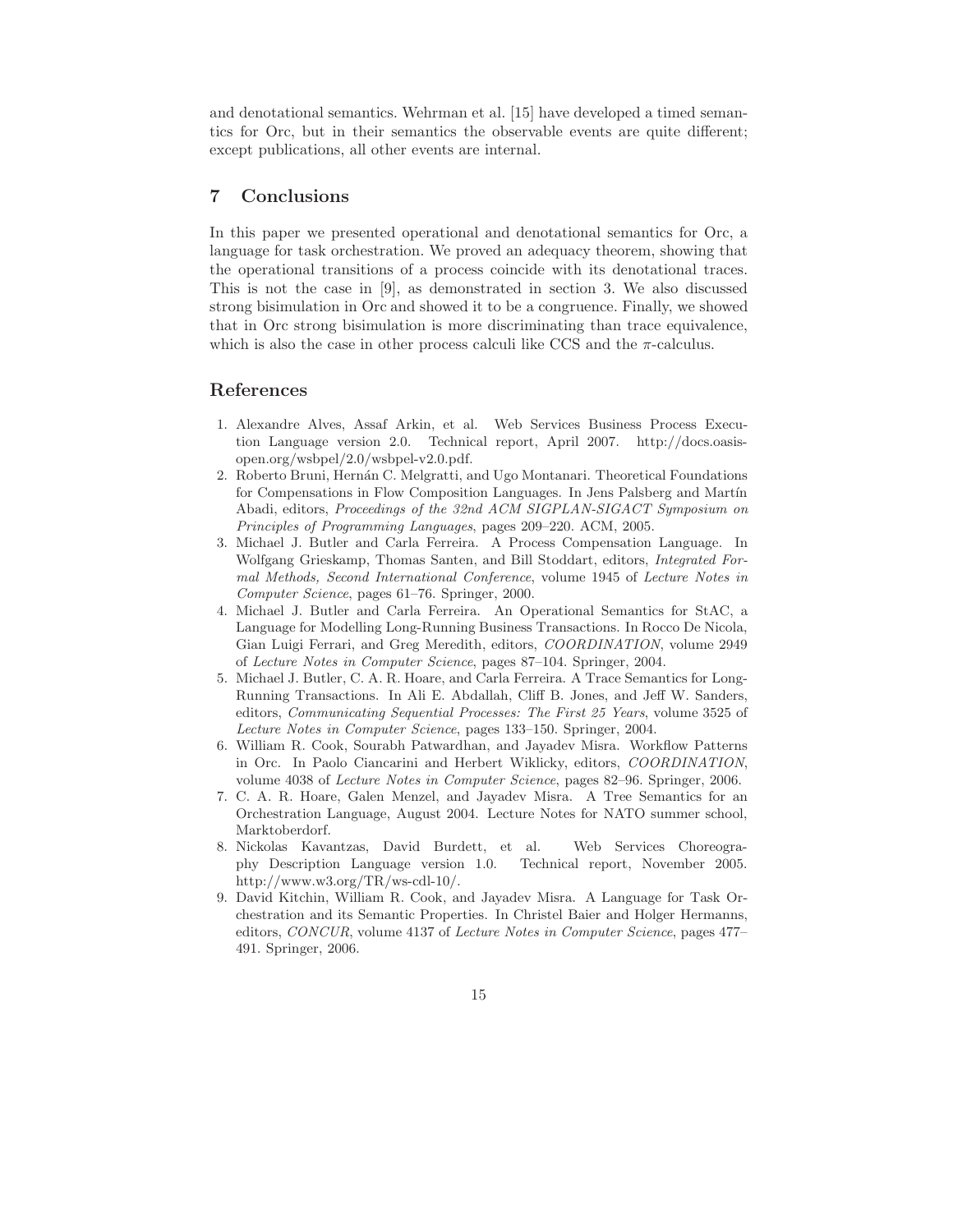and denotational semantics. Wehrman et al. [15] have developed a timed semantics for Orc, but in their semantics the observable events are quite different; except publications, all other events are internal.

## 7 Conclusions

In this paper we presented operational and denotational semantics for Orc, a language for task orchestration. We proved an adequacy theorem, showing that the operational transitions of a process coincide with its denotational traces. This is not the case in [9], as demonstrated in section 3. We also discussed strong bisimulation in Orc and showed it to be a congruence. Finally, we showed that in Orc strong bisimulation is more discriminating than trace equivalence, which is also the case in other process calculi like CCS and the $\pi$-calculus.

## References

1. Alexandre Alves, Assaf Arkin, et al. Web Services Business Process Execution Language version 2.0. Technical report, April 2007. http://docs.oasis-open.org/wsbpel/2.0/wsbpel-v2.0.pdf.
2. Roberto Bruni, Hernán C. Melgratti, and Ugo Montanari. Theoretical Foundations for Compensations in Flow Composition Languages. In Jens Palsberg and Martín Abadi, editors, *Proceedings of the 32nd ACM SIGPLAN-SIGACT Symposium on Principles of Programming Languages*, pages 209–220. ACM, 2005.
3. Michael J. Butler and Carla Ferreira. A Process Compensation Language. In Wolfgang Grieskamp, Thomas Santen, and Bill Stoddart, editors, *Integrated Formal Methods, Second International Conference*, volume 1945 of *Lecture Notes in Computer Science*, pages 61–76. Springer, 2000.
4. Michael J. Butler and Carla Ferreira. An Operational Semantics for StAC, a Language for Modelling Long-Running Business Transactions. In Rocco De Nicola, Gian Luigi Ferrari, and Greg Meredith, editors, *COORDINATION*, volume 2949 of *Lecture Notes in Computer Science*, pages 87–104. Springer, 2004.
5. Michael J. Butler, C. A. R. Hoare, and Carla Ferreira. A Trace Semantics for Long-Running Transactions. In Ali E. Abdallah, Cliff B. Jones, and Jeff W. Sanders, editors, *Communicating Sequential Processes: The First 25 Years*, volume 3525 of *Lecture Notes in Computer Science*, pages 133–150. Springer, 2004.
6. William R. Cook, Sourabh Patwardhan, and Jayadev Misra. Workflow Patterns in Orc. In Paolo Ciancarini and Herbert Wiklicky, editors, *COORDINATION*, volume 4038 of *Lecture Notes in Computer Science*, pages 82–96. Springer, 2006.
7. C. A. R. Hoare, Galen Menzel, and Jayadev Misra. A Tree Semantics for an Orchestration Language, August 2004. Lecture Notes for NATO summer school, Marktoberdorf.
8. Nickolas Kavantzas, David Burdett, et al. Web Services Choreography Description Language version 1.0. Technical report, November 2005. http://www.w3.org/TR/ws-cdl-10/.
9. David Kitchin, William R. Cook, and Jayadev Misra. A Language for Task Orchestration and its Semantic Properties. In Christel Baier and Holger Hermanns, editors, *CONCUR*, volume 4137 of *Lecture Notes in Computer Science*, pages 477–491. Springer, 2006.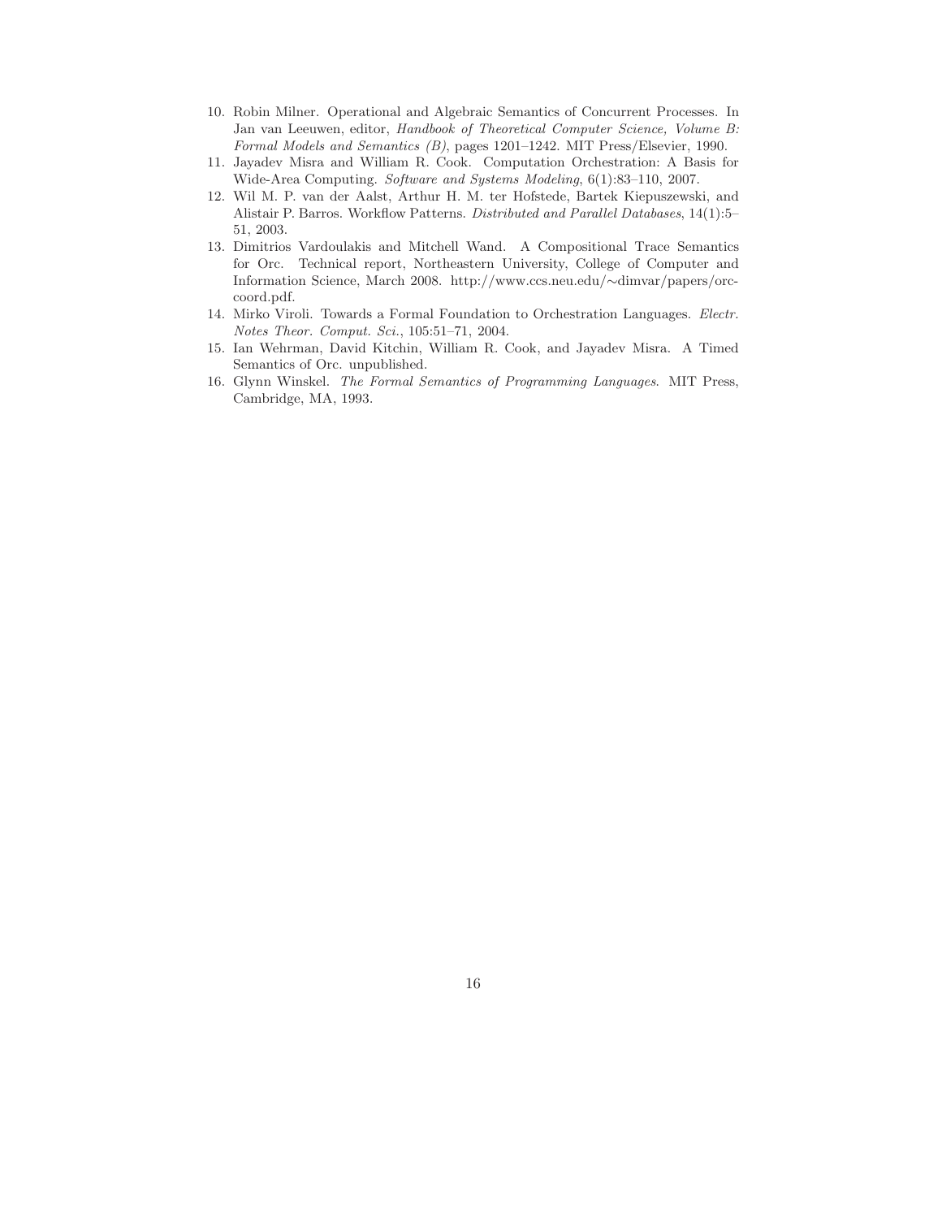10. Robin Milner. Operational and Algebraic Semantics of Concurrent Processes. In Jan van Leeuwen, editor, *Handbook of Theoretical Computer Science, Volume B: Formal Models and Semantics (B)*, pages 1201–1242. MIT Press/Elsevier, 1990.
11. Jayadev Misra and William R. Cook. Computation Orchestration: A Basis for Wide-Area Computing. *Software and Systems Modeling*, 6(1):83–110, 2007.
12. Wil M. P. van der Aalst, Arthur H. M. ter Hofstede, Bartek Kiepuszewski, and Alistair P. Barros. Workflow Patterns. *Distributed and Parallel Databases*, 14(1):5–51, 2003.
13. Dimitrios Vardoulakis and Mitchell Wand. A Compositional Trace Semantics for Orc. Technical report, Northeastern University, College of Computer and Information Science, March 2008. http://www.ccs.neu.edu/∼dimvar/papers/orc-coord.pdf.
14. Mirko Viroli. Towards a Formal Foundation to Orchestration Languages. *Electr. Notes Theor. Comput. Sci.*, 105:51–71, 2004.
15. Ian Wehrman, David Kitchin, William R. Cook, and Jayadev Misra. A Timed Semantics of Orc. unpublished.
16. Glynn Winskel. *The Formal Semantics of Programming Languages*. MIT Press, Cambridge, MA, 1993.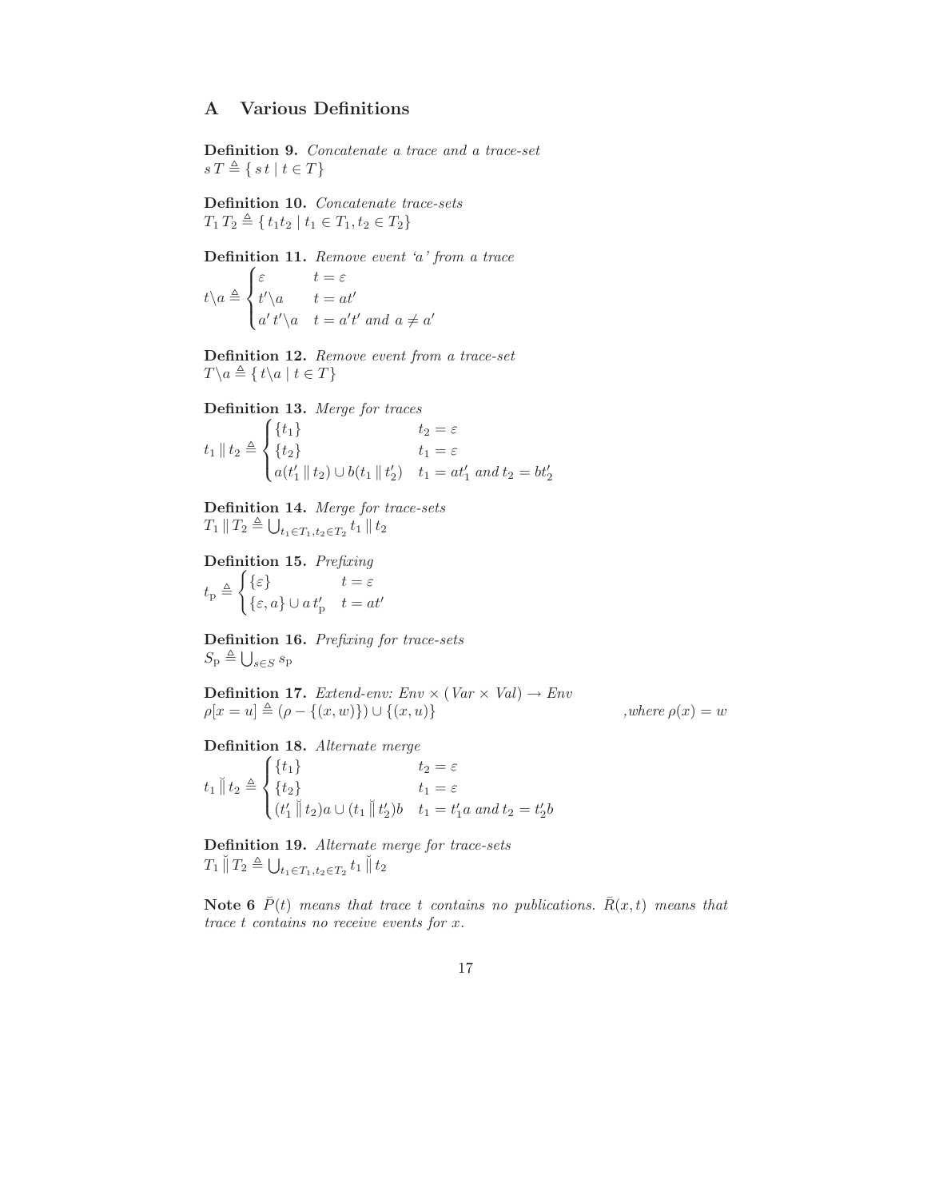## A Various Definitions

**Definition 9.** *Concatenate a trace and a trace-set*
$s\,T \triangleq \{\, s\,t \mid t \in T \}$

**Definition 10.** *Concatenate trace-sets*
$T_1\,T_2 \triangleq \{\, t_1 t_2 \mid t_1 \in T_1, t_2 \in T_2 \}$

**Definition 11.** *Remove event 'a' from a trace*

$$t \backslash a \triangleq \begin{cases} \varepsilon & t = \varepsilon \\ t' \backslash a & t = at' \\ a'\,t' \backslash a & t = a't' \text{ and } a \neq a' \end{cases}$$

**Definition 12.** *Remove event from a trace-set*
$T \backslash a \triangleq \{\, t \backslash a \mid t \in T \}$

**Definition 13.** *Merge for traces*

$$t_1 \,\|\, t_2 \triangleq \begin{cases} \{t_1\} & t_2 = \varepsilon \\ \{t_2\} & t_1 = \varepsilon \\ a(t_1' \,\|\, t_2) \cup b(t_1 \,\|\, t_2') & t_1 = at_1' \text{ and } t_2 = bt_2' \end{cases}$$

**Definition 14.** *Merge for trace-sets*
$T_1 \,\|\, T_2 \triangleq \bigcup_{t_1 \in T_1, t_2 \in T_2} t_1 \,\|\, t_2$

**Definition 15.** *Prefixing*

$$t_{\mathrm{p}} \triangleq \begin{cases} \{\varepsilon\} & t = \varepsilon \\ \{\varepsilon, a\} \cup a\,t'_{\mathrm{p}} & t = at' \end{cases}$$

**Definition 16.** *Prefixing for trace-sets*
$S_{\mathrm{p}} \triangleq \bigcup_{s \in S} s_{\mathrm{p}}$

**Definition 17.** *Extend-env: Env $\times$ (Var $\times$ Val) $\rightarrow$ Env*
$\rho[x = u] \triangleq (\rho - \{(x, w)\}) \cup \{(x, u)\}$ ,*where* $\rho(x) = w$

**Definition 18.** *Alternate merge*

$$t_1 \,\breve{\|}\, t_2 \triangleq \begin{cases} \{t_1\} & t_2 = \varepsilon \\ \{t_2\} & t_1 = \varepsilon \\ (t_1' \,\breve{\|}\, t_2)a \cup (t_1 \,\breve{\|}\, t_2')b & t_1 = t_1'a \text{ and } t_2 = t_2'b \end{cases}$$

**Definition 19.** *Alternate merge for trace-sets*
$T_1 \,\breve{\|}\, T_2 \triangleq \bigcup_{t_1 \in T_1, t_2 \in T_2} t_1 \,\breve{\|}\, t_2$

**Note 6** *$\bar{P}(t)$ means that trace $t$ contains no publications. $\bar{R}(x, t)$ means that trace $t$ contains no receive events for $x$.*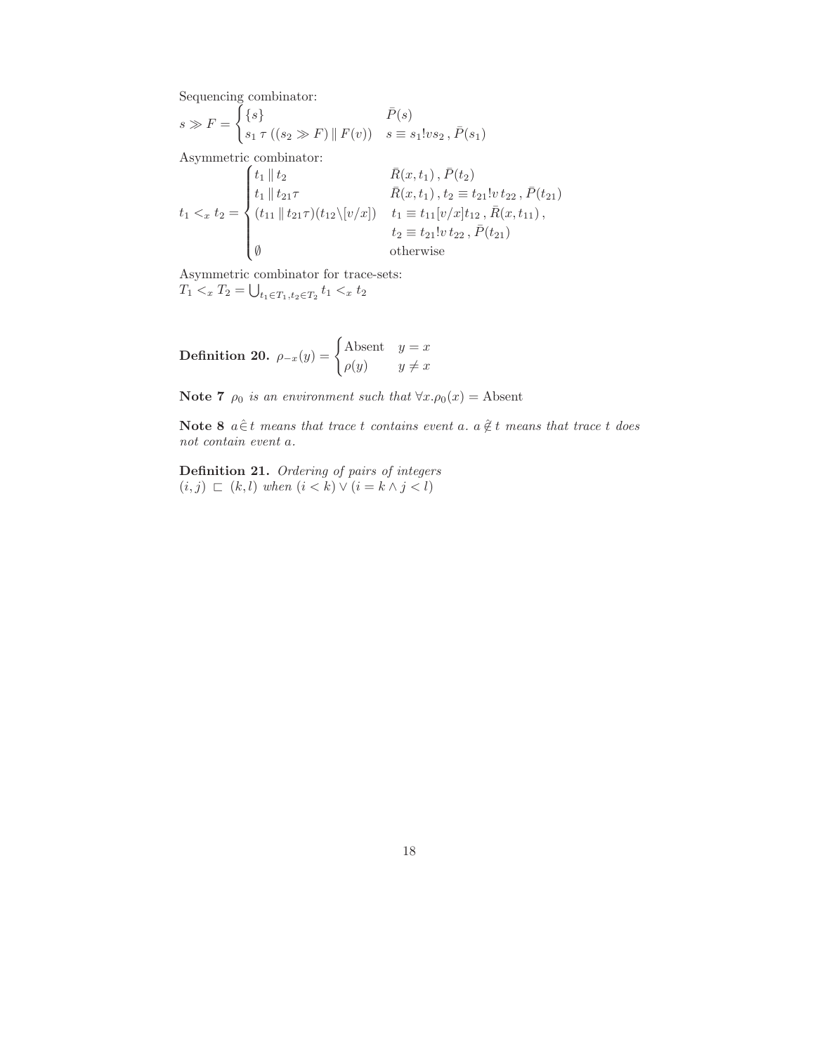Sequencing combinator:

$$s \gg F = \begin{cases} \{s\} & \bar{P}(s) \\ s_1\,\tau\,((s_2 \gg F) \parallel F(v)) & s \equiv s_1!v s_2\,,\, \bar{P}(s_1) \end{cases}$$

Asymmetric combinator:

$$t_1 <_x t_2 = \begin{cases} t_1 \parallel t_2 & \bar{R}(x, t_1)\,,\, \bar{P}(t_2) \\ t_1 \parallel t_{21}\tau & \bar{R}(x, t_1)\,,\, t_2 \equiv t_{21}!v\, t_{22}\,,\, \bar{P}(t_{21}) \\ (t_{11} \parallel t_{21}\tau)(t_{12}\backslash[v/x]) & t_1 \equiv t_{11}[v/x]t_{12}\,,\, \bar{R}(x, t_{11})\,, \\ & t_2 \equiv t_{21}!v\, t_{22}\,,\, \bar{P}(t_{21}) \\ \emptyset & \text{otherwise} \end{cases}$$

Asymmetric combinator for trace-sets:
$T_1 <_x T_2 = \bigcup_{t_1 \in T_1, t_2 \in T_2} t_1 <_x t_2$

**Definition 20.** $\rho_{-x}(y) = \begin{cases} \text{Absent} & y = x \\ \rho(y) & y \neq x \end{cases}$

**Note 7** *$\rho_0$ is an environment such that* $\forall x.\rho_0(x) = \text{Absent}$

**Note 8** *$a \,\hat{\in}\, t$ means that trace $t$ contains event $a$. $a \,\hat{\notin}\, t$ means that trace $t$ does not contain event $a$.*

**Definition 21.** *Ordering of pairs of integers*
$(i, j) \sqsubset (k, l)$ *when* $(i < k) \vee (i = k \wedge j < l)$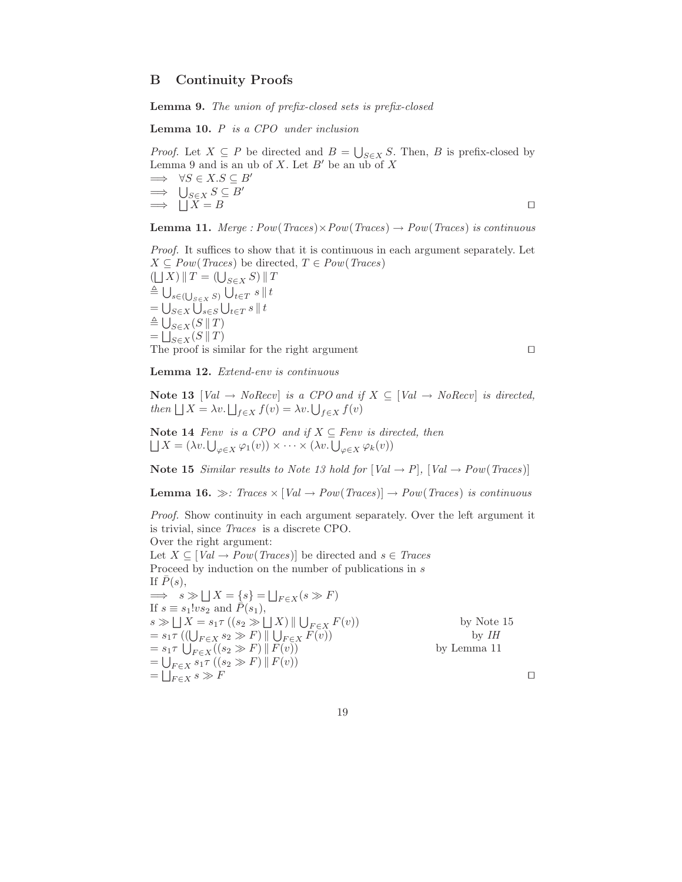## B Continuity Proofs

**Lemma 9.** *The union of prefix-closed sets is prefix-closed*

**Lemma 10.** *$P$ is a CPO under inclusion*

*Proof.* Let $X \subseteq P$ be directed and $B = \bigcup_{S \in X} S$. Then, $B$ is prefix-closed by Lemma 9 and is an ub of $X$. Let $B'$ be an ub of $X$

$\implies \forall S \in X. S \subseteq B'$

$\implies \bigcup_{S \in X} S \subseteq B'$

$\implies \bigsqcup X = B$ □

**Lemma 11.** *Merge : $Pow(Traces) \times Pow(Traces) \to Pow(Traces)$ is continuous*

*Proof.* It suffices to show that it is continuous in each argument separately. Let $X \subseteq Pow(Traces)$ be directed, $T \in Pow(Traces)$

$(\bigsqcup X) \parallel T = (\bigcup_{S \in X} S) \parallel T$

$\triangleq \bigcup_{s \in (\bigcup_{S \in X} S)} \bigcup_{t \in T} s \parallel t$

$= \bigcup_{S \in X} \bigcup_{s \in S} \bigcup_{t \in T} s \parallel t$

$\triangleq \bigcup_{S \in X} (S \parallel T)$

$= \bigsqcup_{S \in X} (S \parallel T)$

The proof is similar for the right argument □

**Lemma 12.** *Extend-env is continuous*

**Note 13** *$[Val \to NoRecv]$ is a CPO and if $X \subseteq [Val \to NoRecv]$ is directed, then $\bigsqcup X = \lambda v. \bigsqcup_{f \in X} f(v) = \lambda v. \bigcup_{f \in X} f(v)$*

**Note 14** *Fenv is a CPO and if $X \subseteq Fenv$ is directed, then $\bigsqcup X = (\lambda v. \bigcup_{\varphi \in X} \varphi_1(v)) \times \cdots \times (\lambda v. \bigcup_{\varphi \in X} \varphi_k(v))$*

**Note 15** *Similar results to Note 13 hold for $[Val \to P]$, $[Val \to Pow(Traces)]$*

**Lemma 16.** *$\gg$: $Traces \times [Val \to Pow(Traces)] \to Pow(Traces)$ is continuous*

*Proof.* Show continuity in each argument separately. Over the left argument it is trivial, since *Traces* is a discrete CPO.

Over the right argument:

Let $X \subseteq [Val \to Pow(Traces)]$ be directed and $s \in Traces$

Proceed by induction on the number of publications in $s$

If $\bar{P}(s)$,

$\implies s \gg \bigsqcup X = \{s\} = \bigsqcup_{F \in X} (s \gg F)$

If $s \equiv s_1!vs_2$ and $\bar{P}(s_1)$,

$s \gg \bigsqcup X = s_1 \tau \, ((s_2 \gg \bigsqcup X) \parallel \bigcup_{F \in X} F(v))$ by Note 15

$= s_1 \tau \, ((\bigcup_{F \in X} s_2 \gg F) \parallel \bigcup_{F \in X} F(v))$ by *IH*

$= s_1 \tau \, \bigcup_{F \in X} ((s_2 \gg F) \parallel F(v))$ by Lemma 11

$= \bigcup_{F \in X} s_1 \tau \, ((s_2 \gg F) \parallel F(v))$

$= \bigsqcup_{F \in X} s \gg F$ □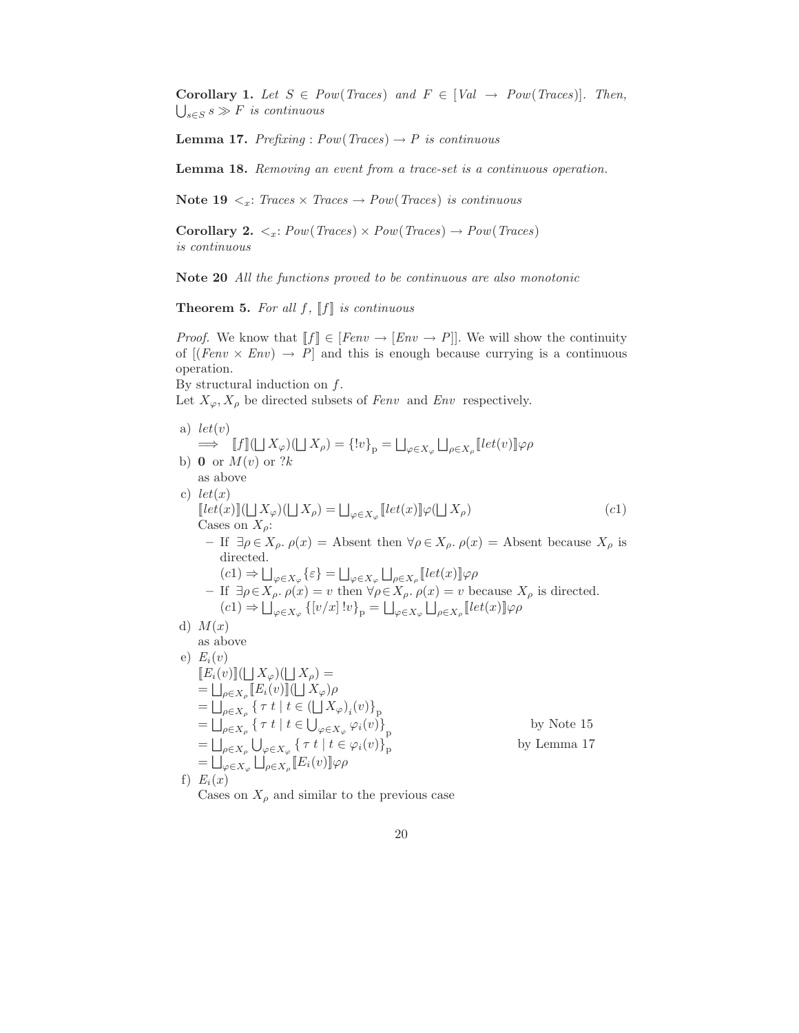**Corollary 1.** *Let $S \in Pow(Traces)$ and $F \in [Val \to Pow(Traces)]$. Then, $\bigcup_{s \in S} s \gg F$ is continuous*

**Lemma 17.** *Prefixing : $Pow(Traces) \to P$ is continuous*

**Lemma 18.** *Removing an event from a trace-set is a continuous operation.*

**Note 19** *$<_x$: $Traces \times Traces \to Pow(Traces)$ is continuous*

**Corollary 2.** *$<_x$: $Pow(Traces) \times Pow(Traces) \to Pow(Traces)$ is continuous*

**Note 20** *All the functions proved to be continuous are also monotonic*

**Theorem 5.** *For all $f$, $[\![f]\!]$ is continuous*

*Proof.* We know that $[\![f]\!] \in [Fenv \to [Env \to P]]$. We will show the continuity of $[(Fenv \times Env) \to P]$ and this is enough because currying is a continuous operation.
By structural induction on $f$.
Let $X_\varphi, X_\rho$ be directed subsets of $Fenv$ and $Env$ respectively.

a) $let(v)$
 $\implies \; [\![f]\!](\bigsqcup X_\varphi)(\bigsqcup X_\rho) = \{!v\}_{\mathrm{p}} = \bigsqcup_{\varphi \in X_\varphi} \bigsqcup_{\rho \in X_\rho} [\![let(v)]\!]\varphi\rho$

b) $\mathbf{0}$ or $M(v)$ or $?k$
 as above

c) $let(x)$
 $$[\![let(x)]\!](\bigsqcup X_\varphi)(\bigsqcup X_\rho) = \bigsqcup_{\varphi \in X_\varphi} [\![let(x)]\!]\varphi(\bigsqcup X_\rho) \qquad (c1)$$
 Cases on $X_\rho$:
 - If $\exists \rho \in X_\rho.\ \rho(x) = \text{Absent}$ then $\forall \rho \in X_\rho.\ \rho(x) = \text{Absent}$ because $X_\rho$ is directed.
 $(c1) \Rightarrow \bigsqcup_{\varphi \in X_\varphi} \{\varepsilon\} = \bigsqcup_{\varphi \in X_\varphi} \bigsqcup_{\rho \in X_\rho} [\![let(x)]\!]\varphi\rho$
 - If $\exists \rho \in X_\rho.\ \rho(x) = v$ then $\forall \rho \in X_\rho.\ \rho(x) = v$ because $X_\rho$ is directed.
 $(c1) \Rightarrow \bigsqcup_{\varphi \in X_\varphi} \{[v/x]\,!v\}_{\mathrm{p}} = \bigsqcup_{\varphi \in X_\varphi} \bigsqcup_{\rho \in X_\rho} [\![let(x)]\!]\varphi\rho$

d) $M(x)$
 as above

e) $E_i(v)$
 $[\![E_i(v)]\!](\bigsqcup X_\varphi)(\bigsqcup X_\rho) =$
 $= \bigsqcup_{\rho \in X_\rho} [\![E_i(v)]\!](\bigsqcup X_\varphi)\rho$
 $= \bigsqcup_{\rho \in X_\rho} \{\, \tau\ t \mid t \in (\bigsqcup X_\varphi)_i(v) \}_{\mathrm{p}}$
 $= \bigsqcup_{\rho \in X_\rho} \{\, \tau\ t \mid t \in \bigcup_{\varphi \in X_\varphi} \varphi_i(v) \}_{\mathrm{p}}$ by Note 15
 $= \bigsqcup_{\rho \in X_\rho} \bigcup_{\varphi \in X_\varphi} \{\, \tau\ t \mid t \in \varphi_i(v) \}_{\mathrm{p}}$ by Lemma 17
 $= \bigsqcup_{\varphi \in X_\varphi} \bigsqcup_{\rho \in X_\rho} [\![E_i(v)]\!]\varphi\rho$

f) $E_i(x)$
 Cases on $X_\rho$ and similar to the previous case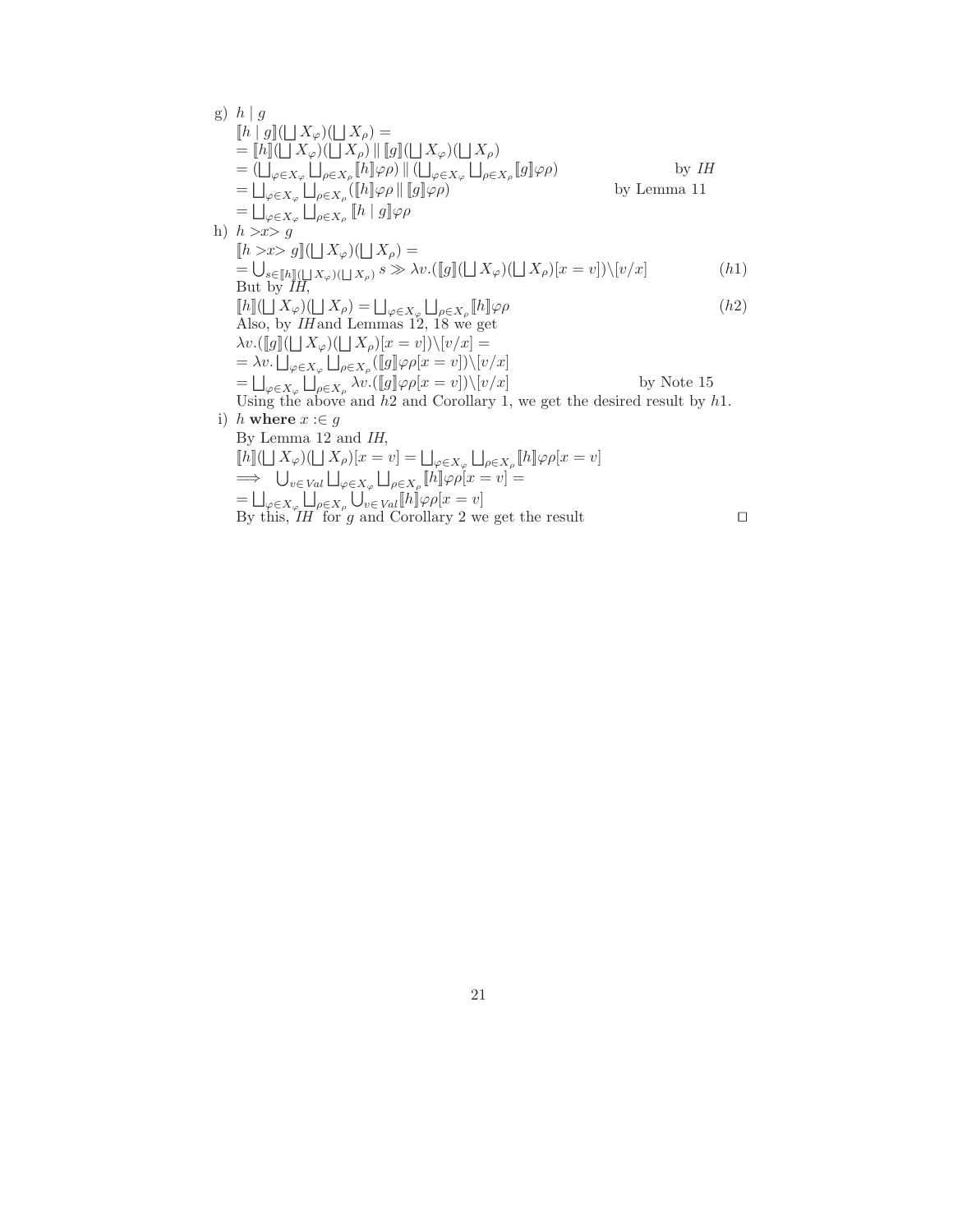g) $h \mid g$

$[\![h \mid g]\!](\bigsqcup X_\varphi)(\bigsqcup X_\rho) =$
$= [\![h]\!](\bigsqcup X_\varphi)(\bigsqcup X_\rho) \parallel [\![g]\!](\bigsqcup X_\varphi)(\bigsqcup X_\rho)$
$= (\bigsqcup_{\varphi \in X_\varphi} \bigsqcup_{\rho \in X_\rho} [\![h]\!]\varphi\rho) \parallel (\bigsqcup_{\varphi \in X_\varphi} \bigsqcup_{\rho \in X_\rho} [\![g]\!]\varphi\rho)$ — by *IH*
$= \bigsqcup_{\varphi \in X_\varphi} \bigsqcup_{\rho \in X_\rho} ([\![h]\!]\varphi\rho \parallel [\![g]\!]\varphi\rho)$ — by Lemma 11
$= \bigsqcup_{\varphi \in X_\varphi} \bigsqcup_{\rho \in X_\rho} [\![h \mid g]\!]\varphi\rho$

h) $h > x > g$

$[\![h > x > g]\!](\bigsqcup X_\varphi)(\bigsqcup X_\rho) =$

$$= \bigcup_{s \in [\![h]\!](\bigsqcup X_\varphi)(\bigsqcup X_\rho)} s \gg \lambda v.([\![g]\!](\bigsqcup X_\varphi)(\bigsqcup X_\rho)[x = v]) \backslash [v/x] \qquad (h1)$$

But by *IH*,

$$[\![h]\!](\bigsqcup X_\varphi)(\bigsqcup X_\rho) = \bigsqcup_{\varphi \in X_\varphi} \bigsqcup_{\rho \in X_\rho} [\![h]\!]\varphi\rho \qquad (h2)$$

Also, by *IH* and Lemmas 12, 18 we get
$\lambda v.([\![g]\!](\bigsqcup X_\varphi)(\bigsqcup X_\rho)[x = v]) \backslash [v/x] =$
$= \lambda v. \bigsqcup_{\varphi \in X_\varphi} \bigsqcup_{\rho \in X_\rho} ([\![g]\!]\varphi\rho[x = v]) \backslash [v/x]$
$= \bigsqcup_{\varphi \in X_\varphi} \bigsqcup_{\rho \in X_\rho} \lambda v.([\![g]\!]\varphi\rho[x = v]) \backslash [v/x]$ — by Note 15

Using the above and $h2$ and Corollary 1, we get the desired result by $h1$.

i) $h$ **where** $x :\in g$

By Lemma 12 and *IH*,
$[\![h]\!](\bigsqcup X_\varphi)(\bigsqcup X_\rho)[x = v] = \bigsqcup_{\varphi \in X_\varphi} \bigsqcup_{\rho \in X_\rho} [\![h]\!]\varphi\rho[x = v]$
$\implies \bigcup_{v \in Val} \bigsqcup_{\varphi \in X_\varphi} \bigsqcup_{\rho \in X_\rho} [\![h]\!]\varphi\rho[x = v] =$
$= \bigsqcup_{\varphi \in X_\varphi} \bigsqcup_{\rho \in X_\rho} \bigcup_{v \in Val} [\![h]\!]\varphi\rho[x = v]$

By this, *IH* for $g$ and Corollary 2 we get the result $\square$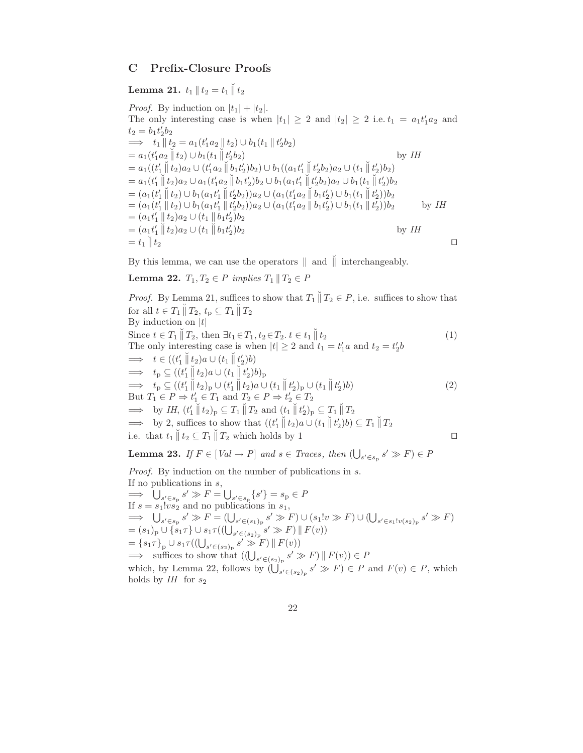## C Prefix-Closure Proofs

**Lemma 21.** $t_1 \parallel t_2 = t_1 \breve{\parallel} t_2$

*Proof.* By induction on $|t_1| + |t_2|$.
The only interesting case is when $|t_1| \geq 2$ and $|t_2| \geq 2$ i.e. $t_1 = a_1 t_1' a_2$ and $t_2 = b_1 t_2' b_2$

$\implies \quad t_1 \parallel t_2 = a_1(t_1' a_2 \parallel t_2) \cup b_1(t_1 \parallel t_2' b_2)$
$= a_1(t_1' a_2 \breve{\parallel} t_2) \cup b_1(t_1 \breve{\parallel} t_2' b_2)$ by *IH*
$= a_1((t_1' \breve{\parallel} t_2)a_2 \cup (t_1' a_2 \breve{\parallel} b_1 t_2')b_2) \cup b_1((a_1 t_1' \breve{\parallel} t_2' b_2)a_2 \cup (t_1 \breve{\parallel} t_2')b_2)$
$= a_1(t_1' \breve{\parallel} t_2)a_2 \cup a_1(t_1' a_2 \breve{\parallel} b_1 t_2')b_2 \cup b_1(a_1 t_1' \breve{\parallel} t_2' b_2)a_2 \cup b_1(t_1 \breve{\parallel} t_2')b_2$
$= (a_1(t_1' \breve{\parallel} t_2) \cup b_1(a_1 t_1' \breve{\parallel} t_2' b_2))a_2 \cup (a_1(t_1' a_2 \breve{\parallel} b_1 t_2') \cup b_1(t_1 \breve{\parallel} t_2'))b_2$
$= (a_1(t_1' \parallel t_2) \cup b_1(a_1 t_1' \parallel t_2' b_2))a_2 \cup (a_1(t_1' a_2 \parallel b_1 t_2') \cup b_1(t_1 \parallel t_2'))b_2$ by *IH*
$= (a_1 t_1' \parallel t_2)a_2 \cup (t_1 \parallel b_1 t_2')b_2$
$= (a_1 t_1' \breve{\parallel} t_2)a_2 \cup (t_1 \breve{\parallel} b_1 t_2')b_2$ by *IH*
$= t_1 \breve{\parallel} t_2$ ◻

By this lemma, we can use the operators $\parallel$ and $\breve{\parallel}$ interchangeably.

**Lemma 22.** $T_1, T_2 \in P$ *implies* $T_1 \parallel T_2 \in P$

*Proof.* By Lemma 21, suffices to show that $T_1 \breve{\parallel} T_2 \in P$, i.e. suffices to show that for all $t \in T_1 \breve{\parallel} T_2$, $t_{\mathrm{p}} \subseteq T_1 \breve{\parallel} T_2$
By induction on $|t|$
Since $t \in T_1 \breve{\parallel} T_2$, then $\exists t_1 \in T_1, t_2 \in T_2.\ t \in t_1 \breve{\parallel} t_2$ (1)
The only interesting case is when $|t| \geq 2$ and $t_1 = t_1' a$ and $t_2 = t_2' b$
$\implies \quad t \in ((t_1' \breve{\parallel} t_2)a \cup (t_1 \breve{\parallel} t_2')b)$
$\implies \quad t_{\mathrm{p}} \subseteq ((t_1' \breve{\parallel} t_2)a \cup (t_1 \breve{\parallel} t_2')b)_{\mathrm{p}}$
$\implies \quad t_{\mathrm{p}} \subseteq ((t_1' \breve{\parallel} t_2)_{\mathrm{p}} \cup (t_1' \breve{\parallel} t_2)a \cup (t_1 \breve{\parallel} t_2')_{\mathrm{p}} \cup (t_1 \breve{\parallel} t_2')b)$ (2)
But $T_1 \in P \Rightarrow t_1' \in T_1$ and $T_2 \in P \Rightarrow t_2' \in T_2$
$\implies$ by *IH*, $(t_1' \breve{\parallel} t_2)_{\mathrm{p}} \subseteq T_1 \breve{\parallel} T_2$ and $(t_1 \breve{\parallel} t_2')_{\mathrm{p}} \subseteq T_1 \breve{\parallel} T_2$
$\implies$ by 2, suffices to show that $((t_1' \breve{\parallel} t_2)a \cup (t_1 \breve{\parallel} t_2')b) \subseteq T_1 \breve{\parallel} T_2$
i.e. that $t_1 \breve{\parallel} t_2 \subseteq T_1 \breve{\parallel} T_2$ which holds by 1 ◻

**Lemma 23.** *If* $F \in [Val \to P]$ *and* $s \in Traces$, *then* $(\bigcup_{s' \in s_{\mathrm{p}}} s' \gg F) \in P$

*Proof.* By induction on the number of publications in $s$.
If no publications in $s$,
$\implies \quad \bigcup_{s' \in s_{\mathrm{p}}} s' \gg F = \bigcup_{s' \in s_{\mathrm{p}}} \{s'\} = s_{\mathrm{p}} \in P$
If $s = s_1!vs_2$ and no publications in $s_1$,
$\implies \quad \bigcup_{s' \in s_{\mathrm{p}}} s' \gg F = (\bigcup_{s' \in (s_1)_{\mathrm{p}}} s' \gg F) \cup (s_1!v \gg F) \cup (\bigcup_{s' \in s_1!v(s_2)_{\mathrm{p}}} s' \gg F)$
$= (s_1)_{\mathrm{p}} \cup \{s_1\tau\} \cup s_1\tau((\bigcup_{s' \in (s_2)_{\mathrm{p}}} s' \gg F) \parallel F(v))$
$= \{s_1\tau\}_{\mathrm{p}} \cup s_1\tau((\bigcup_{s' \in (s_2)_{\mathrm{p}}} s' \gg F) \parallel F(v))$
$\implies$ suffices to show that $((\bigcup_{s' \in (s_2)_{\mathrm{p}}} s' \gg F) \parallel F(v)) \in P$
which, by Lemma 22, follows by $(\bigcup_{s' \in (s_2)_{\mathrm{p}}} s' \gg F) \in P$ and $F(v) \in P$, which holds by *IH* for $s_2$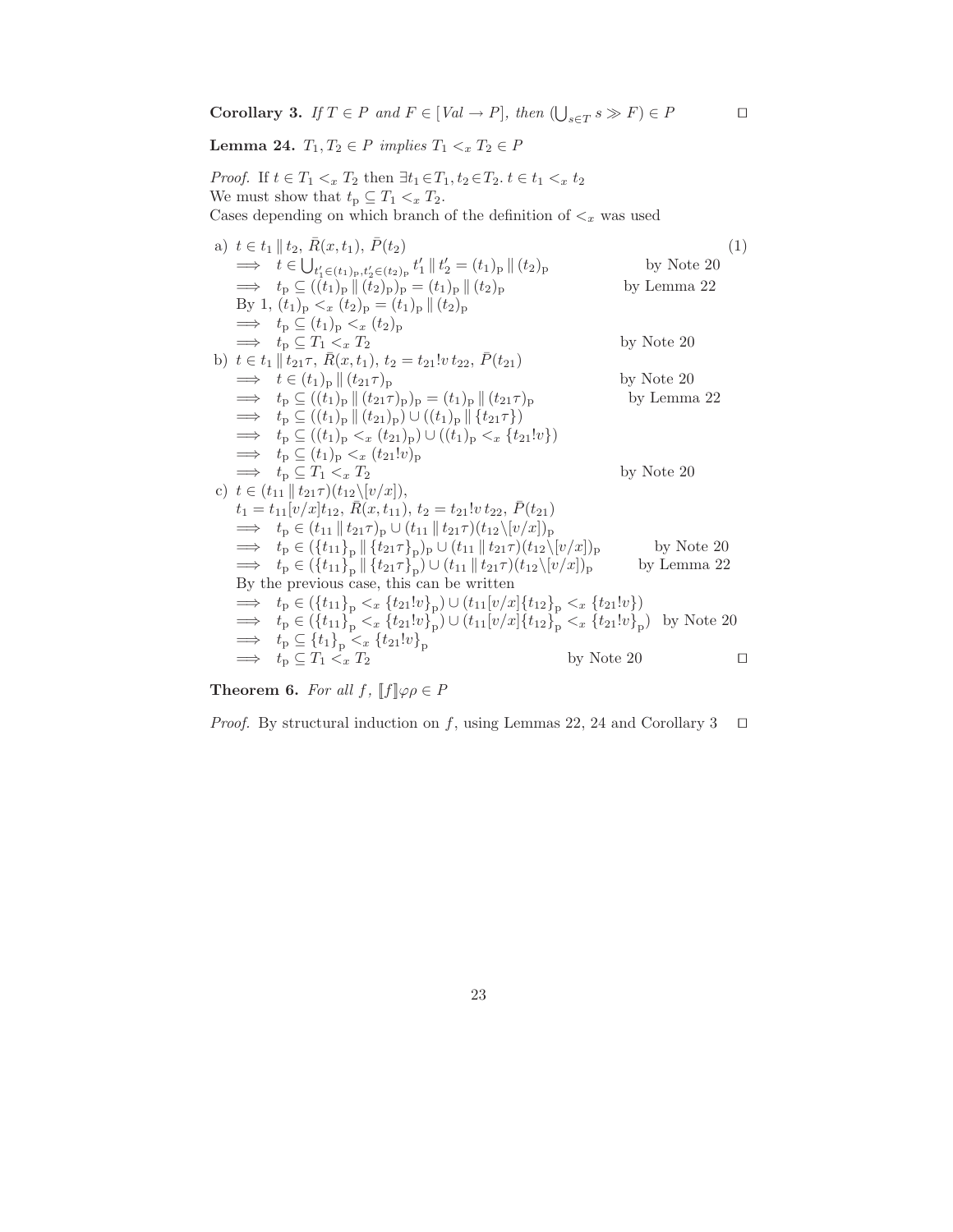**Corollary 3.** *If $T \in P$ and $F \in [\,Val \to P]$, then $(\bigcup_{s \in T} s \gg F) \in P$* $\square$

**Lemma 24.** *$T_1, T_2 \in P$ implies $T_1 <_x T_2 \in P$*

*Proof.* If $t \in T_1 <_x T_2$ then $\exists t_1 \in T_1, t_2 \in T_2.\ t \in t_1 <_x t_2$
We must show that $t_{\mathrm{p}} \subseteq T_1 <_x T_2$.
Cases depending on which branch of the definition of $<_x$ was used

a) $t \in t_1 \,\|\, t_2,\ \bar{R}(x, t_1),\ \bar{P}(t_2)$ (1)

$\implies t \in \bigcup_{t'_1 \in (t_1)_{\mathrm{p}}, t'_2 \in (t_2)_{\mathrm{p}}} t'_1 \,\|\, t'_2 = (t_1)_{\mathrm{p}} \,\|\, (t_2)_{\mathrm{p}}$ by Note 20

$\implies t_{\mathrm{p}} \subseteq ((t_1)_{\mathrm{p}} \,\|\, (t_2)_{\mathrm{p}})_{\mathrm{p}} = (t_1)_{\mathrm{p}} \,\|\, (t_2)_{\mathrm{p}}$ by Lemma 22

By 1, $(t_1)_{\mathrm{p}} <_x (t_2)_{\mathrm{p}} = (t_1)_{\mathrm{p}} \,\|\, (t_2)_{\mathrm{p}}$

$\implies t_{\mathrm{p}} \subseteq (t_1)_{\mathrm{p}} <_x (t_2)_{\mathrm{p}}$

$\implies t_{\mathrm{p}} \subseteq T_1 <_x T_2$ by Note 20

b) $t \in t_1 \,\|\, t_{21}\tau,\ \bar{R}(x, t_1),\ t_2 = t_{21}!v\, t_{22},\ \bar{P}(t_{21})$

$\implies t \in (t_1)_{\mathrm{p}} \,\|\, (t_{21}\tau)_{\mathrm{p}}$ by Note 20

$\implies t_{\mathrm{p}} \subseteq ((t_1)_{\mathrm{p}} \,\|\, (t_{21}\tau)_{\mathrm{p}})_{\mathrm{p}} = (t_1)_{\mathrm{p}} \,\|\, (t_{21}\tau)_{\mathrm{p}}$ by Lemma 22

$\implies t_{\mathrm{p}} \subseteq ((t_1)_{\mathrm{p}} \,\|\, (t_{21})_{\mathrm{p}}) \cup ((t_1)_{\mathrm{p}} \,\|\, \{t_{21}\tau\})$

$\implies t_{\mathrm{p}} \subseteq ((t_1)_{\mathrm{p}} <_x (t_{21})_{\mathrm{p}}) \cup ((t_1)_{\mathrm{p}} <_x \{t_{21}!v\})$

$\implies t_{\mathrm{p}} \subseteq (t_1)_{\mathrm{p}} <_x (t_{21}!v)_{\mathrm{p}}$

$\implies t_{\mathrm{p}} \subseteq T_1 <_x T_2$ by Note 20

c) $t \in (t_{11} \,\|\, t_{21}\tau)(t_{12}\backslash[v/x])$,
$t_1 = t_{11}[v/x]t_{12},\ \bar{R}(x, t_{11}),\ t_2 = t_{21}!v\, t_{22},\ \bar{P}(t_{21})$

$\implies t_{\mathrm{p}} \in (t_{11} \,\|\, t_{21}\tau)_{\mathrm{p}} \cup (t_{11} \,\|\, t_{21}\tau)(t_{12}\backslash[v/x])_{\mathrm{p}}$

$\implies t_{\mathrm{p}} \in (\{t_{11}\}_{\mathrm{p}} \,\|\, \{t_{21}\tau\}_{\mathrm{p}})_{\mathrm{p}} \cup (t_{11} \,\|\, t_{21}\tau)(t_{12}\backslash[v/x])_{\mathrm{p}}$ by Note 20

$\implies t_{\mathrm{p}} \in (\{t_{11}\}_{\mathrm{p}} \,\|\, \{t_{21}\tau\}_{\mathrm{p}}) \cup (t_{11} \,\|\, t_{21}\tau)(t_{12}\backslash[v/x])_{\mathrm{p}}$ by Lemma 22

By the previous case, this can be written

$\implies t_{\mathrm{p}} \in (\{t_{11}\}_{\mathrm{p}} <_x \{t_{21}!v\}_{\mathrm{p}}) \cup (t_{11}[v/x]\{t_{12}\}_{\mathrm{p}} <_x \{t_{21}!v\})$

$\implies t_{\mathrm{p}} \in (\{t_{11}\}_{\mathrm{p}} <_x \{t_{21}!v\}_{\mathrm{p}}) \cup (t_{11}[v/x]\{t_{12}\}_{\mathrm{p}} <_x \{t_{21}!v\}_{\mathrm{p}})$ by Note 20

$\implies t_{\mathrm{p}} \subseteq \{t_1\}_{\mathrm{p}} <_x \{t_{21}!v\}_{\mathrm{p}}$

$\implies t_{\mathrm{p}} \subseteq T_1 <_x T_2$ by Note 20 $\square$

**Theorem 6.** *For all $f$, $[\![f]\!]\varphi\rho \in P$*

*Proof.* By structural induction on $f$, using Lemmas 22, 24 and Corollary 3 $\square$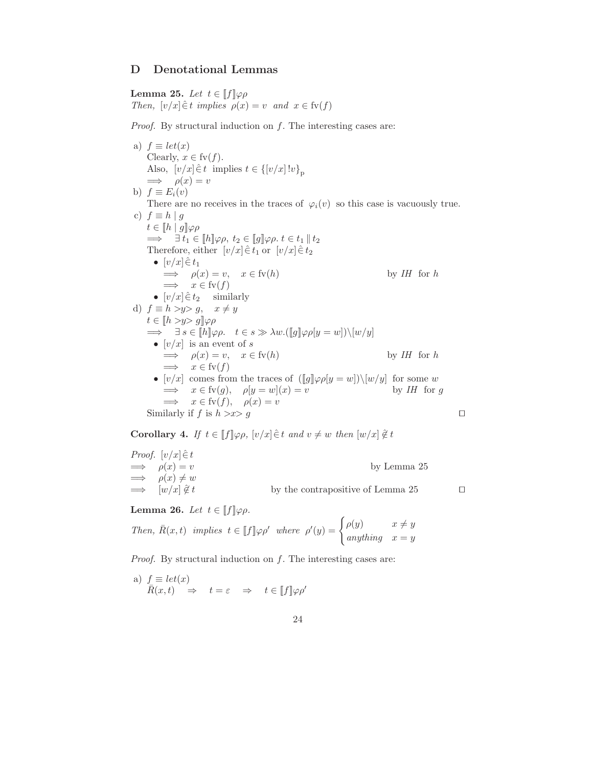## D Denotational Lemmas

**Lemma 25.** *Let* $t \in [\![f]\!]\varphi\rho$
*Then,* $[v/x] \hat{\in} t$ *implies* $\rho(x) = v$ *and* $x \in \text{fv}(f)$

*Proof.* By structural induction on $f$. The interesting cases are:

a) $f \equiv let(x)$
   Clearly, $x \in \text{fv}(f)$.
   Also, $[v/x] \hat{\in} t$ implies $t \in \{[v/x]\,!v\}_{\text{p}}$
   $\implies \quad \rho(x) = v$

b) $f \equiv E_i(v)$
   There are no receives in the traces of $\varphi_i(v)$ so this case is vacuously true.

c) $f \equiv h \mid g$
   $t \in [\![h \mid g]\!]\varphi\rho$
   $\implies \quad \exists\, t_1 \in [\![h]\!]\varphi\rho,\ t_2 \in [\![g]\!]\varphi\rho.\ t \in t_1 \parallel t_2$
   Therefore, either $[v/x] \hat{\in} t_1$ or $[v/x] \hat{\in} t_2$
   - $[v/x] \hat{\in} t_1$
     $\implies \quad \rho(x) = v, \quad x \in \text{fv}(h)$ — by *IH* for $h$
     $\implies \quad x \in \text{fv}(f)$
   - $[v/x] \hat{\in} t_2$ — similarly

d) $f \equiv h > y > g, \quad x \neq y$
   $t \in [\![h > y > g]\!]\varphi\rho$
   $\implies \quad \exists\, s \in [\![h]\!]\varphi\rho. \quad t \in s \gg \lambda w.([\![g]\!]\varphi\rho[y = w]) \backslash [w/y]$
   - $[v/x]$ is an event of $s$
     $\implies \quad \rho(x) = v, \quad x \in \text{fv}(h)$ — by *IH* for $h$
     $\implies \quad x \in \text{fv}(f)$
   - $[v/x]$ comes from the traces of $([\![g]\!]\varphi\rho[y = w]) \backslash [w/y]$ for some $w$
     $\implies \quad x \in \text{fv}(g), \quad \rho[y = w](x) = v$ — by *IH* for $g$
     $\implies \quad x \in \text{fv}(f), \quad \rho(x) = v$

   Similarly if $f$ is $h > x > g$ □

**Corollary 4.** *If* $t \in [\![f]\!]\varphi\rho$, $[v/x] \hat{\in} t$ *and* $v \neq w$ *then* $[w/x] \hat{\notin} t$

*Proof.* $[v/x] \hat{\in} t$
$\implies \quad \rho(x) = v$ — by Lemma 25
$\implies \quad \rho(x) \neq w$
$\implies \quad [w/x] \hat{\notin} t$ — by the contrapositive of Lemma 25 □

**Lemma 26.** *Let* $t \in [\![f]\!]\varphi\rho$.

*Then,* $\bar{R}(x, t)$ *implies* $t \in [\![f]\!]\varphi\rho'$ *where* $\rho'(y) = \begin{cases} \rho(y) & x \neq y \\ \textit{anything} & x = y \end{cases}$

*Proof.* By structural induction on $f$. The interesting cases are:

a) $f \equiv let(x)$
   $\bar{R}(x, t) \quad \Rightarrow \quad t = \varepsilon \quad \Rightarrow \quad t \in [\![f]\!]\varphi\rho'$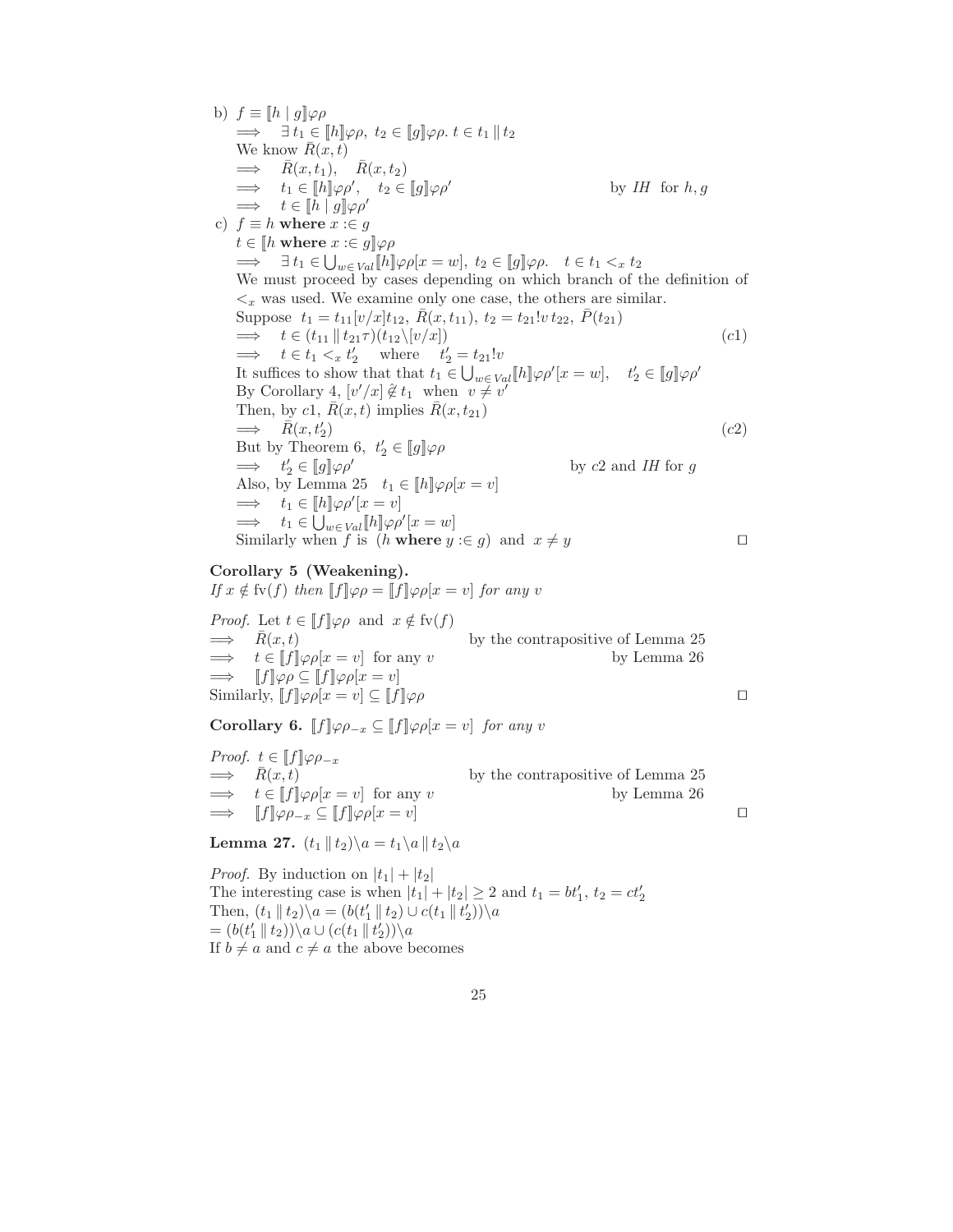b) $f \equiv [\![h \mid g]\!]\varphi\rho$

$\implies \quad \exists\, t_1 \in [\![h]\!]\varphi\rho,\ t_2 \in [\![g]\!]\varphi\rho.\ t \in t_1 \parallel t_2$

We know $\bar{R}(x,t)$

$\implies \quad \bar{R}(x,t_1), \quad \bar{R}(x,t_2)$

$\implies \quad t_1 \in [\![h]\!]\varphi\rho', \quad t_2 \in [\![g]\!]\varphi\rho'$ $\qquad$ by *IH* for $h, g$

$\implies \quad t \in [\![h \mid g]\!]\varphi\rho'$

c) $f \equiv h$ **where** $x :\in g$

$t \in [\![h \textbf{ where } x :\in g]\!]\varphi\rho$

$\implies \quad \exists\, t_1 \in \bigcup_{w \in Val} [\![h]\!]\varphi\rho[x = w],\ t_2 \in [\![g]\!]\varphi\rho. \quad t \in t_1 <_x t_2$

We must proceed by cases depending on which branch of the definition of $<_x$ was used. We examine only one case, the others are similar.

Suppose $t_1 = t_{11}[v/x]t_{12},\ \bar{R}(x,t_{11}),\ t_2 = t_{21}!v\, t_{22},\ \bar{P}(t_{21})$

$\implies \quad t \in (t_{11} \parallel t_{21}\tau)(t_{12}\backslash[v/x])$ $\qquad (c1)$

$\implies \quad t \in t_1 <_x t_2' \quad$ where $\quad t_2' = t_{21}!v$

It suffices to show that that $t_1 \in \bigcup_{w \in Val} [\![h]\!]\varphi\rho'[x = w], \quad t_2' \in [\![g]\!]\varphi\rho'$

By Corollary 4, $[v'/x] \,\tilde{\notin}\, t_1$ when $v \neq v'$

Then, by $c1$, $\bar{R}(x,t)$ implies $\bar{R}(x,t_{21})$

$\implies \quad \bar{R}(x,t_2')$ $\qquad (c2)$

But by Theorem 6, $t_2' \in [\![g]\!]\varphi\rho$

$\implies \quad t_2' \in [\![g]\!]\varphi\rho'$ $\qquad$ by $c2$ and *IH* for $g$

Also, by Lemma 25 $\quad t_1 \in [\![h]\!]\varphi\rho[x = v]$

$\implies \quad t_1 \in [\![h]\!]\varphi\rho'[x = v]$

$\implies \quad t_1 \in \bigcup_{w \in Val} [\![h]\!]\varphi\rho'[x = w]$

Similarly when $f$ is ($h$ **where** $y :\in g$) and $x \neq y$ $\qquad \square$

**Corollary 5 (Weakening).**
*If $x \notin \mathrm{fv}(f)$ then $[\![f]\!]\varphi\rho = [\![f]\!]\varphi\rho[x = v]$ for any $v$*

*Proof.* Let $t \in [\![f]\!]\varphi\rho$ and $x \notin \mathrm{fv}(f)$

$\implies \quad \bar{R}(x,t)$ $\qquad$ by the contrapositive of Lemma 25

$\implies \quad t \in [\![f]\!]\varphi\rho[x = v]$ for any $v$ $\qquad$ by Lemma 26

$\implies \quad [\![f]\!]\varphi\rho \subseteq [\![f]\!]\varphi\rho[x = v]$

Similarly, $[\![f]\!]\varphi\rho[x = v] \subseteq [\![f]\!]\varphi\rho$ $\qquad \square$

**Corollary 6.** *$[\![f]\!]\varphi\rho_{-x} \subseteq [\![f]\!]\varphi\rho[x = v]$ for any $v$*

*Proof.* $t \in [\![f]\!]\varphi\rho_{-x}$

$\implies \quad \bar{R}(x,t)$ $\qquad$ by the contrapositive of Lemma 25

$\implies \quad t \in [\![f]\!]\varphi\rho[x = v]$ for any $v$ $\qquad$ by Lemma 26

$\implies \quad [\![f]\!]\varphi\rho_{-x} \subseteq [\![f]\!]\varphi\rho[x = v]$ $\qquad \square$

**Lemma 27.** $(t_1 \parallel t_2)\backslash a = t_1\backslash a \parallel t_2\backslash a$

*Proof.* By induction on $|t_1| + |t_2|$

The interesting case is when $|t_1| + |t_2| \geq 2$ and $t_1 = bt_1',\ t_2 = ct_2'$

Then, $(t_1 \parallel t_2)\backslash a = (b(t_1' \parallel t_2) \cup c(t_1 \parallel t_2'))\backslash a$

$= (b(t_1' \parallel t_2))\backslash a \cup (c(t_1 \parallel t_2'))\backslash a$

If $b \neq a$ and $c \neq a$ the above becomes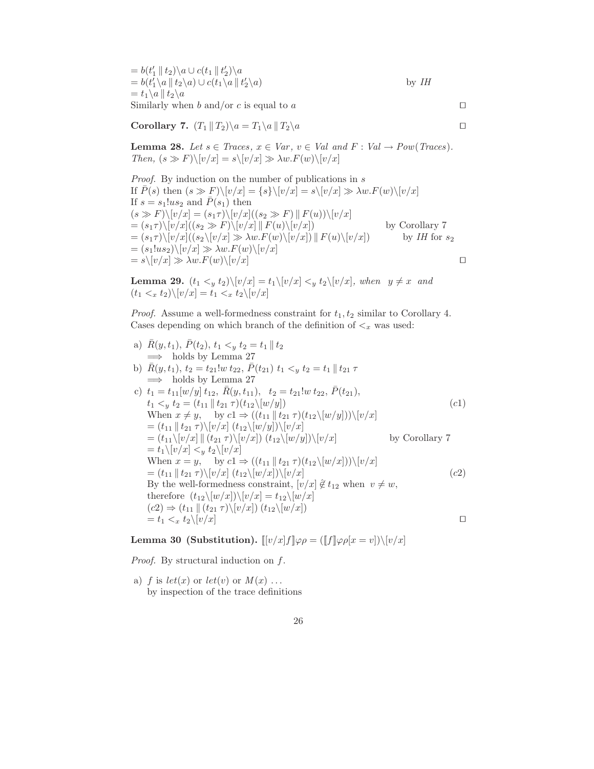$= b(t_1' \parallel t_2)\backslash a \cup c(t_1 \parallel t_2')\backslash a$
$= b(t_1'\backslash a \parallel t_2\backslash a) \cup c(t_1\backslash a \parallel t_2'\backslash a)$ by *IH*
$= t_1\backslash a \parallel t_2\backslash a$
Similarly when $b$ and/or $c$ is equal to $a$ □

**Corollary 7.** $(T_1 \parallel T_2)\backslash a = T_1\backslash a \parallel T_2\backslash a$ □

**Lemma 28.** *Let $s \in$ Traces, $x \in$ Var, $v \in$ Val and $F :$ Val $\to$ Pow(Traces). Then, $(s \gg F)\backslash[v/x] = s\backslash[v/x] \gg \lambda w.F(w)\backslash[v/x]$*

*Proof.* By induction on the number of publications in $s$
If $\bar{P}(s)$ then $(s \gg F)\backslash[v/x] = \{s\}\backslash[v/x] = s\backslash[v/x] \gg \lambda w.F(w)\backslash[v/x]$
If $s = s_1!us_2$ and $\bar{P}(s_1)$ then
$(s \gg F)\backslash[v/x] = (s_1\tau)\backslash[v/x]((s_2 \gg F) \parallel F(u))\backslash[v/x]$
$= (s_1\tau)\backslash[v/x]((s_2 \gg F)\backslash[v/x] \parallel F(u)\backslash[v/x])$ by Corollary 7
$= (s_1\tau)\backslash[v/x]((s_2\backslash[v/x] \gg \lambda w.F(w)\backslash[v/x]) \parallel F(u)\backslash[v/x])$ by *IH* for $s_2$
$= (s_1!us_2)\backslash[v/x] \gg \lambda w.F(w)\backslash[v/x]$
$= s\backslash[v/x] \gg \lambda w.F(w)\backslash[v/x]$ □

**Lemma 29.** $(t_1 <_y t_2)\backslash[v/x] = t_1\backslash[v/x] <_y t_2\backslash[v/x]$, *when* $y \neq x$ *and* $(t_1 <_x t_2)\backslash[v/x] = t_1 <_x t_2\backslash[v/x]$

*Proof.* Assume a well-formedness constraint for $t_1, t_2$ similar to Corollary 4. Cases depending on which branch of the definition of $<_x$ was used:

a) $\bar{R}(y, t_1)$, $\bar{P}(t_2)$, $t_1 <_y t_2 = t_1 \parallel t_2$
$\implies$ holds by Lemma 27

b) $\bar{R}(y, t_1)$, $t_2 = t_{21}!w\, t_{22}$, $\bar{P}(t_{21})$ $t_1 <_y t_2 = t_1 \parallel t_{21}\,\tau$
$\implies$ holds by Lemma 27

c) $t_1 = t_{11}[w/y]\, t_{12}$, $\bar{R}(y, t_{11})$, $t_2 = t_{21}!w\, t_{22}$, $\bar{P}(t_{21})$,
$t_1 <_y t_2 = (t_{11} \parallel t_{21}\,\tau)(t_{12}\backslash[w/y])$ $(c1)$
When $x \neq y$, by $c1 \Rightarrow ((t_{11} \parallel t_{21}\,\tau)(t_{12}\backslash[w/y]))\backslash[v/x]$
$= (t_{11} \parallel t_{21}\,\tau)\backslash[v/x]\ (t_{12}\backslash[w/y])\backslash[v/x]$
$= (t_{11}\backslash[v/x] \parallel (t_{21}\,\tau)\backslash[v/x])\ (t_{12}\backslash[w/y])\backslash[v/x]$ by Corollary 7
$= t_1\backslash[v/x] <_y t_2\backslash[v/x]$
When $x = y$, by $c1 \Rightarrow ((t_{11} \parallel t_{21}\,\tau)(t_{12}\backslash[w/x]))\backslash[v/x]$
$= (t_{11} \parallel t_{21}\,\tau)\backslash[v/x]\ (t_{12}\backslash[w/x])\backslash[v/x]$ $(c2)$
By the well-formedness constraint, $[v/x] \hat{\not\in} t_{12}$ when $v \neq w$,
therefore $(t_{12}\backslash[w/x])\backslash[v/x] = t_{12}\backslash[w/x]$
$(c2) \Rightarrow (t_{11} \parallel (t_{21}\,\tau)\backslash[v/x])\ (t_{12}\backslash[w/x])$
$= t_1 <_x t_2\backslash[v/x]$ □

**Lemma 30 (Substitution).** $[\![[v/x]f]\!]\varphi\rho = ([\![f]\!]\varphi\rho[x = v])\backslash[v/x]$

*Proof.* By structural induction on $f$.

a) $f$ is $let(x)$ or $let(v)$ or $M(x)$ ...
by inspection of the trace definitions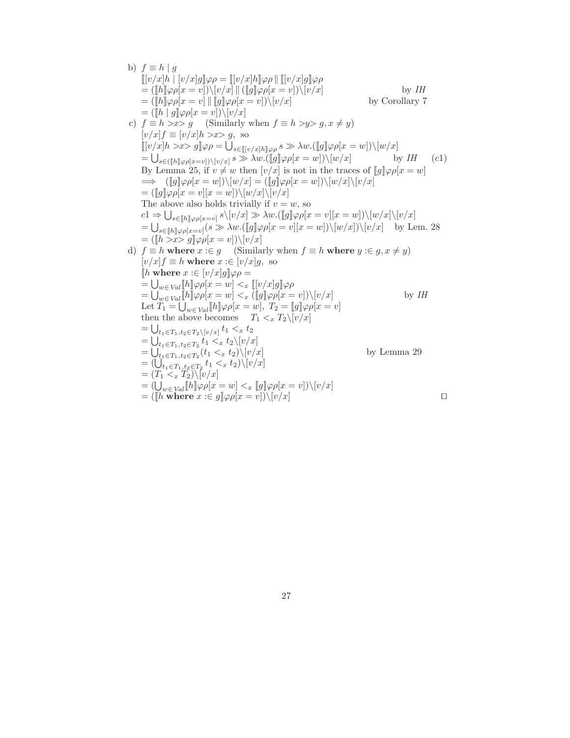b) $f \equiv h \mid g$

$[\![ [v/x]h \mid [v/x]g ]\!]\varphi\rho = [\![ [v/x]h ]\!]\varphi\rho \parallel [\![ [v/x]g ]\!]\varphi\rho$

$= ([\![h]\!]\varphi\rho[x=v])\backslash[v/x] \parallel ([\![g]\!]\varphi\rho[x=v])\backslash[v/x]$ by *IH*

$= ([\![h]\!]\varphi\rho[x=v] \parallel [\![g]\!]\varphi\rho[x=v])\backslash[v/x]$ by Corollary 7

$= ([\![h \mid g]\!]\varphi\rho[x=v])\backslash[v/x]$

c) $f \equiv h >x> g$ (Similarly when $f \equiv h >y> g, x \neq y$)

$[v/x]f \equiv [v/x]h >x> g$, so

$[\![ [v/x]h >x> g ]\!]\varphi\rho = \bigcup_{s \in [\![ [v/x]h ]\!]\varphi\rho} s \gg \lambda w.([\![g]\!]\varphi\rho[x=w])\backslash[w/x]$

$= \bigcup_{s \in ([\![h]\!]\varphi\rho[x=v])\backslash[v/x]} s \gg \lambda w.([\![g]\!]\varphi\rho[x=w])\backslash[w/x]$ by *IH* $(c1)$

By Lemma 25, if $v \neq w$ then $[v/x]$ is not in the traces of $[\![g]\!]\varphi\rho[x=w]$

$\implies ([\![g]\!]\varphi\rho[x=w])\backslash[w/x] = ([\![g]\!]\varphi\rho[x=w])\backslash[w/x]\backslash[v/x]$

$= ([\![g]\!]\varphi\rho[x=v][x=w])\backslash[w/x]\backslash[v/x]$

The above also holds trivially if $v = w$, so

$c1 \Rightarrow \bigcup_{s \in [\![h]\!]\varphi\rho[x=v]} s\backslash[v/x] \gg \lambda w.([\![g]\!]\varphi\rho[x=v][x=w])\backslash[w/x]\backslash[v/x]$

$= \bigcup_{s \in [\![h]\!]\varphi\rho[x=v]} (s \gg \lambda w.([\![g]\!]\varphi\rho[x=v][x=w])\backslash[w/x])\backslash[v/x]$ by Lem. 28

$= ([\![h >x> g]\!]\varphi\rho[x=v])\backslash[v/x]$

d) $f \equiv h$ **where** $x :\in g$ (Similarly when $f \equiv h$ **where** $y :\in g, x \neq y$)

$[v/x]f \equiv h$ **where** $x :\in [v/x]g$, so

$[\![h \textbf{ where } x :\in [v/x]g]\!]\varphi\rho =$

$= \bigcup_{w \in Val} [\![h]\!]\varphi\rho[x=w] <_x [\![ [v/x]g ]\!]\varphi\rho$

$= \bigcup_{w \in Val} [\![h]\!]\varphi\rho[x=w] <_x ([\![g]\!]\varphi\rho[x=v])\backslash[v/x]$ by *IH*

Let $T_1 = \bigcup_{w \in Val} [\![h]\!]\varphi\rho[x=w]$, $T_2 = [\![g]\!]\varphi\rho[x=v]$

then the above becomes $T_1 <_x T_2\backslash[v/x]$

$= \bigcup_{t_1 \in T_1, t_2 \in T_2\backslash[v/x]} t_1 <_x t_2$

$= \bigcup_{t_1 \in T_1, t_2 \in T_2} t_1 <_x t_2\backslash[v/x]$

$= \bigcup_{t_1 \in T_1, t_2 \in T_2} (t_1 <_x t_2)\backslash[v/x]$ by Lemma 29

$= (\bigcup_{t_1 \in T_1, t_2 \in T_2} t_1 <_x t_2)\backslash[v/x]$

$= (T_1 <_x T_2)\backslash[v/x]$

$= (\bigcup_{w \in Val} [\![h]\!]\varphi\rho[x=w] <_x [\![g]\!]\varphi\rho[x=v])\backslash[v/x]$

$= ([\![h \textbf{ where } x :\in g]\!]\varphi\rho[x=v])\backslash[v/x]$ □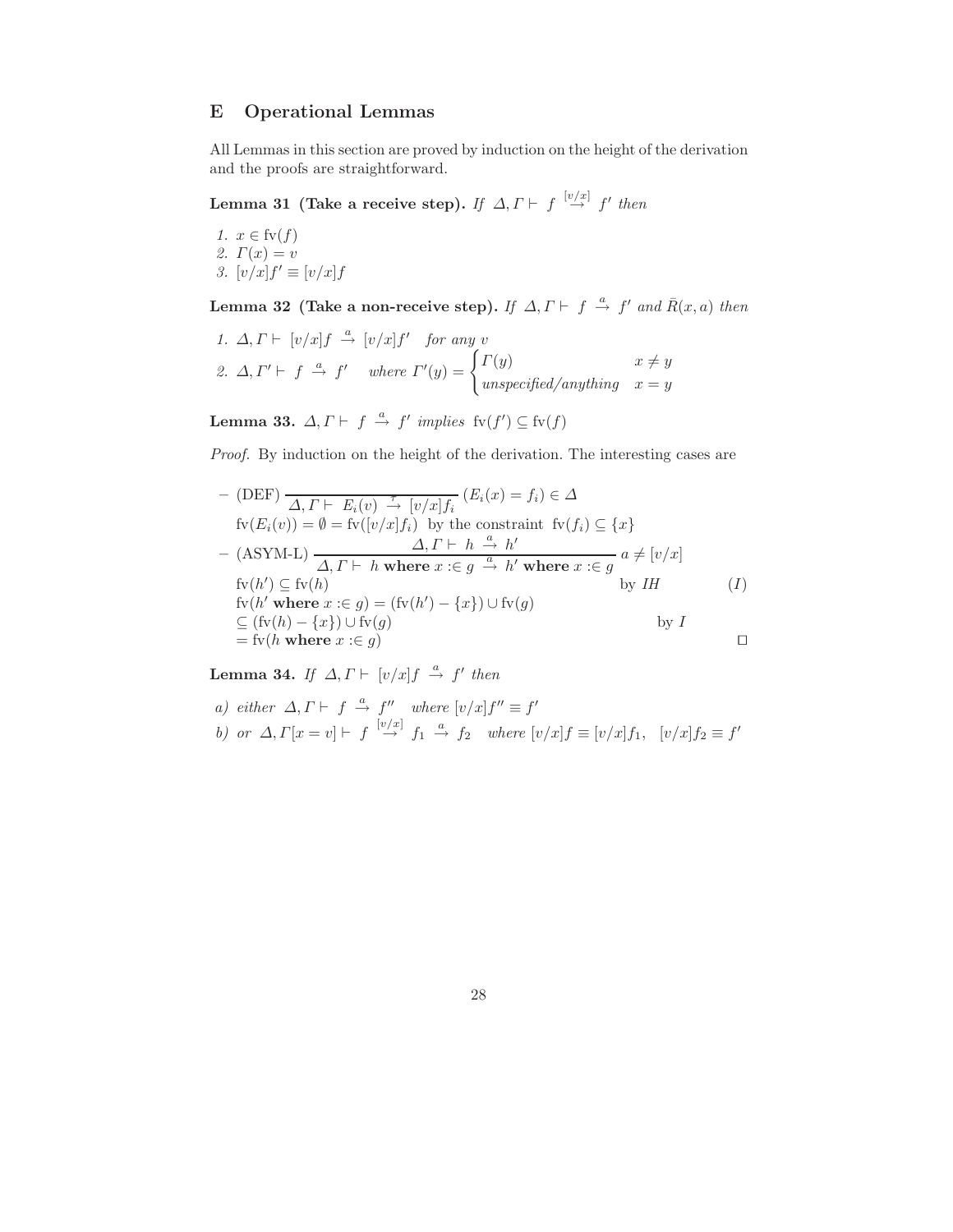## E Operational Lemmas

All Lemmas in this section are proved by induction on the height of the derivation and the proofs are straightforward.

**Lemma 31 (Take a receive step).** *If* $\Delta, \Gamma \vdash f \overset{[v/x]}{\rightarrow} f'$ *then*

1. $x \in \mathrm{fv}(f)$
2. $\Gamma(x) = v$
3. $[v/x]f' \equiv [v/x]f$

**Lemma 32 (Take a non-receive step).** *If* $\Delta, \Gamma \vdash f \overset{a}{\rightarrow} f'$ *and* $\bar{R}(x, a)$ *then*

1. $\Delta, \Gamma \vdash [v/x]f \overset{a}{\rightarrow} [v/x]f'$ *for any* $v$
2. $\Delta, \Gamma' \vdash f \overset{a}{\rightarrow} f'$ *where* $\Gamma'(y) = \begin{cases} \Gamma(y) & x \neq y \\ \textit{unspecified/anything} & x = y \end{cases}$

**Lemma 33.** $\Delta, \Gamma \vdash f \overset{a}{\rightarrow} f'$ *implies* $\mathrm{fv}(f') \subseteq \mathrm{fv}(f)$

*Proof.* By induction on the height of the derivation. The interesting cases are

– (DEF) $\dfrac{}{\Delta, \Gamma \vdash E_i(v) \overset{\tau}{\rightarrow} [v/x]f_i}\,(E_i(x) = f_i) \in \Delta$

$\mathrm{fv}(E_i(v)) = \emptyset = \mathrm{fv}([v/x]f_i)$ by the constraint $\mathrm{fv}(f_i) \subseteq \{x\}$

– (ASYM-L) $\dfrac{\Delta, \Gamma \vdash h \overset{a}{\rightarrow} h'}{\Delta, \Gamma \vdash h \textbf{ where } x :\in g \overset{a}{\rightarrow} h' \textbf{ where } x :\in g}\, a \neq [v/x]$

$\mathrm{fv}(h') \subseteq \mathrm{fv}(h)$ by *IH* $\quad (I)$

$\mathrm{fv}(h' \textbf{ where } x :\in g) = (\mathrm{fv}(h') - \{x\}) \cup \mathrm{fv}(g)$

$\subseteq (\mathrm{fv}(h) - \{x\}) \cup \mathrm{fv}(g)$ by $I$

$= \mathrm{fv}(h \textbf{ where } x :\in g)$ ☐

**Lemma 34.** *If* $\Delta, \Gamma \vdash [v/x]f \overset{a}{\rightarrow} f'$ *then*

*a) either* $\Delta, \Gamma \vdash f \overset{a}{\rightarrow} f''$ *where* $[v/x]f'' \equiv f'$

*b) or* $\Delta, \Gamma[x = v] \vdash f \overset{[v/x]}{\rightarrow} f_1 \overset{a}{\rightarrow} f_2$ *where* $[v/x]f \equiv [v/x]f_1$, $[v/x]f_2 \equiv f'$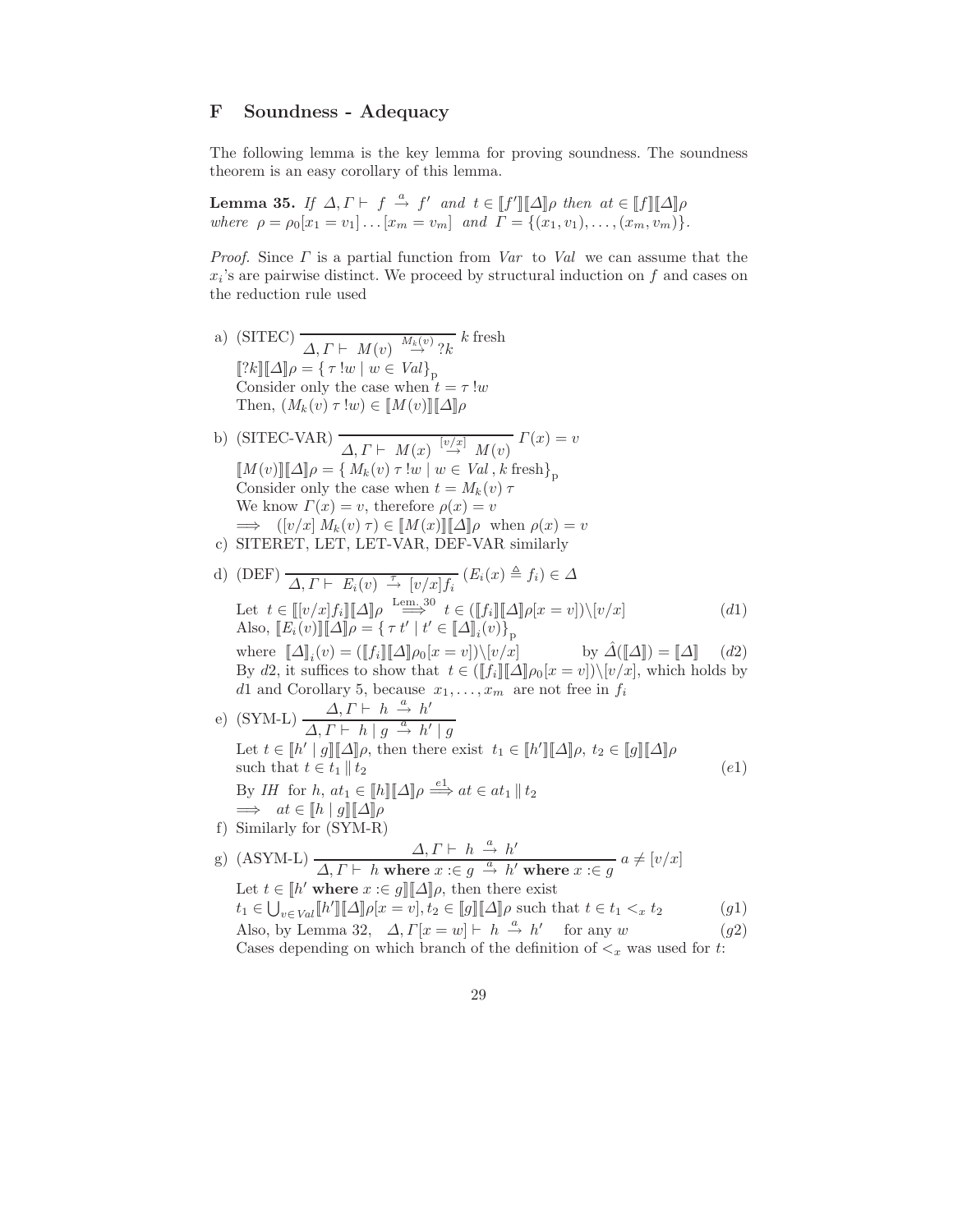## F Soundness - Adequacy

The following lemma is the key lemma for proving soundness. The soundness theorem is an easy corollary of this lemma.

**Lemma 35.** *If* $\Delta, \Gamma \vdash f \xrightarrow{a} f'$ *and* $t \in [\![f']\!][\![\Delta]\!]\rho$ *then* $at \in [\![f]\!][\![\Delta]\!]\rho$ *where* $\rho = \rho_0[x_1 = v_1] \ldots [x_m = v_m]$ *and* $\Gamma = \{(x_1, v_1), \ldots, (x_m, v_m)\}$.

*Proof.* Since $\Gamma$ is a partial function from *Var* to *Val* we can assume that the $x_i$'s are pairwise distinct. We proceed by structural induction on $f$ and cases on the reduction rule used

a) (SITEC) $\dfrac{}{\Delta, \Gamma \vdash M(v) \xrightarrow{M_k(v)} ?k}$ $k$ fresh
   $[\![?k]\!][\![\Delta]\!]\rho = \{\, \tau\, !w \mid w \in Val \}_{\mathrm{p}}$
   Consider only the case when $t = \tau\, !w$
   Then, $(M_k(v)\ \tau\, !w) \in [\![M(v)]\!][\![\Delta]\!]\rho$

b) (SITEC-VAR) $\dfrac{}{\Delta, \Gamma \vdash M(x) \xrightarrow{[v/x]} M(v)}$ $\Gamma(x) = v$
   $[\![M(v)]\!][\![\Delta]\!]\rho = \{\, M_k(v)\ \tau\, !w \mid w \in Val\,, k \text{ fresh}\}_{\mathrm{p}}$
   Consider only the case when $t = M_k(v)\ \tau$
   We know $\Gamma(x) = v$, therefore $\rho(x) = v$
   $\Longrightarrow \quad ([v/x]\ M_k(v)\ \tau) \in [\![M(x)]\!][\![\Delta]\!]\rho$ when $\rho(x) = v$

c) SITERET, LET, LET-VAR, DEF-VAR similarly

d) (DEF) $\dfrac{}{\Delta, \Gamma \vdash E_i(v) \xrightarrow{\tau} [v/x]f_i}$ $(E_i(x) \triangleq f_i) \in \Delta$
   Let $t \in [\![[v/x]f_i]\!][\![\Delta]\!]\rho \overset{\text{Lem. 30}}{\Longrightarrow} t \in ([\![f_i]\!][\![\Delta]\!]\rho[x = v])\backslash[v/x]$ $\quad (d1)$
   Also, $[\![E_i(v)]\!][\![\Delta]\!]\rho = \{\, \tau\, t' \mid t' \in [\![\Delta]\!]_i(v)\}_{\mathrm{p}}$
   where $[\![\Delta]\!]_i(v) = ([\![f_i]\!][\![\Delta]\!]\rho_0[x = v])\backslash[v/x]$ $\quad$ by $\hat{\Delta}([\![\Delta]\!]) = [\![\Delta]\!]$ $\quad (d2)$
   By $d2$, it suffices to show that $t \in ([\![f_i]\!][\![\Delta]\!]\rho_0[x = v])\backslash[v/x]$, which holds by $d1$ and Corollary 5, because $x_1, \ldots, x_m$ are not free in $f_i$

e) (SYM-L) $\dfrac{\Delta, \Gamma \vdash h \xrightarrow{a} h'}{\Delta, \Gamma \vdash h \mid g \xrightarrow{a} h' \mid g}$
   Let $t \in [\![h' \mid g]\!][\![\Delta]\!]\rho$, then there exist $t_1 \in [\![h']\!][\![\Delta]\!]\rho$, $t_2 \in [\![g]\!][\![\Delta]\!]\rho$ such that $t \in t_1 \parallel t_2$ $\quad (e1)$
   By *IH* for $h$, $at_1 \in [\![h]\!][\![\Delta]\!]\rho \overset{e1}{\Longrightarrow} at \in at_1 \parallel t_2$
   $\Longrightarrow \quad at \in [\![h \mid g]\!][\![\Delta]\!]\rho$

f) Similarly for (SYM-R)

g) (ASYM-L) $\dfrac{\Delta, \Gamma \vdash h \xrightarrow{a} h'}{\Delta, \Gamma \vdash h \textbf{ where } x :\in g \xrightarrow{a} h' \textbf{ where } x :\in g}$ $a \neq [v/x]$
   Let $t \in [\![h' \textbf{ where } x :\in g]\!][\![\Delta]\!]\rho$, then there exist
   $t_1 \in \bigcup_{v \in Val} [\![h']\!][\![\Delta]\!]\rho[x = v], t_2 \in [\![g]\!][\![\Delta]\!]\rho$ such that $t \in t_1 <_x t_2$ $\quad (g1)$
   Also, by Lemma 32, $\quad \Delta, \Gamma[x = w] \vdash h \xrightarrow{a} h' \quad$ for any $w$ $\quad (g2)$
   Cases depending on which branch of the definition of $<_x$ was used for $t$: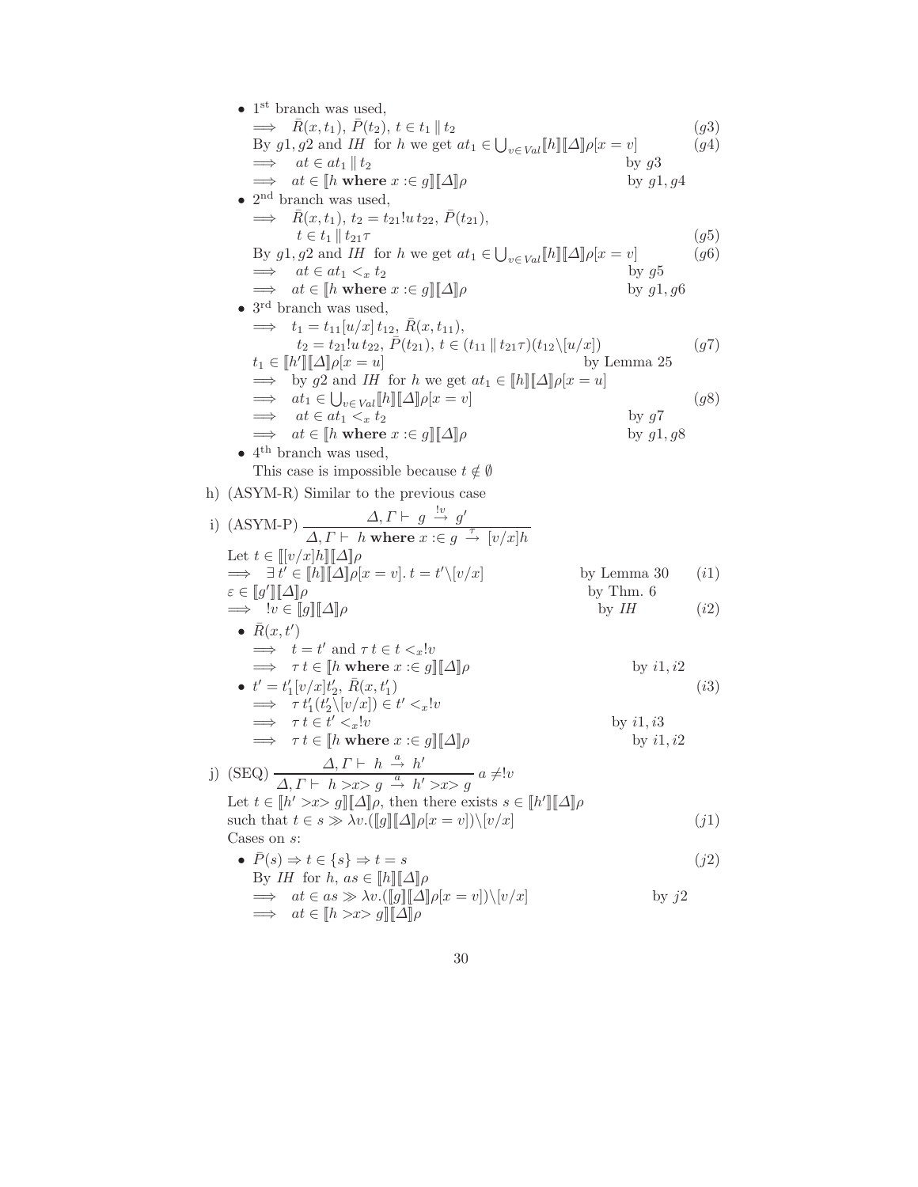- 1[st] branch was used,

  $\implies \bar{R}(x,t_1),\ \bar{P}(t_2),\ t \in t_1 \,\|\, t_2$ $\quad (g3)$

  By $g1, g2$ and *IH* for $h$ we get $at_1 \in \bigcup_{v\in Val} [\![h]\!][\![\Delta]\!]\rho[x=v]$ $\quad (g4)$

  $\implies at \in at_1 \,\|\, t_2$ $\quad$ by $g3$

  $\implies at \in [\![h \textbf{ where } x :\in g]\!][\![\Delta]\!]\rho$ $\quad$ by $g1, g4$

- 2[nd] branch was used,

  $\implies \bar{R}(x,t_1),\ t_2 = t_{21}!u\,t_{22},\ \bar{P}(t_{21}),$

  $\quad t \in t_1 \,\|\, t_{21}\tau$ $\quad (g5)$

  By $g1, g2$ and *IH* for $h$ we get $at_1 \in \bigcup_{v\in Val} [\![h]\!][\![\Delta]\!]\rho[x=v]$ $\quad (g6)$

  $\implies at \in at_1 <_x t_2$ $\quad$ by $g5$

  $\implies at \in [\![h \textbf{ where } x :\in g]\!][\![\Delta]\!]\rho$ $\quad$ by $g1, g6$

- 3[rd] branch was used,

  $\implies t_1 = t_{11}[u/x]\,t_{12},\ \bar{R}(x,t_{11}),$

  $\quad t_2 = t_{21}!u\,t_{22},\ \bar{P}(t_{21}),\ t \in (t_{11} \,\|\, t_{21}\tau)(t_{12}\backslash[u/x])$ $\quad (g7)$

  $t_1 \in [\![h']\!][\![\Delta]\!]\rho[x=u]$ $\quad$ by Lemma 25

  $\implies$ by $g2$ and *IH* for $h$ we get $at_1 \in [\![h]\!][\![\Delta]\!]\rho[x=u]$

  $\implies at_1 \in \bigcup_{v\in Val} [\![h]\!][\![\Delta]\!]\rho[x=v]$ $\quad (g8)$

  $\implies at \in at_1 <_x t_2$ $\quad$ by $g7$

  $\implies at \in [\![h \textbf{ where } x :\in g]\!][\![\Delta]\!]\rho$ $\quad$ by $g1, g8$

- 4[th] branch was used,

  This case is impossible because $t \notin \emptyset$

h) (ASYM-R) Similar to the previous case

i) (ASYM-P) $\dfrac{\Delta, \Gamma \vdash\ g \xrightarrow{!v} g'}{\Delta, \Gamma \vdash\ h \textbf{ where } x :\in g \xrightarrow{\tau} [v/x]h}$

Let $t \in [\![[v/x]h]\!][\![\Delta]\!]\rho$

$\implies \exists\, t' \in [\![h]\!][\![\Delta]\!]\rho[x=v].\ t = t'\backslash[v/x]$ $\quad$ by Lemma 30 $\quad (i1)$

$\varepsilon \in [\![g']\!][\![\Delta]\!]\rho$ $\quad$ by Thm. 6

$\implies !v \in [\![g]\!][\![\Delta]\!]\rho$ $\quad$ by *IH* $\quad (i2)$

- $\bar{R}(x,t')$

  $\implies t = t'$ and $\tau\, t \in t <_x !v$

  $\implies \tau\, t \in [\![h \textbf{ where } x :\in g]\!][\![\Delta]\!]\rho$ $\quad$ by $i1, i2$

- $t' = t'_1[v/x]t'_2,\ \bar{R}(x,t'_1)$ $\quad (i3)$

  $\implies \tau\, t'_1(t'_2\backslash[v/x]) \in t' <_x !v$

  $\implies \tau\, t \in t' <_x !v$ $\quad$ by $i1, i3$

  $\implies \tau\, t \in [\![h \textbf{ where } x :\in g]\!][\![\Delta]\!]\rho$ $\quad$ by $i1, i2$

j) (SEQ) $\dfrac{\Delta, \Gamma \vdash\ h \xrightarrow{a} h'}{\Delta, \Gamma \vdash\ h >x> g \xrightarrow{a} h' >x> g}\ a \neq !v$

Let $t \in [\![h' >x> g]\!][\![\Delta]\!]\rho$, then there exists $s \in [\![h']\!][\![\Delta]\!]\rho$ such that $t \in s \gg \lambda v.([\![g]\!][\![\Delta]\!]\rho[x=v])\backslash[v/x]$ $\quad (j1)$

Cases on $s$:

- $\bar{P}(s) \Rightarrow t \in \{s\} \Rightarrow t = s$ $\quad (j2)$

  By *IH* for $h$, $as \in [\![h]\!][\![\Delta]\!]\rho$

  $\implies at \in as \gg \lambda v.([\![g]\!][\![\Delta]\!]\rho[x=v])\backslash[v/x]$ $\quad$ by $j2$

  $\implies at \in [\![h >x> g]\!][\![\Delta]\!]\rho$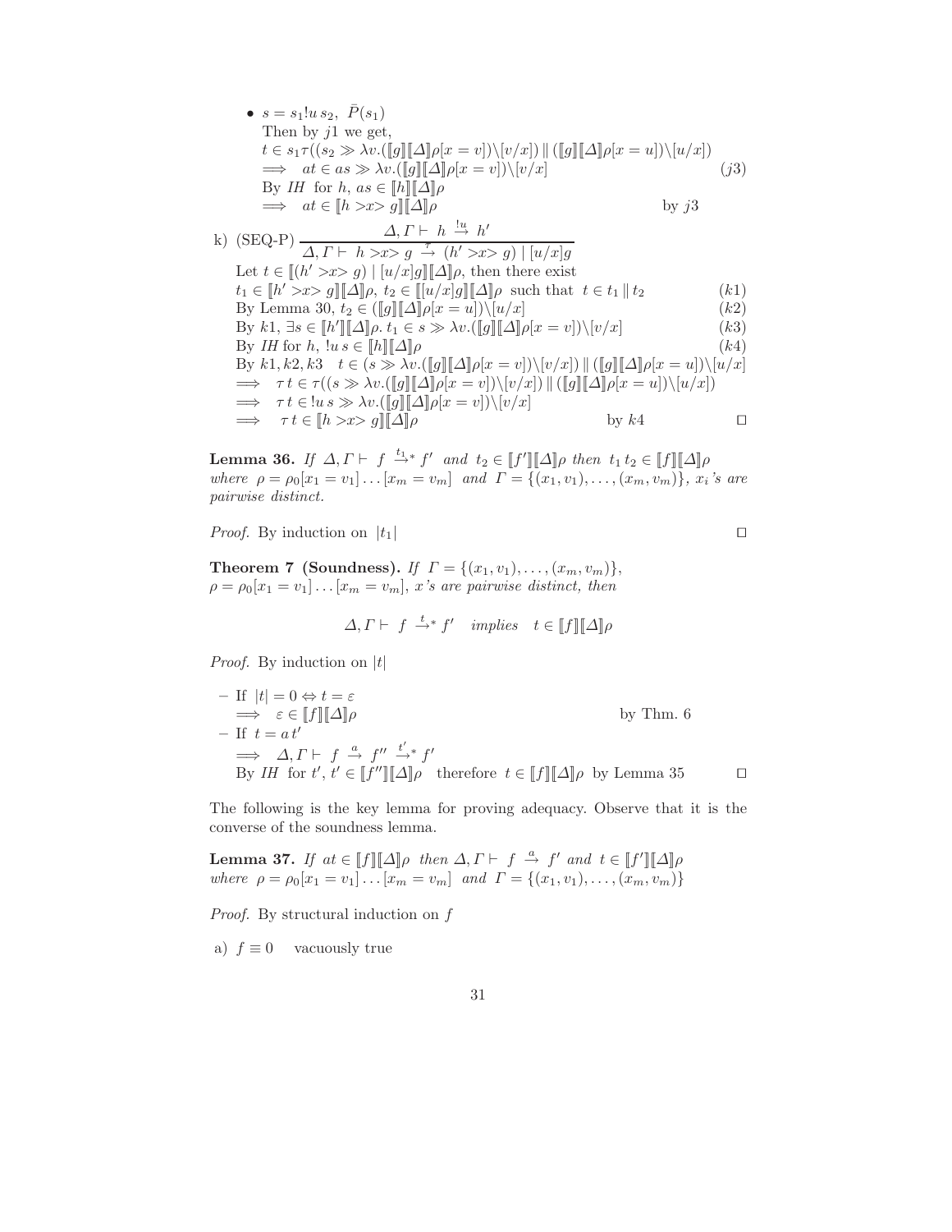- $s = s_1 !u\, s_2,\ \bar{P}(s_1)$
  Then by $j1$ we get,
  $t \in s_1 \tau((s_2 \gg \lambda v.(\llbracket g \rrbracket \llbracket \Delta \rrbracket \rho[x = v]) \backslash [v/x]) \parallel (\llbracket g \rrbracket \llbracket \Delta \rrbracket \rho[x = u]) \backslash [u/x])$
  $\implies\ at \in as \gg \lambda v.(\llbracket g \rrbracket \llbracket \Delta \rrbracket \rho[x = v]) \backslash [v/x]$ $\quad (j3)$
  By *IH* for $h$, $as \in \llbracket h \rrbracket \llbracket \Delta \rrbracket \rho$
  $\implies\ at \in \llbracket h >x> g \rrbracket \llbracket \Delta \rrbracket \rho$ $\quad$ by $j3$

k) (SEQ-P) $\dfrac{\Delta, \Gamma \vdash\ h \xrightarrow{!u} h'}{\Delta, \Gamma \vdash\ h >x> g \xrightarrow{\tau} (h' >x> g) \mid [u/x]g}$

Let $t \in \llbracket (h' >x> g) \mid [u/x]g \rrbracket \llbracket \Delta \rrbracket \rho$, then there exist
$t_1 \in \llbracket h' >x> g \rrbracket \llbracket \Delta \rrbracket \rho,\ t_2 \in \llbracket [u/x]g \rrbracket \llbracket \Delta \rrbracket \rho$ such that $t \in t_1 \parallel t_2$ $\quad (k1)$
By Lemma 30, $t_2 \in (\llbracket g \rrbracket \llbracket \Delta \rrbracket \rho[x = u]) \backslash [u/x]$ $\quad (k2)$
By $k1$, $\exists s \in \llbracket h' \rrbracket \llbracket \Delta \rrbracket \rho.\ t_1 \in s \gg \lambda v.(\llbracket g \rrbracket \llbracket \Delta \rrbracket \rho[x = v]) \backslash [v/x]$ $\quad (k3)$
By *IH* for $h$, $!u\, s \in \llbracket h \rrbracket \llbracket \Delta \rrbracket \rho$ $\quad (k4)$
By $k1, k2, k3$ $\quad t \in (s \gg \lambda v.(\llbracket g \rrbracket \llbracket \Delta \rrbracket \rho[x = v]) \backslash [v/x]) \parallel (\llbracket g \rrbracket \llbracket \Delta \rrbracket \rho[x = u]) \backslash [u/x]$
$\implies\ \tau\, t \in \tau((s \gg \lambda v.(\llbracket g \rrbracket \llbracket \Delta \rrbracket \rho[x = v]) \backslash [v/x]) \parallel (\llbracket g \rrbracket \llbracket \Delta \rrbracket \rho[x = u]) \backslash [u/x])$
$\implies\ \tau\, t \in !u\, s \gg \lambda v.(\llbracket g \rrbracket \llbracket \Delta \rrbracket \rho[x = v]) \backslash [v/x]$
$\implies\ \tau\, t \in \llbracket h >x> g \rrbracket \llbracket \Delta \rrbracket \rho$ $\quad$ by $k4$ $\quad \square$

**Lemma 36.** *If* $\Delta, \Gamma \vdash\ f \xrightarrow{t_1}{}^{*} f'$ *and* $t_2 \in \llbracket f' \rrbracket \llbracket \Delta \rrbracket \rho$ *then* $t_1 t_2 \in \llbracket f \rrbracket \llbracket \Delta \rrbracket \rho$ *where* $\rho = \rho_0[x_1 = v_1] \ldots [x_m = v_m]$ *and* $\Gamma = \{(x_1, v_1), \ldots, (x_m, v_m)\}$, *$x_i$'s are pairwise distinct.*

*Proof.* By induction on $|t_1|$ $\quad \square$

**Theorem 7 (Soundness).** *If* $\Gamma = \{(x_1, v_1), \ldots, (x_m, v_m)\}$, $\rho = \rho_0[x_1 = v_1] \ldots [x_m = v_m]$, *$x$'s are pairwise distinct, then*

$$\Delta, \Gamma \vdash\ f \xrightarrow{t}{}^{*} f' \quad \textit{implies} \quad t \in \llbracket f \rrbracket \llbracket \Delta \rrbracket \rho$$

*Proof.* By induction on $|t|$

- If $|t| = 0 \Leftrightarrow t = \varepsilon$
  $\implies\ \varepsilon \in \llbracket f \rrbracket \llbracket \Delta \rrbracket \rho$ $\quad$ by Thm. 6
- If $t = a\, t'$
  $\implies\ \Delta, \Gamma \vdash\ f \xrightarrow{a} f'' \xrightarrow{t'}{}^{*} f'$
  By *IH* for $t'$, $t' \in \llbracket f'' \rrbracket \llbracket \Delta \rrbracket \rho$ therefore $t \in \llbracket f \rrbracket \llbracket \Delta \rrbracket \rho$ by Lemma 35 $\quad \square$

The following is the key lemma for proving adequacy. Observe that it is the converse of the soundness lemma.

**Lemma 37.** *If* $at \in \llbracket f \rrbracket \llbracket \Delta \rrbracket \rho$ *then* $\Delta, \Gamma \vdash\ f \xrightarrow{a} f'$ *and* $t \in \llbracket f' \rrbracket \llbracket \Delta \rrbracket \rho$ *where* $\rho = \rho_0[x_1 = v_1] \ldots [x_m = v_m]$ *and* $\Gamma = \{(x_1, v_1), \ldots, (x_m, v_m)\}$

*Proof.* By structural induction on $f$

a) $f \equiv 0$ $\quad$ vacuously true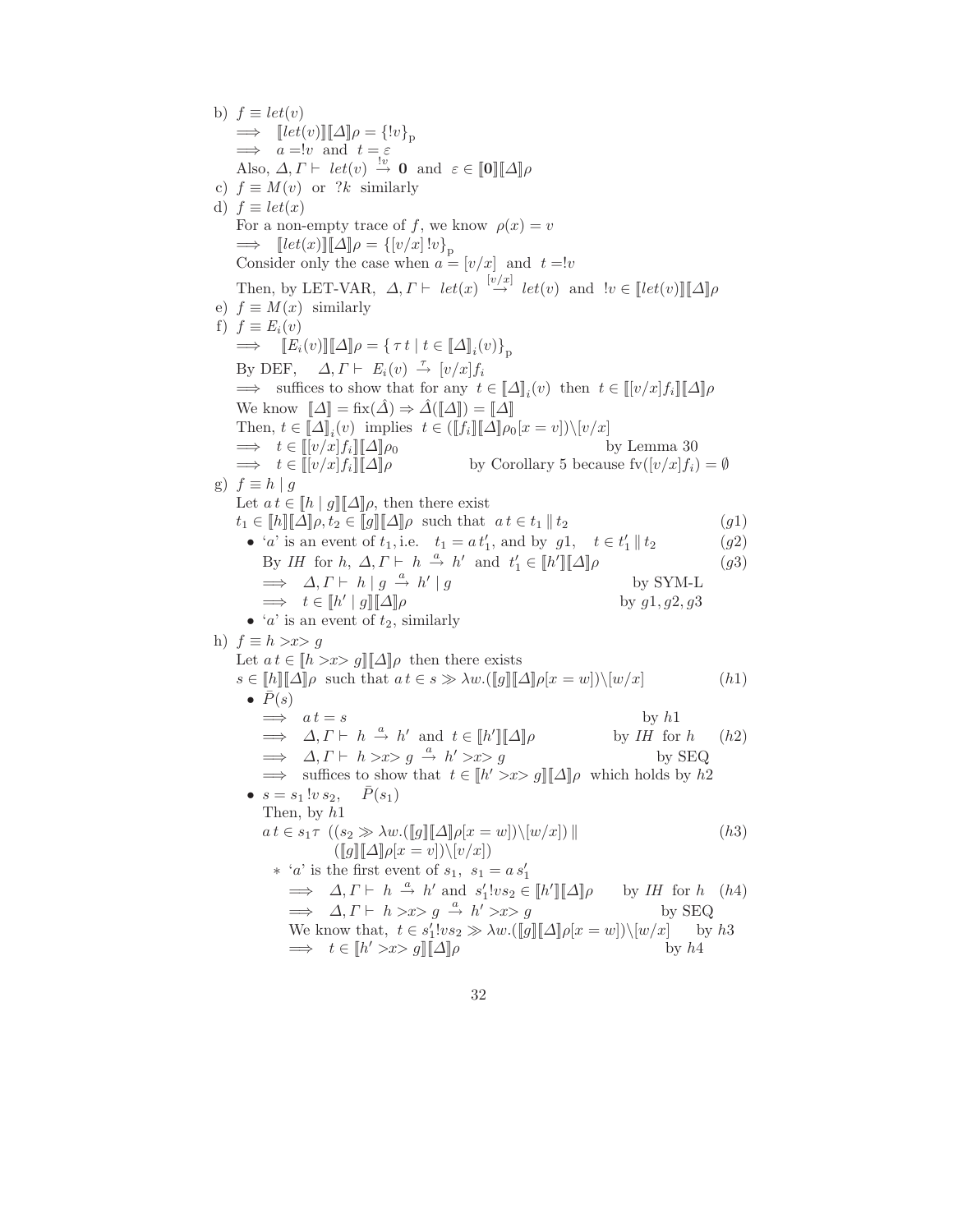b) $f \equiv let(v)$
   $\implies \;\; [\![let(v)]\!][\![\Delta]\!]\rho = \{!v\}_{\mathrm{p}}$
   $\implies \;\; a = !v$ and $t = \varepsilon$
   Also, $\Delta, \Gamma \vdash \; let(v) \stackrel{!v}{\to} \mathbf{0}$ and $\varepsilon \in [\![\mathbf{0}]\!][\![\Delta]\!]\rho$

c) $f \equiv M(v)$ or $?k$ similarly

d) $f \equiv let(x)$
   For a non-empty trace of $f$, we know $\rho(x) = v$
   $\implies \;\; [\![let(x)]\!][\![\Delta]\!]\rho = \{[v/x]\,!v\}_{\mathrm{p}}$
   Consider only the case when $a = [v/x]$ and $t = !v$
   Then, by LET-VAR, $\Delta, \Gamma \vdash \; let(x) \stackrel{[v/x]}{\to} let(v)$ and $!v \in [\![let(v)]\!][\![\Delta]\!]\rho$

e) $f \equiv M(x)$ similarly

f) $f \equiv E_i(v)$
   $\implies \;\; [\![E_i(v)]\!][\![\Delta]\!]\rho = \{\, \tau\, t \mid t \in [\![\Delta]\!]_i(v)\}_{\mathrm{p}}$
   By DEF, $\;\; \Delta, \Gamma \vdash \; E_i(v) \stackrel{\tau}{\to} [v/x]f_i$
   $\implies$ suffices to show that for any $t \in [\![\Delta]\!]_i(v)$ then $t \in [\![[v/x]f_i]\!][\![\Delta]\!]\rho$
   We know $[\![\Delta]\!] = \mathrm{fix}(\hat{\Delta}) \Rightarrow \hat{\Delta}([\![\Delta]\!]) = [\![\Delta]\!]$
   Then, $t \in [\![\Delta]\!]_i(v)$ implies $t \in ([\![f_i]\!][\![\Delta]\!]\rho_0[x = v])\backslash[v/x]$
   $\implies \;\; t \in [\![[v/x]f_i]\!][\![\Delta]\!]\rho_0$ — by Lemma 30
   $\implies \;\; t \in [\![[v/x]f_i]\!][\![\Delta]\!]\rho$ — by Corollary 5 because $\mathrm{fv}([v/x]f_i) = \emptyset$

g) $f \equiv h \mid g$
   Let $a\,t \in [\![h \mid g]\!][\![\Delta]\!]\rho$, then there exist
   $t_1 \in [\![h]\!][\![\Delta]\!]\rho, t_2 \in [\![g]\!][\![\Delta]\!]\rho$ such that $a\,t \in t_1 \parallel t_2$ — $(g1)$
   - '$a$' is an event of $t_1$, i.e. $t_1 = a\,t_1'$, and by $g1$, $\;\; t \in t_1' \parallel t_2$ — $(g2)$
     By *IH* for $h$, $\Delta, \Gamma \vdash \; h \stackrel{a}{\to} h'$ and $t_1' \in [\![h']\!][\![\Delta]\!]\rho$ — $(g3)$
     $\implies \;\; \Delta, \Gamma \vdash \; h \mid g \stackrel{a}{\to} h' \mid g$ — by SYM-L
     $\implies \;\; t \in [\![h' \mid g]\!][\![\Delta]\!]\rho$ — by $g1, g2, g3$
   - '$a$' is an event of $t_2$, similarly

h) $f \equiv h >x> g$
   Let $a\,t \in [\![h >x> g]\!][\![\Delta]\!]\rho$ then there exists
   $s \in [\![h]\!][\![\Delta]\!]\rho$ such that $a\,t \in s \gg \lambda w.([\![g]\!][\![\Delta]\!]\rho[x = w])\backslash[w/x]$ — $(h1)$
   - $\bar{P}(s)$
     $\implies \;\; a\,t = s$ — by $h1$
     $\implies \;\; \Delta, \Gamma \vdash \; h \stackrel{a}{\to} h'$ and $t \in [\![h']\!][\![\Delta]\!]\rho$ — by *IH* for $h$ $\;(h2)$
     $\implies \;\; \Delta, \Gamma \vdash \; h >x> g \stackrel{a}{\to} h' >x> g$ — by SEQ
     $\implies$ suffices to show that $t \in [\![h' >x> g]\!][\![\Delta]\!]\rho$ which holds by $h2$
   - $s = s_1\,!v\,s_2, \quad \bar{P}(s_1)$
     Then, by $h1$
     $a\,t \in s_1 \tau \;\; ((s_2 \gg \lambda w.([\![g]\!][\![\Delta]\!]\rho[x = w])\backslash[w/x]) \parallel$
     $\qquad ([\![g]\!][\![\Delta]\!]\rho[x = v])\backslash[v/x])$ — $(h3)$
     * '$a$' is the first event of $s_1$, $\; s_1 = a\,s_1'$
       $\implies \;\; \Delta, \Gamma \vdash \; h \stackrel{a}{\to} h'$ and $s_1'!vs_2 \in [\![h']\!][\![\Delta]\!]\rho$ — by *IH* for $h$ $\;(h4)$
       $\implies \;\; \Delta, \Gamma \vdash \; h >x> g \stackrel{a}{\to} h' >x> g$ — by SEQ
       We know that, $t \in s_1'!vs_2 \gg \lambda w.([\![g]\!][\![\Delta]\!]\rho[x = w])\backslash[w/x]$ — by $h3$
       $\implies \;\; t \in [\![h' >x> g]\!][\![\Delta]\!]\rho$ — by $h4$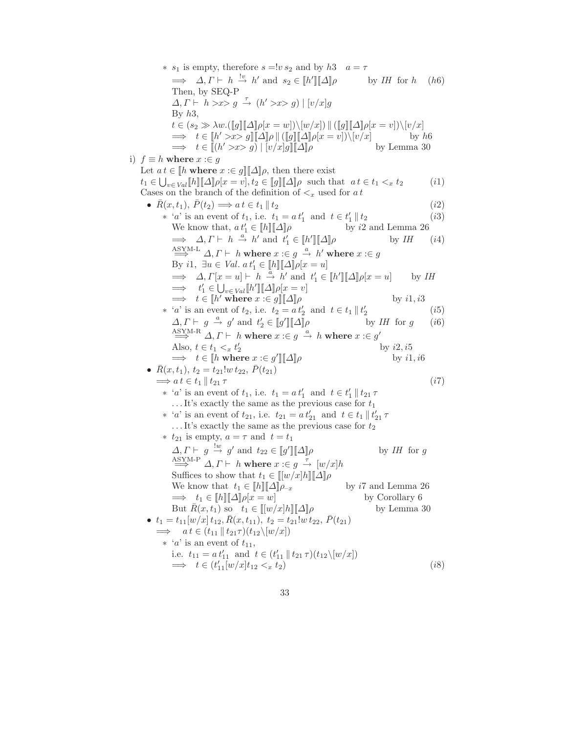* $s_1$ is empty, therefore $s = !v\, s_2$ and by $h3 \quad a = \tau$

  $\implies \quad \Delta, \Gamma \vdash \; h \xrightarrow{!v} h'$ and $s_2 \in [\![h']\!][\![\Delta]\!]\rho$ by *IH* for $h$ $\quad (h6)$

  Then, by SEQ-P

  $\Delta, \Gamma \vdash \; h >x> g \xrightarrow{\tau} (h' >x> g) \mid [v/x]g$

  By $h3$,

  $t \in (s_2 \gg \lambda w.([\![g]\!][\![\Delta]\!]\rho[x = w])\backslash[w/x]) \parallel ([\![g]\!][\![\Delta]\!]\rho[x = v])\backslash[v/x]$

  $\implies \quad t \in [\![h' >x> g]\!][\![\Delta]\!]\rho \parallel ([\![g]\!][\![\Delta]\!]\rho[x = v])\backslash[v/x]$ by $h6$

  $\implies \quad t \in [\![(h' >x> g) \mid [v/x]g]\!][\![\Delta]\!]\rho$ by Lemma 30

i) $f \equiv h$ **where** $x :\in g$

Let $a\, t \in [\![h$ **where** $x :\in g]\!][\![\Delta]\!]\rho$, then there exist

$t_1 \in \bigcup_{v \in Val}[\![h]\!][\![\Delta]\!]\rho[x = v], t_2 \in [\![g]\!][\![\Delta]\!]\rho$ such that $a\, t \in t_1 <_x t_2 \qquad (i1)$

Cases on the branch of the definition of $<_x$ used for $a\, t$

- $\bar{R}(x, t_1), \bar{P}(t_2) \Longrightarrow a\, t \in t_1 \parallel t_2 \qquad (i2)$
  * '$a$' is an event of $t_1$, i.e. $t_1 = a\, t_1'$ and $t \in t_1' \parallel t_2 \qquad (i3)$

    We know that, $a\, t_1' \in [\![h]\!][\![\Delta]\!]\rho$ by $i2$ and Lemma 26

    $\implies \quad \Delta, \Gamma \vdash \; h \xrightarrow{a} h'$ and $t_1' \in [\![h']\!][\![\Delta]\!]\rho$ by *IH* $\quad (i4)$

    $\stackrel{\text{ASYM-L}}{\Longrightarrow} \Delta, \Gamma \vdash \; h$ **where** $x :\in g \xrightarrow{a} h'$ **where** $x :\in g$

    By $i1$, $\exists u \in Val.\; a\, t_1' \in [\![h]\!][\![\Delta]\!]\rho[x = u]$

    $\implies \quad \Delta, \Gamma[x = u] \vdash \; h \xrightarrow{a} h'$ and $t_1' \in [\![h']\!][\![\Delta]\!]\rho[x = u]$ by *IH*

    $\implies \quad t_1' \in \bigcup_{v \in Val}[\![h']\!][\![\Delta]\!]\rho[x = v]$

    $\implies \quad t \in [\![h'$ **where** $x :\in g]\!][\![\Delta]\!]\rho$ by $i1, i3$

  * '$a$' is an event of $t_2$, i.e. $t_2 = a\, t_2'$ and $t \in t_1 \parallel t_2' \qquad (i5)$

    $\Delta, \Gamma \vdash \; g \xrightarrow{a} g'$ and $t_2' \in [\![g']\!][\![\Delta]\!]\rho$ by *IH* for $g$ $\quad (i6)$

    $\stackrel{\text{ASYM-R}}{\Longrightarrow} \Delta, \Gamma \vdash \; h$ **where** $x :\in g \xrightarrow{a} h$ **where** $x :\in g'$

    Also, $t \in t_1 <_x t_2'$ by $i2, i5$

    $\implies \quad t \in [\![h$ **where** $x :\in g']\!][\![\Delta]\!]\rho$ by $i1, i6$

- $\bar{R}(x, t_1),\; t_2 = t_{21}!w\, t_{22},\; \bar{P}(t_{21})$

  $\Longrightarrow a\, t \in t_1 \parallel t_{21}\, \tau \qquad (i7)$
  * '$a$' is an event of $t_1$, i.e. $t_1 = a\, t_1'$ and $t \in t_1' \parallel t_{21}\, \tau$

    ... It's exactly the same as the previous case for $t_1$
  * '$a$' is an event of $t_{21}$, i.e. $t_{21} = a\, t_{21}'$ and $t \in t_1 \parallel t_{21}'\, \tau$

    ... It's exactly the same as the previous case for $t_2$
  * $t_{21}$ is empty, $a = \tau$ and $t = t_1$

    $\Delta, \Gamma \vdash \; g \xrightarrow{!w} g'$ and $t_{22} \in [\![g']\!][\![\Delta]\!]\rho$ by *IH* for $g$

    $\stackrel{\text{ASYM-P}}{\Longrightarrow} \Delta, \Gamma \vdash \; h$ **where** $x :\in g \xrightarrow{\tau} [w/x]h$

    Suffices to show that $t_1 \in [\![[w/x]h]\!][\![\Delta]\!]\rho$

    We know that $t_1 \in [\![h]\!][\![\Delta]\!]\rho_{-x}$ by $i7$ and Lemma 26

    $\implies \quad t_1 \in [\![h]\!][\![\Delta]\!]\rho[x = w]$ by Corollary 6

    But $\bar{R}(x, t_1)$ so $\quad t_1 \in [\![[w/x]h]\!][\![\Delta]\!]\rho$ by Lemma 30

- $t_1 = t_{11}[w/x]\, t_{12}, \bar{R}(x, t_{11}),\; t_2 = t_{21}!w\, t_{22},\; \bar{P}(t_{21})$

  $\implies \quad a\, t \in (t_{11} \parallel t_{21}\tau)(t_{12}\backslash[w/x])$
  * '$a$' is an event of $t_{11}$,

    i.e. $t_{11} = a\, t_{11}'$ and $t \in (t_{11}' \parallel t_{21}\, \tau)(t_{12}\backslash[w/x])$

    $\implies \quad t \in (t_{11}'[w/x]t_{12} <_x t_2) \qquad (i8)$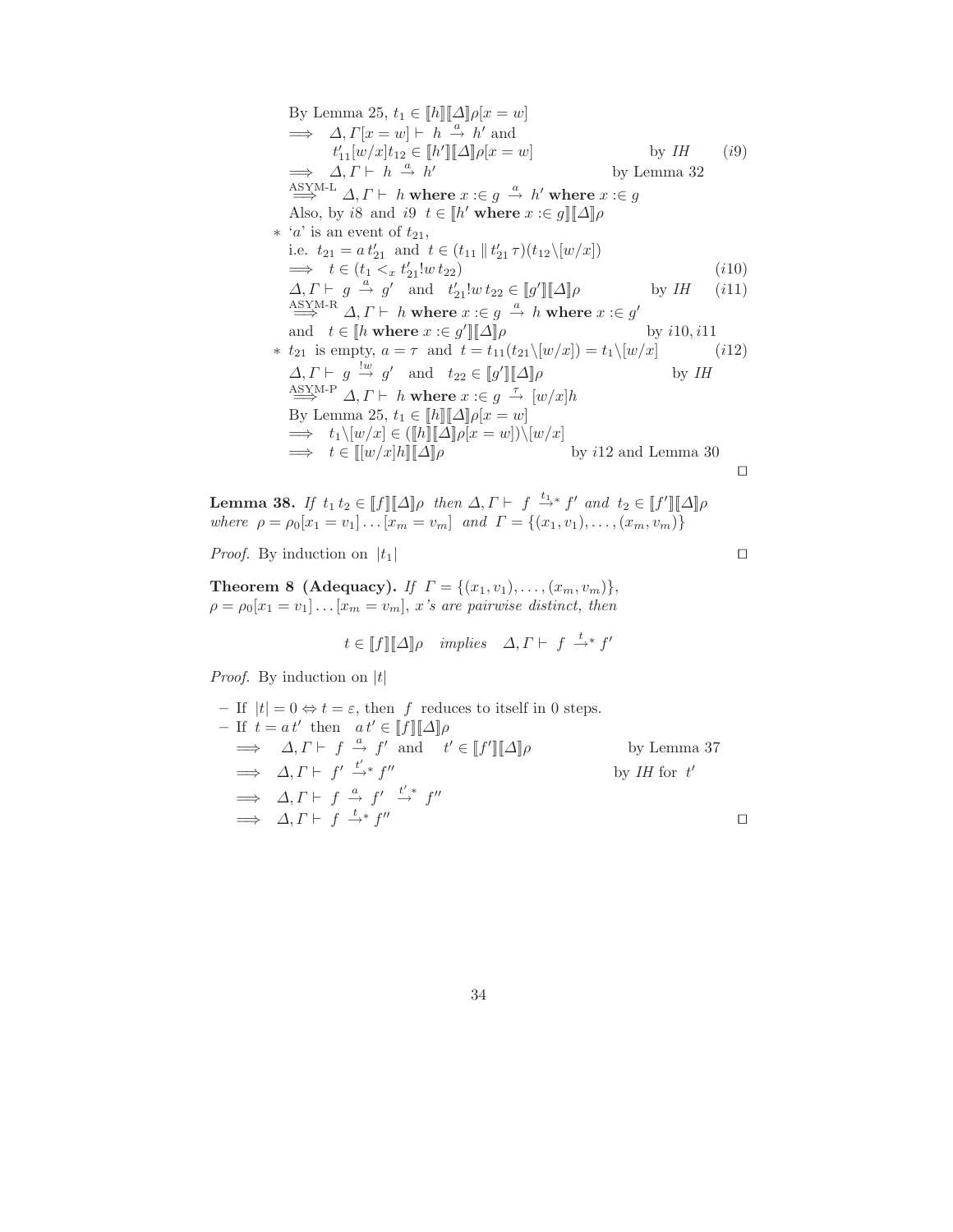By Lemma 25, $t_1 \in \llbracket h \rrbracket \llbracket \Delta \rrbracket \rho[x = w]$

$\implies \quad \Delta, \Gamma[x = w] \vdash \ h \xrightarrow{a} h'$ and

$\qquad t'_{11}[w/x]t_{12} \in \llbracket h' \rrbracket \llbracket \Delta \rrbracket \rho[x = w]$ $\qquad$ by *IH* $\quad (i9)$

$\implies \quad \Delta, \Gamma \vdash \ h \xrightarrow{a} h'$ $\qquad$ by Lemma 32

$\overset{\text{ASYM-L}}{\implies} \Delta, \Gamma \vdash \ h \ \textbf{where} \ x :\in g \ \xrightarrow{a} \ h' \ \textbf{where} \ x :\in g$

Also, by $i8$ and $i9$ $\ t \in \llbracket h' \ \textbf{where} \ x :\in g \rrbracket \llbracket \Delta \rrbracket \rho$

∗ '$a$' is an event of $t_{21}$,

i.e. $t_{21} = a\, t'_{21}$ and $t \in (t_{11} \parallel t'_{21}\, \tau)(t_{12} \backslash [w/x])$

$\implies \quad t \in (t_1 <_x t'_{21}!w\, t_{22})$ $\qquad (i10)$

$\Delta, \Gamma \vdash \ g \xrightarrow{a} g'$ and $t'_{21}!w\, t_{22} \in \llbracket g' \rrbracket \llbracket \Delta \rrbracket \rho$ $\qquad$ by *IH* $\quad (i11)$

$\overset{\text{ASYM-R}}{\implies} \Delta, \Gamma \vdash \ h \ \textbf{where} \ x :\in g \ \xrightarrow{a} \ h \ \textbf{where} \ x :\in g'$

and $\ t \in \llbracket h \ \textbf{where} \ x :\in g' \rrbracket \llbracket \Delta \rrbracket \rho$ $\qquad$ by $i10, i11$

∗ $t_{21}$ is empty, $a = \tau$ and $t = t_{11}(t_{21} \backslash [w/x]) = t_1 \backslash [w/x]$ $\qquad (i12)$

$\Delta, \Gamma \vdash \ g \xrightarrow{!w} g'$ and $\ t_{22} \in \llbracket g' \rrbracket \llbracket \Delta \rrbracket \rho$ $\qquad$ by *IH*

$\overset{\text{ASYM-P}}{\implies} \Delta, \Gamma \vdash \ h \ \textbf{where} \ x :\in g \ \xrightarrow{\tau} \ [w/x]h$

By Lemma 25, $t_1 \in \llbracket h \rrbracket \llbracket \Delta \rrbracket \rho[x = w]$

$\implies \quad t_1 \backslash [w/x] \in (\llbracket h \rrbracket \llbracket \Delta \rrbracket \rho[x = w]) \backslash [w/x]$

$\implies \quad t \in \llbracket [w/x]h \rrbracket \llbracket \Delta \rrbracket \rho$ $\qquad$ by $i12$ and Lemma 30

□

**Lemma 38.** *If* $t_1\, t_2 \in \llbracket f \rrbracket \llbracket \Delta \rrbracket \rho$ *then* $\Delta, \Gamma \vdash \ f \xrightarrow{t_1}{}^{*} f'$ *and* $t_2 \in \llbracket f' \rrbracket \llbracket \Delta \rrbracket \rho$ *where* $\rho = \rho_0[x_1 = v_1] \ldots [x_m = v_m]$ *and* $\Gamma = \{(x_1, v_1), \ldots, (x_m, v_m)\}$

*Proof.* By induction on $|t_1|$ □

**Theorem 8 (Adequacy).** *If* $\Gamma = \{(x_1, v_1), \ldots, (x_m, v_m)\}$, $\rho = \rho_0[x_1 = v_1] \ldots [x_m = v_m]$, *x's are pairwise distinct, then*

$$t \in \llbracket f \rrbracket \llbracket \Delta \rrbracket \rho \quad \textit{implies} \quad \Delta, \Gamma \vdash \ f \xrightarrow{t}{}^{*} f'$$

*Proof.* By induction on $|t|$

– If $|t| = 0 \Leftrightarrow t = \varepsilon$, then $f$ reduces to itself in 0 steps.

– If $t = a\, t'$ then $\ a\, t' \in \llbracket f \rrbracket \llbracket \Delta \rrbracket \rho$

$\implies \quad \Delta, \Gamma \vdash \ f \xrightarrow{a} f'$ and $\quad t' \in \llbracket f' \rrbracket \llbracket \Delta \rrbracket \rho$ $\qquad$ by Lemma 37

$\implies \quad \Delta, \Gamma \vdash \ f' \xrightarrow{t'}{}^{*} f''$ $\qquad$ by *IH* for $t'$

$\implies \quad \Delta, \Gamma \vdash \ f \xrightarrow{a} f' \ \xrightarrow{t'}{}^{*} \ f''$

$\implies \quad \Delta, \Gamma \vdash \ f \xrightarrow{t}{}^{*} f''$

□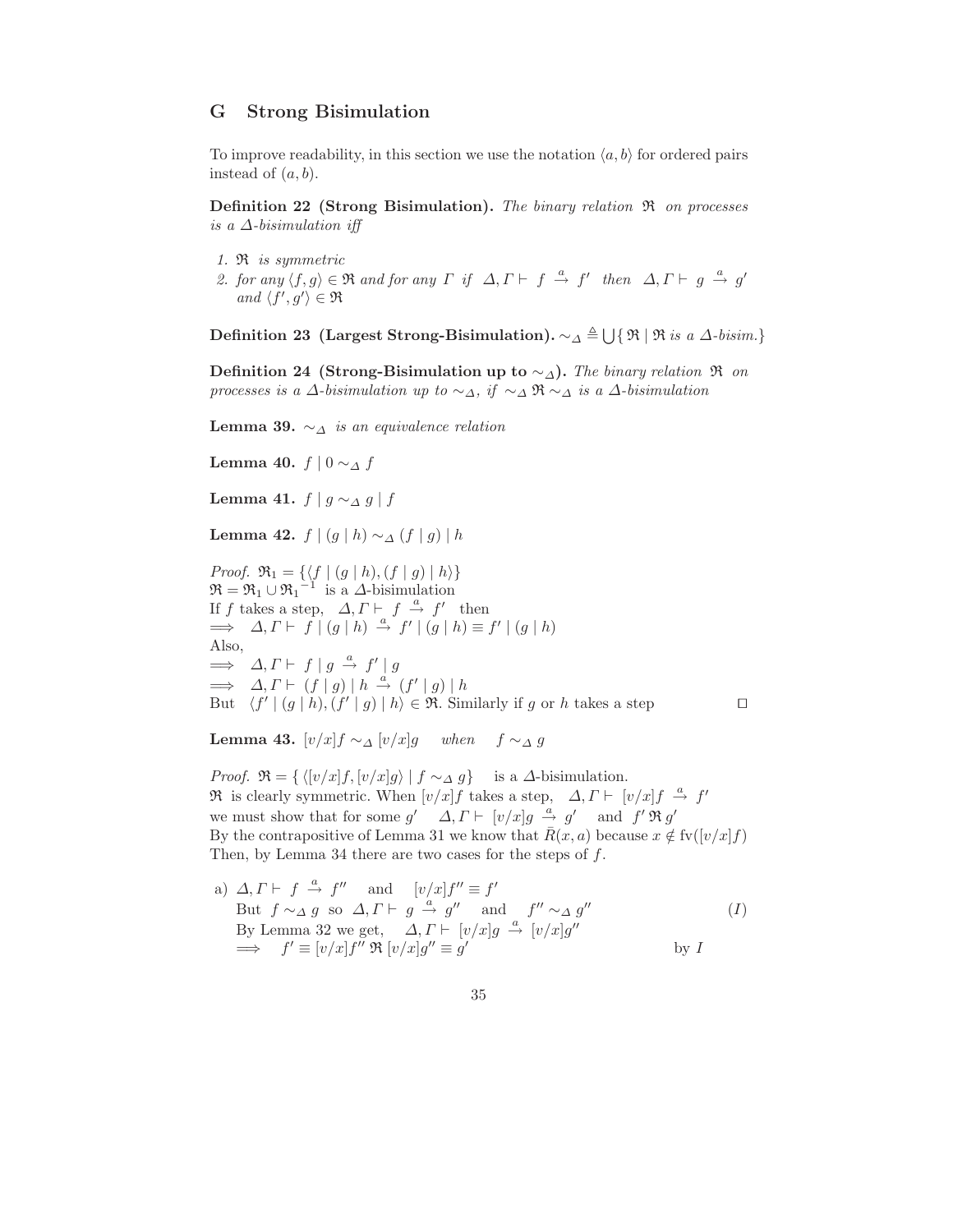## G Strong Bisimulation

To improve readability, in this section we use the notation $\langle a, b\rangle$ for ordered pairs instead of $(a, b)$.

**Definition 22 (Strong Bisimulation).** *The binary relation $\mathfrak{R}$ on processes is a $\Delta$-bisimulation iff*

1. *$\mathfrak{R}$ is symmetric*
2. *for any $\langle f, g\rangle \in \mathfrak{R}$ and for any $\Gamma$ if $\Delta, \Gamma \vdash f \xrightarrow{a} f'$ then $\Delta, \Gamma \vdash g \xrightarrow{a} g'$ and $\langle f', g'\rangle \in \mathfrak{R}$*

**Definition 23 (Largest Strong-Bisimulation).** $\sim_\Delta \triangleq \bigcup\{\, \mathfrak{R} \mid \mathfrak{R}$ *is a $\Delta$-bisim.*$\}$

**Definition 24 (Strong-Bisimulation up to $\sim_\Delta$).** *The binary relation $\mathfrak{R}$ on processes is a $\Delta$-bisimulation up to $\sim_\Delta$, if $\sim_\Delta \mathfrak{R} \sim_\Delta$ is a $\Delta$-bisimulation*

**Lemma 39.** *$\sim_\Delta$ is an equivalence relation*

**Lemma 40.** $f \mid 0 \sim_\Delta f$

**Lemma 41.** $f \mid g \sim_\Delta g \mid f$

**Lemma 42.** $f \mid (g \mid h) \sim_\Delta (f \mid g) \mid h$

*Proof.* $\mathfrak{R}_1 = \{\langle f \mid (g \mid h), (f \mid g) \mid h\rangle\}$
$\mathfrak{R} = \mathfrak{R}_1 \cup {\mathfrak{R}_1}^{-1}$ is a $\Delta$-bisimulation
If $f$ takes a step, $\Delta, \Gamma \vdash f \xrightarrow{a} f'$ then
$\Longrightarrow \quad \Delta, \Gamma \vdash f \mid (g \mid h) \xrightarrow{a} f' \mid (g \mid h) \equiv f' \mid (g \mid h)$
Also,
$\Longrightarrow \quad \Delta, \Gamma \vdash f \mid g \xrightarrow{a} f' \mid g$
$\Longrightarrow \quad \Delta, \Gamma \vdash (f \mid g) \mid h \xrightarrow{a} (f' \mid g) \mid h$
But $\langle f' \mid (g \mid h), (f' \mid g) \mid h\rangle \in \mathfrak{R}$. Similarly if $g$ or $h$ takes a step $\square$

**Lemma 43.** $[v/x]f \sim_\Delta [v/x]g$ *when* $f \sim_\Delta g$

*Proof.* $\mathfrak{R} = \{\, \langle [v/x]f, [v/x]g\rangle \mid f \sim_\Delta g\}$ is a $\Delta$-bisimulation.
$\mathfrak{R}$ is clearly symmetric. When $[v/x]f$ takes a step, $\Delta, \Gamma \vdash [v/x]f \xrightarrow{a} f'$ we must show that for some $g'$ $\Delta, \Gamma \vdash [v/x]g \xrightarrow{a} g'$ and $f' \,\mathfrak{R}\, g'$
By the contrapositive of Lemma 31 we know that $\bar{R}(x, a)$ because $x \notin \mathrm{fv}([v/x]f)$
Then, by Lemma 34 there are two cases for the steps of $f$.

a) $\Delta, \Gamma \vdash f \xrightarrow{a} f''$ and $[v/x]f'' \equiv f'$
But $f \sim_\Delta g$ so $\Delta, \Gamma \vdash g \xrightarrow{a} g''$ and $f'' \sim_\Delta g''$ $\quad (I)$
By Lemma 32 we get, $\Delta, \Gamma \vdash [v/x]g \xrightarrow{a} [v/x]g''$
$\Longrightarrow \quad f' \equiv [v/x]f'' \,\mathfrak{R}\, [v/x]g'' \equiv g'$ $\quad$ by $I$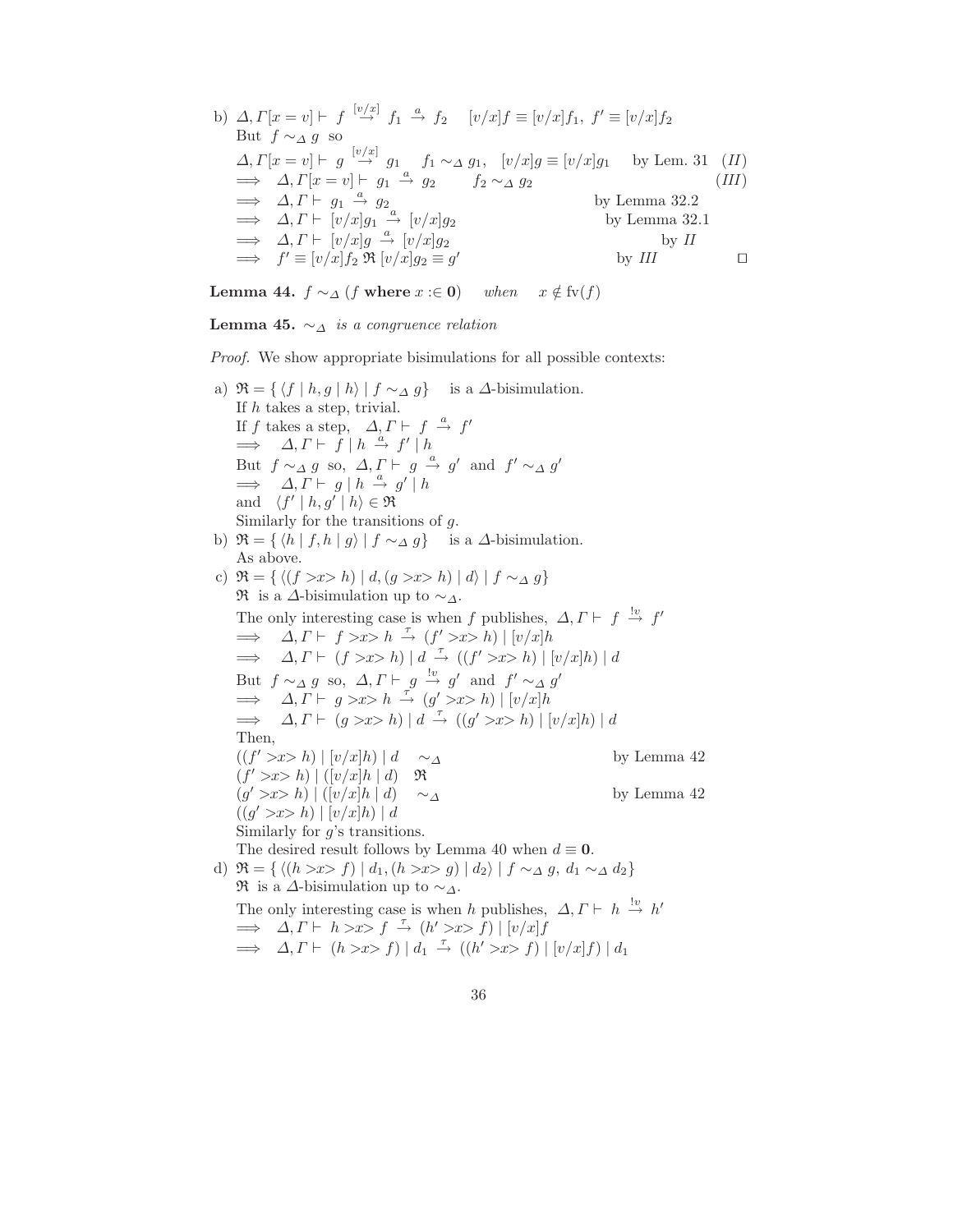b) $\Delta, \Gamma[x = v] \vdash\ f \ \overset{[v/x]}{\rightarrow}\ f_1 \ \overset{a}{\rightarrow}\ f_2 \quad [v/x]f \equiv [v/x]f_1,\ f' \equiv [v/x]f_2$

But $f \sim_\Delta g$ so

$$
\begin{array}{lll}
 & \Delta, \Gamma[x = v] \vdash\ g \ \overset{[v/x]}{\rightarrow}\ g_1 \quad f_1 \sim_\Delta g_1, \quad [v/x]g \equiv [v/x]g_1 & \text{by Lem. 31} \quad (II) \\
\implies & \Delta, \Gamma[x = v] \vdash\ g_1 \ \overset{a}{\rightarrow}\ g_2 \qquad f_2 \sim_\Delta g_2 & (III) \\
\implies & \Delta, \Gamma \vdash\ g_1 \ \overset{a}{\rightarrow}\ g_2 & \text{by Lemma 32.2} \\
\implies & \Delta, \Gamma \vdash\ [v/x]g_1 \ \overset{a}{\rightarrow}\ [v/x]g_2 & \text{by Lemma 32.1} \\
\implies & \Delta, \Gamma \vdash\ [v/x]g \ \overset{a}{\rightarrow}\ [v/x]g_2 & \text{by } II \\
\implies & f' \equiv [v/x]f_2 \ \mathfrak{R}\ [v/x]g_2 \equiv g' & \text{by } III
\end{array}
$$

□

**Lemma 44.** $f \sim_\Delta (f \ \textbf{where}\ x :\in \mathbf{0})$ *when* $x \notin \text{fv}(f)$

**Lemma 45.** $\sim_\Delta$ *is a congruence relation*

*Proof.* We show appropriate bisimulations for all possible contexts:

a) $\mathfrak{R} = \{\ \langle f \mid h, g \mid h\rangle \mid f \sim_\Delta g\}$ is a $\Delta$-bisimulation.
If $h$ takes a step, trivial.
If $f$ takes a step, $\Delta, \Gamma \vdash\ f \ \overset{a}{\rightarrow}\ f'$
$\implies \Delta, \Gamma \vdash\ f \mid h \ \overset{a}{\rightarrow}\ f' \mid h$
But $f \sim_\Delta g$ so, $\Delta, \Gamma \vdash\ g \ \overset{a}{\rightarrow}\ g'$ and $f' \sim_\Delta g'$
$\implies \Delta, \Gamma \vdash\ g \mid h \ \overset{a}{\rightarrow}\ g' \mid h$
and $\langle f' \mid h, g' \mid h\rangle \in \mathfrak{R}$
Similarly for the transitions of $g$.

b) $\mathfrak{R} = \{\ \langle h \mid f, h \mid g\rangle \mid f \sim_\Delta g\}$ is a $\Delta$-bisimulation.
As above.

c) $\mathfrak{R} = \{\ \langle (f >x> h) \mid d, (g >x> h) \mid d\rangle \mid f \sim_\Delta g\}$
$\mathfrak{R}$ is a $\Delta$-bisimulation up to $\sim_\Delta$.
The only interesting case is when $f$ publishes, $\Delta, \Gamma \vdash\ f \ \overset{!v}{\rightarrow}\ f'$
$\implies \Delta, \Gamma \vdash\ f >x> h \ \overset{\tau}{\rightarrow}\ (f' >x> h) \mid [v/x]h$
$\implies \Delta, \Gamma \vdash\ (f >x> h) \mid d \ \overset{\tau}{\rightarrow}\ ((f' >x> h) \mid [v/x]h) \mid d$
But $f \sim_\Delta g$ so, $\Delta, \Gamma \vdash\ g \ \overset{!v}{\rightarrow}\ g'$ and $f' \sim_\Delta g'$
$\implies \Delta, \Gamma \vdash\ g >x> h \ \overset{\tau}{\rightarrow}\ (g' >x> h) \mid [v/x]h$
$\implies \Delta, \Gamma \vdash\ (g >x> h) \mid d \ \overset{\tau}{\rightarrow}\ ((g' >x> h) \mid [v/x]h) \mid d$
Then,

$$
\begin{array}{ll}
((f' >x> h) \mid [v/x]h) \mid d \quad \sim_\Delta & \text{by Lemma 42} \\
(f' >x> h) \mid ([v/x]h \mid d) \quad \mathfrak{R} & \\
(g' >x> h) \mid ([v/x]h \mid d) \quad \sim_\Delta & \text{by Lemma 42} \\
((g' >x> h) \mid [v/x]h) \mid d &
\end{array}
$$

Similarly for $g$'s transitions.
The desired result follows by Lemma 40 when $d \equiv \mathbf{0}$.

d) $\mathfrak{R} = \{\ \langle (h >x> f) \mid d_1, (h >x> g) \mid d_2\rangle \mid f \sim_\Delta g,\ d_1 \sim_\Delta d_2\}$
$\mathfrak{R}$ is a $\Delta$-bisimulation up to $\sim_\Delta$.
The only interesting case is when $h$ publishes, $\Delta, \Gamma \vdash\ h \ \overset{!v}{\rightarrow}\ h'$
$\implies \Delta, \Gamma \vdash\ h >x> f \ \overset{\tau}{\rightarrow}\ (h' >x> f) \mid [v/x]f$
$\implies \Delta, \Gamma \vdash\ (h >x> f) \mid d_1 \ \overset{\tau}{\rightarrow}\ ((h' >x> f) \mid [v/x]f) \mid d_1$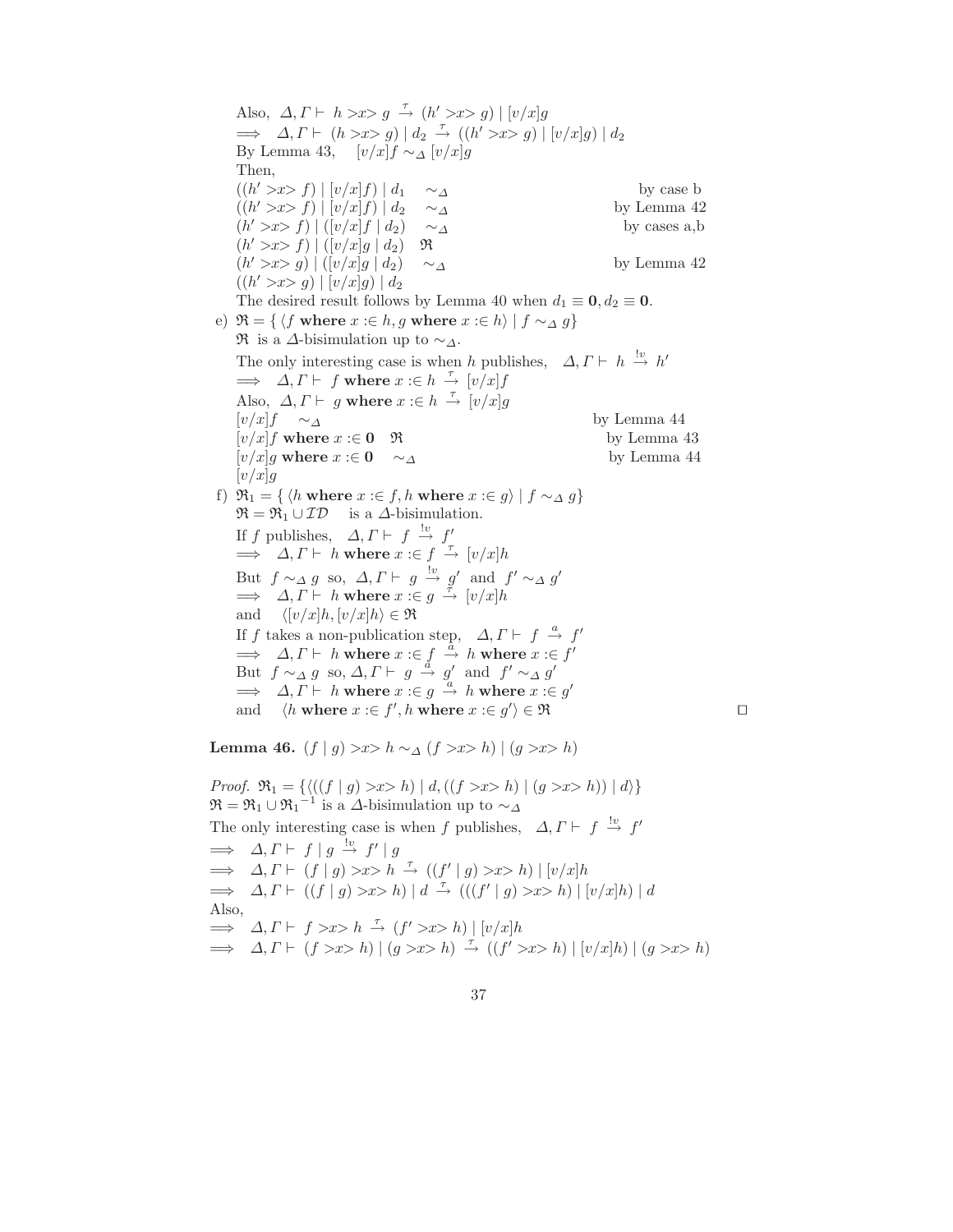Also, $\Delta, \Gamma \vdash\ h >x> g \xrightarrow{\tau} (h' >x> g) \mid [v/x]g$

$\implies \ \Delta, \Gamma \vdash\ (h >x> g) \mid d_2 \xrightarrow{\tau} ((h' >x> g) \mid [v/x]g) \mid d_2$

By Lemma 43, $\quad [v/x]f \sim_\Delta [v/x]g$

Then,

| | | |
|---|---|---|
| $((h' >x> f) \mid [v/x]f) \mid d_1$ | $\sim_\Delta$ | by case b |
| $((h' >x> f) \mid [v/x]f) \mid d_2$ | $\sim_\Delta$ | by Lemma 42 |
| $(h' >x> f) \mid ([v/x]f \mid d_2)$ | $\sim_\Delta$ | by cases a,b |
| $(h' >x> f) \mid ([v/x]g \mid d_2)$ | $\mathfrak{R}$ | |
| $(h' >x> g) \mid ([v/x]g \mid d_2)$ | $\sim_\Delta$ | by Lemma 42 |
| $((h' >x> g) \mid [v/x]g) \mid d_2$ | | |

The desired result follows by Lemma 40 when $d_1 \equiv \mathbf{0}, d_2 \equiv \mathbf{0}$.

e) $\mathfrak{R} = \{\, \langle f \ \mathbf{where}\ x :\in h, g \ \mathbf{where}\ x :\in h\rangle \mid f \sim_\Delta g\}$

$\mathfrak{R}$ is a $\Delta$-bisimulation up to $\sim_\Delta$.

The only interesting case is when $h$ publishes, $\quad \Delta, \Gamma \vdash\ h \xrightarrow{!v} h'$

$\implies \ \Delta, \Gamma \vdash\ f \ \mathbf{where}\ x :\in h \xrightarrow{\tau} [v/x]f$

Also, $\ \Delta, \Gamma \vdash\ g \ \mathbf{where}\ x :\in h \xrightarrow{\tau} [v/x]g$

| | | |
|---|---|---|
| $[v/x]f$ | $\sim_\Delta$ | by Lemma 44 |
| $[v/x]f \ \mathbf{where}\ x :\in \mathbf{0}$ | $\mathfrak{R}$ | by Lemma 43 |
| $[v/x]g \ \mathbf{where}\ x :\in \mathbf{0}$ | $\sim_\Delta$ | by Lemma 44 |
| $[v/x]g$ | | |

f) $\mathfrak{R}_1 = \{\, \langle h \ \mathbf{where}\ x :\in f, h \ \mathbf{where}\ x :\in g\rangle \mid f \sim_\Delta g\}$

$\mathfrak{R} = \mathfrak{R}_1 \cup \mathcal{ID}\quad$ is a $\Delta$-bisimulation.

If $f$ publishes, $\quad \Delta, \Gamma \vdash\ f \xrightarrow{!v} f'$

$\implies \ \Delta, \Gamma \vdash\ h \ \mathbf{where}\ x :\in f \xrightarrow{\tau} [v/x]h$

But $\ f \sim_\Delta g\ $ so, $\ \Delta, \Gamma \vdash\ g \xrightarrow{!v} g'\ $ and $\ f' \sim_\Delta g'$

$\implies \ \Delta, \Gamma \vdash\ h \ \mathbf{where}\ x :\in g \xrightarrow{\tau} [v/x]h$

and $\quad \langle [v/x]h, [v/x]h\rangle \in \mathfrak{R}$

If $f$ takes a non-publication step, $\quad \Delta, \Gamma \vdash\ f \xrightarrow{a} f'$

$\implies \ \Delta, \Gamma \vdash\ h \ \mathbf{where}\ x :\in f \xrightarrow{a} h \ \mathbf{where}\ x :\in f'$

But $\ f \sim_\Delta g\ $ so, $\Delta, \Gamma \vdash\ g \xrightarrow{a} g'\ $ and $\ f' \sim_\Delta g'$

$\implies \ \Delta, \Gamma \vdash\ h \ \mathbf{where}\ x :\in g \xrightarrow{a} h \ \mathbf{where}\ x :\in g'$

and $\quad \langle h \ \mathbf{where}\ x :\in f', h \ \mathbf{where}\ x :\in g'\rangle \in \mathfrak{R}$ $\square$

**Lemma 46.** $(f \mid g) >x> h \sim_\Delta (f >x> h) \mid (g >x> h)$

*Proof.* $\mathfrak{R}_1 = \{\langle ((f \mid g) >x> h) \mid d, ((f >x> h) \mid (g >x> h)) \mid d\rangle\}$

$\mathfrak{R} = \mathfrak{R}_1 \cup {\mathfrak{R}_1}^{-1}$ is a $\Delta$-bisimulation up to $\sim_\Delta$

The only interesting case is when $f$ publishes, $\quad \Delta, \Gamma \vdash\ f \xrightarrow{!v} f'$

$\implies \ \Delta, \Gamma \vdash\ f \mid g \xrightarrow{!v} f' \mid g$

$\implies \ \Delta, \Gamma \vdash\ (f \mid g) >x> h \xrightarrow{\tau} ((f' \mid g) >x> h) \mid [v/x]h$

$\implies \ \Delta, \Gamma \vdash\ ((f \mid g) >x> h) \mid d \xrightarrow{\tau} (((f' \mid g) >x> h) \mid [v/x]h) \mid d$

Also,

$\implies \ \Delta, \Gamma \vdash\ f >x> h \xrightarrow{\tau} (f' >x> h) \mid [v/x]h$

$\implies \ \Delta, \Gamma \vdash\ (f >x> h) \mid (g >x> h) \xrightarrow{\tau} ((f' >x> h) \mid [v/x]h) \mid (g >x> h)$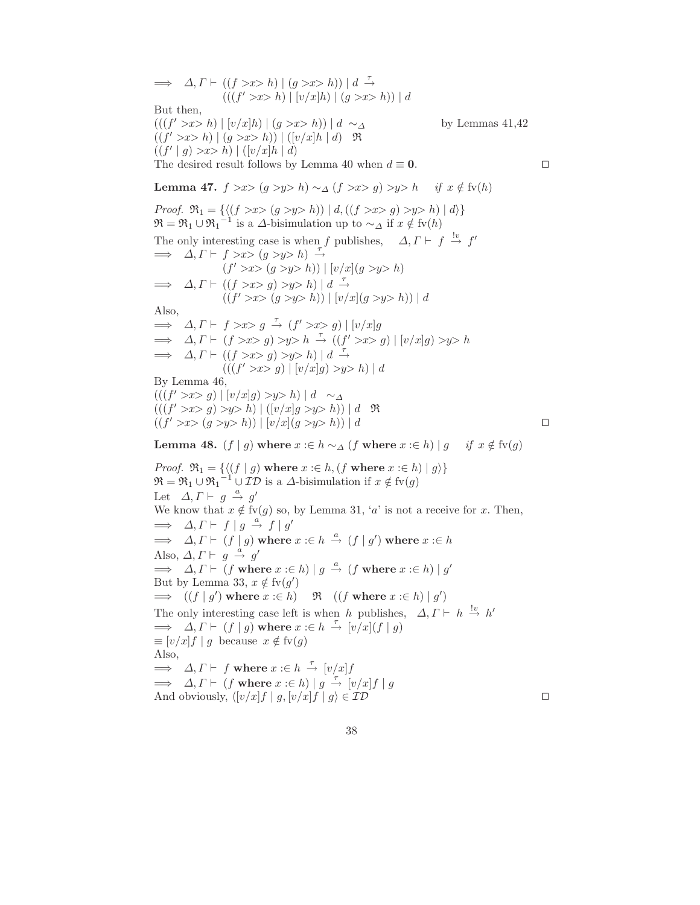$\implies \Delta, \Gamma \vdash ((f > x > h) \mid (g > x > h)) \mid d \xrightarrow{\tau}$
$\qquad (((f' > x > h) \mid [v/x]h) \mid (g > x > h)) \mid d$

But then,

$(((f' > x > h) \mid [v/x]h) \mid (g > x > h)) \mid d \sim_\Delta$ by Lemmas 41,42
$((f' > x > h) \mid (g > x > h)) \mid ([v/x]h \mid d) \quad \mathfrak{R}$
$((f' \mid g) > x > h) \mid ([v/x]h \mid d)$

The desired result follows by Lemma 40 when $d \equiv \mathbf{0}$. □

**Lemma 47.** $f > x > (g > y > h) \sim_\Delta (f > x > g) > y > h \quad$ *if* $x \notin \text{fv}(h)$

*Proof.* $\mathfrak{R}_1 = \{\langle (f > x > (g > y > h)) \mid d, ((f > x > g) > y > h) \mid d \rangle\}$
$\mathfrak{R} = \mathfrak{R}_1 \cup {\mathfrak{R}_1}^{-1}$ is a $\Delta$-bisimulation up to $\sim_\Delta$ if $x \notin \text{fv}(h)$

The only interesting case is when $f$ publishes, $\quad \Delta, \Gamma \vdash f \xrightarrow{!v} f'$

$\implies \Delta, \Gamma \vdash f > x > (g > y > h) \xrightarrow{\tau}$
$\qquad (f' > x > (g > y > h)) \mid [v/x](g > y > h)$

$\implies \Delta, \Gamma \vdash ((f > x > g) > y > h) \mid d \xrightarrow{\tau}$
$\qquad ((f' > x > (g > y > h)) \mid [v/x](g > y > h)) \mid d$

Also,

$\implies \Delta, \Gamma \vdash f > x > g \xrightarrow{\tau} (f' > x > g) \mid [v/x]g$
$\implies \Delta, \Gamma \vdash (f > x > g) > y > h \xrightarrow{\tau} ((f' > x > g) \mid [v/x]g) > y > h$
$\implies \Delta, \Gamma \vdash ((f > x > g) > y > h) \mid d \xrightarrow{\tau}$
$\qquad (((f' > x > g) \mid [v/x]g) > y > h) \mid d$

By Lemma 46,

$(((f' > x > g) \mid [v/x]g) > y > h) \mid d \quad \sim_\Delta$
$(((f' > x > g) > y > h) \mid ([v/x]g > y > h)) \mid d \quad \mathfrak{R}$
$((f' > x > (g > y > h)) \mid [v/x](g > y > h)) \mid d$ □

**Lemma 48.** $(f \mid g)$ **where** $x :\in h \sim_\Delta (f$ **where** $x :\in h) \mid g \quad$ *if* $x \notin \text{fv}(g)$

*Proof.* $\mathfrak{R}_1 = \{\langle (f \mid g) \textbf{ where } x :\in h, (f \textbf{ where } x :\in h) \mid g \rangle\}$
$\mathfrak{R} = \mathfrak{R}_1 \cup {\mathfrak{R}_1}^{-1} \cup \mathcal{ID}$ is a $\Delta$-bisimulation if $x \notin \text{fv}(g)$

Let $\quad \Delta, \Gamma \vdash g \xrightarrow{a} g'$

We know that $x \notin \text{fv}(g)$ so, by Lemma 31, '$a$' is not a receive for $x$. Then,

$\implies \Delta, \Gamma \vdash f \mid g \xrightarrow{a} f \mid g'$
$\implies \Delta, \Gamma \vdash (f \mid g) \textbf{ where } x :\in h \xrightarrow{a} (f \mid g') \textbf{ where } x :\in h$

Also, $\Delta, \Gamma \vdash g \xrightarrow{a} g'$

$\implies \Delta, \Gamma \vdash (f \textbf{ where } x :\in h) \mid g \xrightarrow{a} (f \textbf{ where } x :\in h) \mid g'$

But by Lemma 33, $x \notin \text{fv}(g')$

$\implies ((f \mid g') \textbf{ where } x :\in h) \quad \mathfrak{R} \quad ((f \textbf{ where } x :\in h) \mid g')$

The only interesting case left is when $h$ publishes, $\quad \Delta, \Gamma \vdash h \xrightarrow{!v} h'$

$\implies \Delta, \Gamma \vdash (f \mid g) \textbf{ where } x :\in h \xrightarrow{\tau} [v/x](f \mid g)$
$\equiv [v/x]f \mid g$ because $x \notin \text{fv}(g)$

Also,

$\implies \Delta, \Gamma \vdash f \textbf{ where } x :\in h \xrightarrow{\tau} [v/x]f$
$\implies \Delta, \Gamma \vdash (f \textbf{ where } x :\in h) \mid g \xrightarrow{\tau} [v/x]f \mid g$

And obviously, $\langle [v/x]f \mid g, [v/x]f \mid g \rangle \in \mathcal{ID}$ □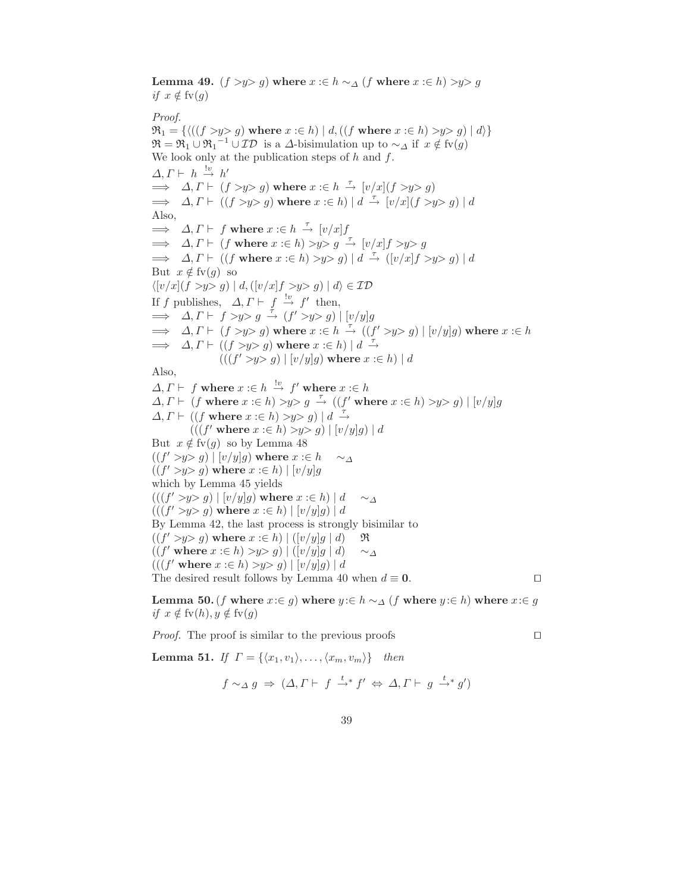**Lemma 49.** $(f >y> g)$ **where** $x :\in h \sim_\Delta (f$ **where** $x :\in h) >y> g$ *if* $x \notin \text{fv}(g)$

*Proof.*

$\mathfrak{R}_1 = \{\langle((f >y> g) \textbf{ where } x :\in h) \mid d, ((f \textbf{ where } x :\in h) >y> g) \mid d\rangle\}$

$\mathfrak{R} = \mathfrak{R}_1 \cup {\mathfrak{R}_1}^{-1} \cup \mathcal{ID}$ is a $\Delta$-bisimulation up to $\sim_\Delta$ if $x \notin \text{fv}(g)$

We look only at the publication steps of $h$ and $f$.

$\Delta, \Gamma \vdash h \xrightarrow{!v} h'$

$\implies \Delta, \Gamma \vdash (f >y> g) \textbf{ where } x :\in h \xrightarrow{\tau} [v/x](f >y> g)$

$\implies \Delta, \Gamma \vdash ((f >y> g) \textbf{ where } x :\in h) \mid d \xrightarrow{\tau} [v/x](f >y> g) \mid d$

Also,

$\implies \Delta, \Gamma \vdash f \textbf{ where } x :\in h \xrightarrow{\tau} [v/x]f$

$\implies \Delta, \Gamma \vdash (f \textbf{ where } x :\in h) >y> g \xrightarrow{\tau} [v/x]f >y> g$

$\implies \Delta, \Gamma \vdash ((f \textbf{ where } x :\in h) >y> g) \mid d \xrightarrow{\tau} ([v/x]f >y> g) \mid d$

But $x \notin \text{fv}(g)$ so

$\langle [v/x](f >y> g) \mid d, ([v/x]f >y> g) \mid d\rangle \in \mathcal{ID}$

If $f$ publishes, $\Delta, \Gamma \vdash f \xrightarrow{!v} f'$ then,

$\implies \Delta, \Gamma \vdash f >y> g \xrightarrow{\tau} (f' >y> g) \mid [v/y]g$

$\implies \Delta, \Gamma \vdash (f >y> g) \textbf{ where } x :\in h \xrightarrow{\tau} ((f' >y> g) \mid [v/y]g) \textbf{ where } x :\in h$

$\implies \Delta, \Gamma \vdash ((f >y> g) \textbf{ where } x :\in h) \mid d \xrightarrow{\tau}$
$\qquad (((f' >y> g) \mid [v/y]g) \textbf{ where } x :\in h) \mid d$

Also,

$\Delta, \Gamma \vdash f \textbf{ where } x :\in h \xrightarrow{!v} f' \textbf{ where } x :\in h$

$\Delta, \Gamma \vdash (f \textbf{ where } x :\in h) >y> g \xrightarrow{\tau} ((f' \textbf{ where } x :\in h) >y> g) \mid [v/y]g$

$\Delta, \Gamma \vdash ((f \textbf{ where } x :\in h) >y> g) \mid d \xrightarrow{\tau}$
$\qquad (((f' \textbf{ where } x :\in h) >y> g) \mid [v/y]g) \mid d$

But $x \notin \text{fv}(g)$ so by Lemma 48

$((f' >y> g) \mid [v/y]g) \textbf{ where } x :\in h \quad \sim_\Delta$

$((f' >y> g) \textbf{ where } x :\in h) \mid [v/y]g$

which by Lemma 45 yields

$(((f' >y> g) \mid [v/y]g) \textbf{ where } x :\in h) \mid d \quad \sim_\Delta$

$(((f' >y> g) \textbf{ where } x :\in h) \mid [v/y]g) \mid d$

By Lemma 42, the last process is strongly bisimilar to

$((f' >y> g) \textbf{ where } x :\in h) \mid ([v/y]g \mid d) \quad \mathfrak{R}$

$((f' \textbf{ where } x :\in h) >y> g) \mid ([v/y]g \mid d) \quad \sim_\Delta$

$(((f' \textbf{ where } x :\in h) >y> g) \mid [v/y]g) \mid d$

The desired result follows by Lemma 40 when $d \equiv \mathbf{0}$. ◻

**Lemma 50.** $(f$ **where** $x :\in g)$ **where** $y :\in h \sim_\Delta (f$ **where** $y :\in h)$ **where** $x :\in g$ *if* $x \notin \text{fv}(h), y \notin \text{fv}(g)$

*Proof.* The proof is similar to the previous proofs ◻

**Lemma 51.** *If* $\Gamma = \{\langle x_1, v_1\rangle, \ldots, \langle x_m, v_m\rangle\}$ *then*

$$f \sim_\Delta g \;\Rightarrow\; (\Delta, \Gamma \vdash f \xrightarrow{t}{}^{*} f' \;\Leftrightarrow\; \Delta, \Gamma \vdash g \xrightarrow{t}{}^{*} g')$$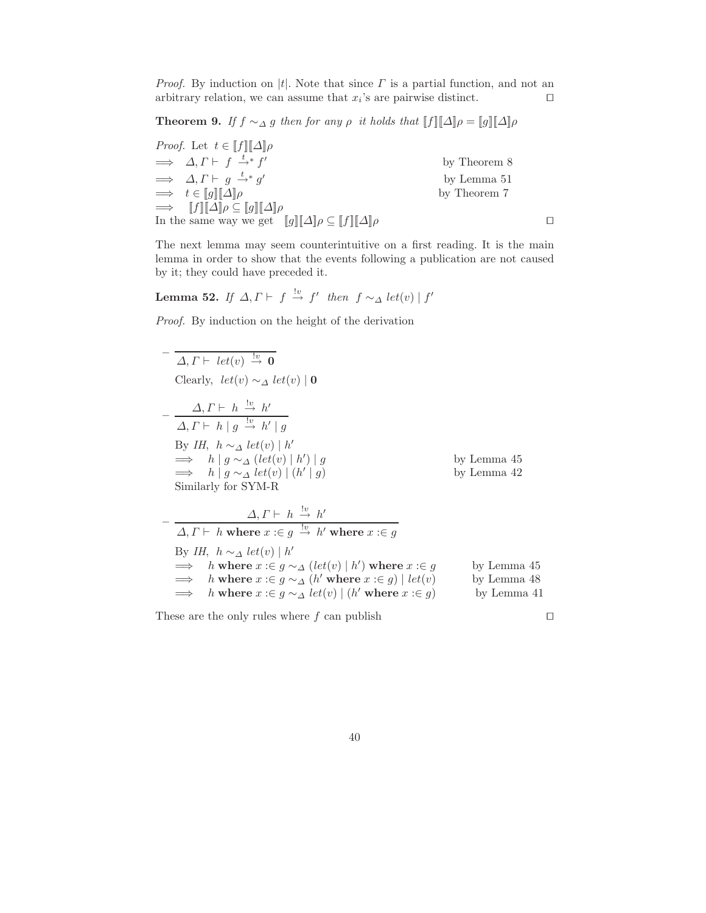*Proof.* By induction on $|t|$. Note that since $\Gamma$ is a partial function, and not an arbitrary relation, we can assume that $x_i$'s are pairwise distinct. □

**Theorem 9.** *If $f \sim_\Delta g$ then for any $\rho$ it holds that $[\![f]\!][\![\Delta]\!]\rho = [\![g]\!][\![\Delta]\!]\rho$*

*Proof.* Let $t \in [\![f]\!][\![\Delta]\!]\rho$

$\implies \Delta, \Gamma \vdash f \xrightarrow{t}{}^* f'$ — by Theorem 8

$\implies \Delta, \Gamma \vdash g \xrightarrow{t}{}^* g'$ — by Lemma 51

$\implies t \in [\![g]\!][\![\Delta]\!]\rho$ — by Theorem 7

$\implies [\![f]\!][\![\Delta]\!]\rho \subseteq [\![g]\!][\![\Delta]\!]\rho$

In the same way we get $[\![g]\!][\![\Delta]\!]\rho \subseteq [\![f]\!][\![\Delta]\!]\rho$ □

The next lemma may seem counterintuitive on a first reading. It is the main lemma in order to show that the events following a publication are not caused by it; they could have preceded it.

**Lemma 52.** *If $\Delta, \Gamma \vdash f \xrightarrow{!v} f'$ then $f \sim_\Delta let(v) \mid f'$*

*Proof.* By induction on the height of the derivation

- $$\frac{}{\Delta, \Gamma \vdash let(v) \xrightarrow{!v} \mathbf{0}}$$

  Clearly, $let(v) \sim_\Delta let(v) \mid \mathbf{0}$

- $$\frac{\Delta, \Gamma \vdash h \xrightarrow{!v} h'}{\Delta, \Gamma \vdash h \mid g \xrightarrow{!v} h' \mid g}$$

  By *IH*, $h \sim_\Delta let(v) \mid h'$

  $\implies h \mid g \sim_\Delta (let(v) \mid h') \mid g$ — by Lemma 45

  $\implies h \mid g \sim_\Delta let(v) \mid (h' \mid g)$ — by Lemma 42

  Similarly for SYM-R

- $$\frac{\Delta, \Gamma \vdash h \xrightarrow{!v} h'}{\Delta, \Gamma \vdash h \textbf{ where } x :\in g \xrightarrow{!v} h' \textbf{ where } x :\in g}$$

  By *IH*, $h \sim_\Delta let(v) \mid h'$

  $\implies h \textbf{ where } x :\in g \sim_\Delta (let(v) \mid h') \textbf{ where } x :\in g$ — by Lemma 45

  $\implies h \textbf{ where } x :\in g \sim_\Delta (h' \textbf{ where } x :\in g) \mid let(v)$ — by Lemma 48

  $\implies h \textbf{ where } x :\in g \sim_\Delta let(v) \mid (h' \textbf{ where } x :\in g)$ — by Lemma 41

These are the only rules where $f$ can publish □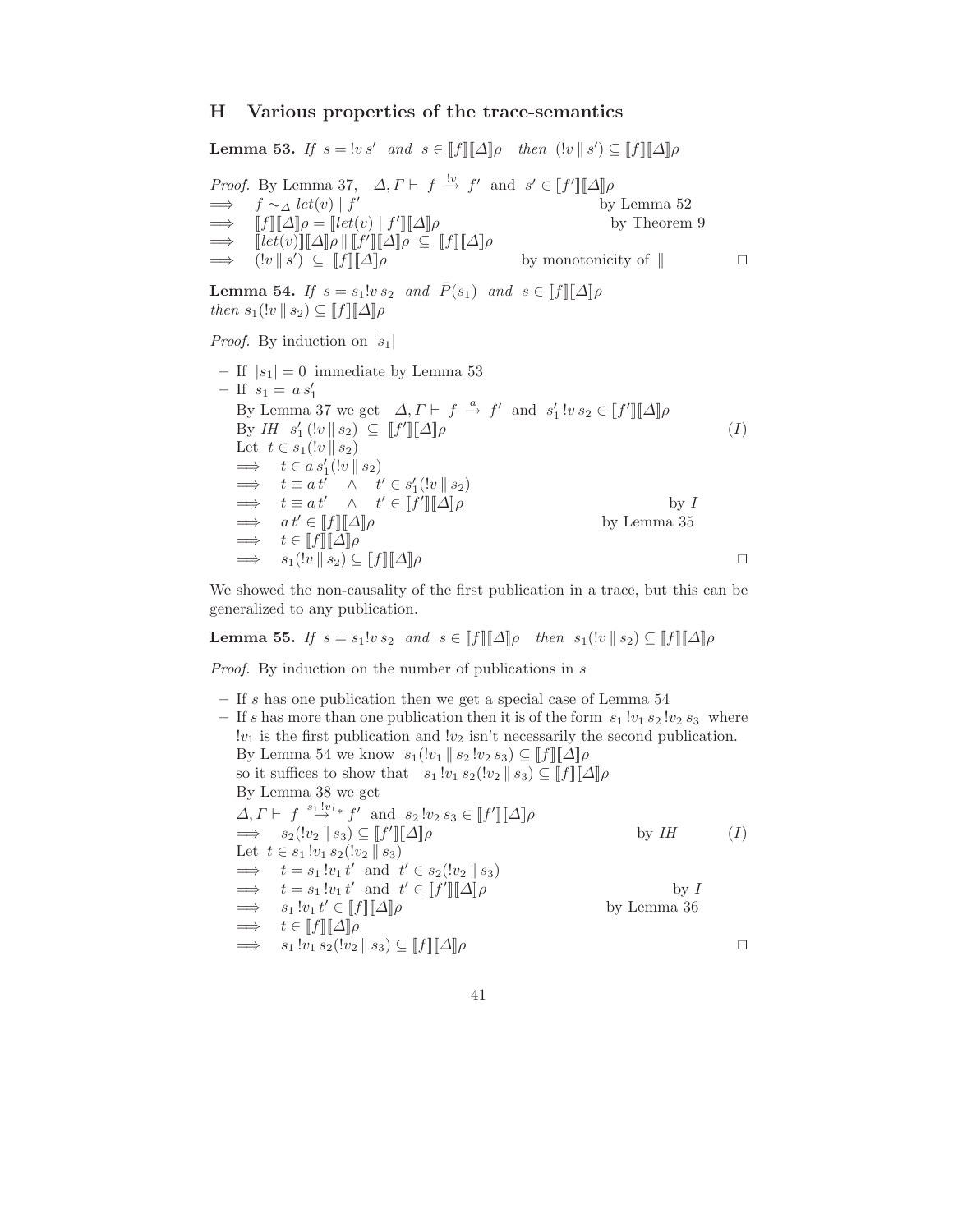## H Various properties of the trace-semantics

**Lemma 53.** *If* $s = {!v}\, s'$ *and* $s \in [\![f]\!][\![\Delta]\!]\rho$ *then* $({!v} \parallel s') \subseteq [\![f]\!][\![\Delta]\!]\rho$

*Proof.* By Lemma 37, $\Delta, \Gamma \vdash f \xrightarrow{!v} f'$ and $s' \in [\![f']\!][\![\Delta]\!]\rho$

$\implies$ $f \sim_\Delta let(v) \mid f'$ — by Lemma 52

$\implies$ $[\![f]\!][\![\Delta]\!]\rho = [\![let(v) \mid f']\!][\![\Delta]\!]\rho$ — by Theorem 9

$\implies$ $[\![let(v)]\!][\![\Delta]\!]\rho \parallel [\![f']\!][\![\Delta]\!]\rho \subseteq [\![f]\!][\![\Delta]\!]\rho$

$\implies$ $({!v} \parallel s') \subseteq [\![f]\!][\![\Delta]\!]\rho$ — by monotonicity of $\parallel$ □

**Lemma 54.** *If* $s = s_1 {!v}\, s_2$ *and* $\bar{P}(s_1)$ *and* $s \in [\![f]\!][\![\Delta]\!]\rho$ *then* $s_1({!v} \parallel s_2) \subseteq [\![f]\!][\![\Delta]\!]\rho$

*Proof.* By induction on $|s_1|$

- If $|s_1| = 0$ immediate by Lemma 53
- If $s_1 = a\, s_1'$
  By Lemma 37 we get $\Delta, \Gamma \vdash f \xrightarrow{a} f'$ and $s_1'\, {!v}\, s_2 \in [\![f']\!][\![\Delta]\!]\rho$
  By *IH* $s_1'\,({!v} \parallel s_2) \subseteq [\![f']\!][\![\Delta]\!]\rho$ $(I)$
  Let $t \in s_1({!v} \parallel s_2)$
  $\implies$ $t \in a\, s_1'({!v} \parallel s_2)$
  $\implies$ $t \equiv a\, t' \quad \wedge \quad t' \in s_1'({!v} \parallel s_2)$
  $\implies$ $t \equiv a\, t' \quad \wedge \quad t' \in [\![f']\!][\![\Delta]\!]\rho$ — by $I$
  $\implies$ $a\, t' \in [\![f]\!][\![\Delta]\!]\rho$ — by Lemma 35
  $\implies$ $t \in [\![f]\!][\![\Delta]\!]\rho$
  $\implies$ $s_1({!v} \parallel s_2) \subseteq [\![f]\!][\![\Delta]\!]\rho$ □

We showed the non-causality of the first publication in a trace, but this can be generalized to any publication.

**Lemma 55.** *If* $s = s_1 {!v}\, s_2$ *and* $s \in [\![f]\!][\![\Delta]\!]\rho$ *then* $s_1({!v} \parallel s_2) \subseteq [\![f]\!][\![\Delta]\!]\rho$

*Proof.* By induction on the number of publications in $s$

- If $s$ has one publication then we get a special case of Lemma 54
- If $s$ has more than one publication then it is of the form $s_1\, {!v_1}\, s_2\, {!v_2}\, s_3$ where ${!v_1}$ is the first publication and ${!v_2}$ isn't necessarily the second publication.
  By Lemma 54 we know $s_1({!v_1} \parallel s_2\, {!v_2}\, s_3) \subseteq [\![f]\!][\![\Delta]\!]\rho$
  so it suffices to show that $s_1\, {!v_1}\, s_2({!v_2} \parallel s_3) \subseteq [\![f]\!][\![\Delta]\!]\rho$
  By Lemma 38 we get
  $\Delta, \Gamma \vdash f \xrightarrow{s_1\, !v_1}{}^{*} f'$ and $s_2\, {!v_2}\, s_3 \in [\![f']\!][\![\Delta]\!]\rho$
  $\implies$ $s_2({!v_2} \parallel s_3) \subseteq [\![f']\!][\![\Delta]\!]\rho$ — by *IH* $(I)$
  Let $t \in s_1\, {!v_1}\, s_2({!v_2} \parallel s_3)$
  $\implies$ $t = s_1\, {!v_1}\, t'$ and $t' \in s_2({!v_2} \parallel s_3)$
  $\implies$ $t = s_1\, {!v_1}\, t'$ and $t' \in [\![f']\!][\![\Delta]\!]\rho$ — by $I$
  $\implies$ $s_1\, {!v_1}\, t' \in [\![f]\!][\![\Delta]\!]\rho$ — by Lemma 36
  $\implies$ $t \in [\![f]\!][\![\Delta]\!]\rho$
  $\implies$ $s_1\, {!v_1}\, s_2({!v_2} \parallel s_3) \subseteq [\![f]\!][\![\Delta]\!]\rho$ □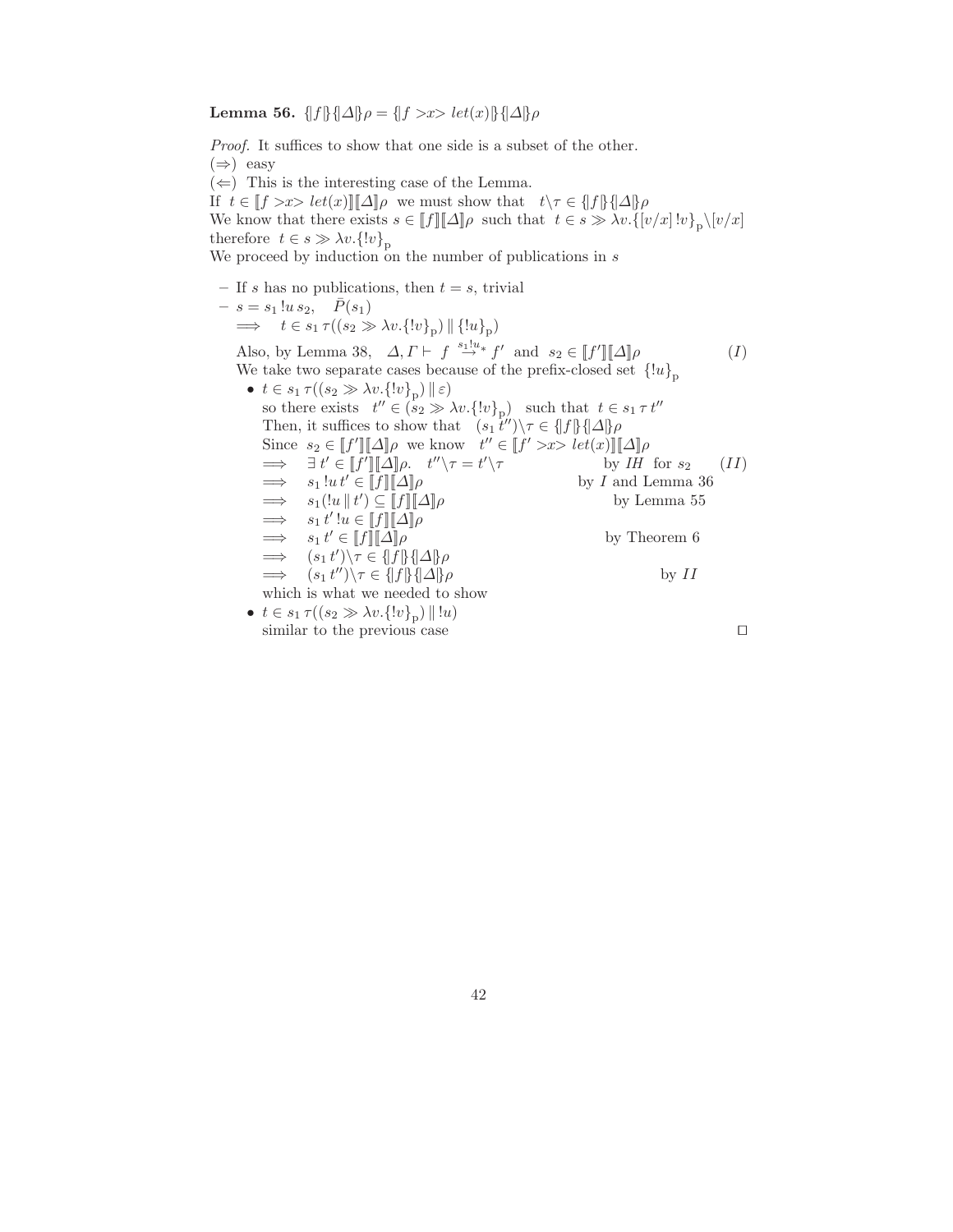**Lemma 56.** $\{\!|f|\!\}\{\!|\Delta|\!\}\rho = \{\!|f \;{>}x{>}\; let(x)|\!\}\{\!|\Delta|\!\}\rho$

*Proof.* It suffices to show that one side is a subset of the other.

$(\Rightarrow)$ easy

$(\Leftarrow)$ This is the interesting case of the Lemma.

If $t \in [\![f \;{>}x{>}\; let(x)]\!][\![\Delta]\!]\rho$ we must show that $t\backslash\tau \in \{\!|f|\!\}\{\!|\Delta|\!\}\rho$

We know that there exists $s \in [\![f]\!][\![\Delta]\!]\rho$ such that $t \in s \gg \lambda v.\{[v/x]\,!v\}_{\mathrm{p}}\backslash[v/x]$

therefore $t \in s \gg \lambda v.\{!v\}_{\mathrm{p}}$

We proceed by induction on the number of publications in $s$

- If $s$ has no publications, then $t = s$, trivial
- $s = s_1\,!u\,s_2, \quad \bar{P}(s_1)$

  $\Longrightarrow \quad t \in s_1\,\tau((s_2 \gg \lambda v.\{!v\}_{\mathrm{p}}) \parallel \{!u\}_{\mathrm{p}})$

  Also, by Lemma 38, $\Delta, \Gamma \vdash f \overset{s_1!u}{\rightarrow}{}^{*} f'$ and $s_2 \in [\![f']\!][\![\Delta]\!]\rho$ $\qquad (I)$

  We take two separate cases because of the prefix-closed set $\{!u\}_{\mathrm{p}}$

  - $t \in s_1\,\tau((s_2 \gg \lambda v.\{!v\}_{\mathrm{p}}) \parallel \varepsilon)$

    so there exists $t'' \in (s_2 \gg \lambda v.\{!v\}_{\mathrm{p}})$ such that $t \in s_1\,\tau\,t''$

    Then, it suffices to show that $(s_1\,t'')\backslash\tau \in \{\!|f|\!\}\{\!|\Delta|\!\}\rho$

    Since $s_2 \in [\![f']\!][\![\Delta]\!]\rho$ we know $t'' \in [\![f' \;{>}x{>}\; let(x)]\!][\![\Delta]\!]\rho$

    $\Longrightarrow \quad \exists\, t' \in [\![f']\!][\![\Delta]\!]\rho.\;\; t''\backslash\tau = t'\backslash\tau$ $\qquad$ by *IH* for $s_2$ $\qquad (II)$

    $\Longrightarrow \quad s_1\,!u\,t' \in [\![f]\!][\![\Delta]\!]\rho$ $\qquad$ by $I$ and Lemma 36

    $\Longrightarrow \quad s_1(!u \parallel t') \subseteq [\![f]\!][\![\Delta]\!]\rho$ $\qquad$ by Lemma 55

    $\Longrightarrow \quad s_1\,t'\,!u \in [\![f]\!][\![\Delta]\!]\rho$

    $\Longrightarrow \quad s_1\,t' \in [\![f]\!][\![\Delta]\!]\rho$ $\qquad$ by Theorem 6

    $\Longrightarrow \quad (s_1\,t')\backslash\tau \in \{\!|f|\!\}\{\!|\Delta|\!\}\rho$

    $\Longrightarrow \quad (s_1\,t'')\backslash\tau \in \{\!|f|\!\}\{\!|\Delta|\!\}\rho$ $\qquad$ by $II$

    which is what we needed to show

  - $t \in s_1\,\tau((s_2 \gg \lambda v.\{!v\}_{\mathrm{p}}) \parallel !u)$

    similar to the previous case $\qquad \square$